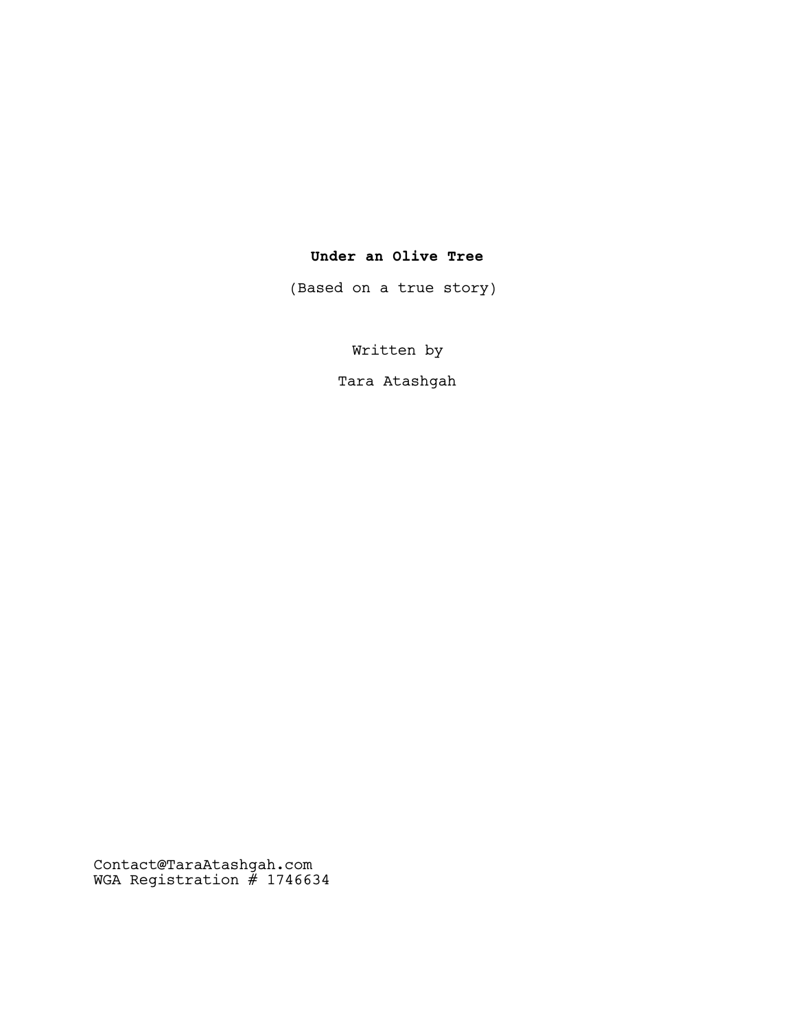**Under an Olive Tree**

(Based on a true story)

Written by

Tara Atashgah

Contact@TaraAtashgah.com
WGA Registration # 1746634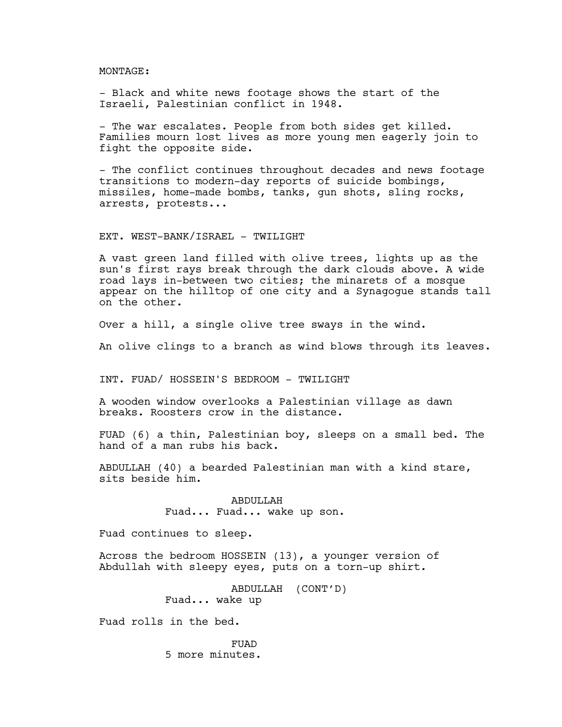MONTAGE:

- Black and white news footage shows the start of the Israeli, Palestinian conflict in 1948.

- The war escalates. People from both sides get killed. Families mourn lost lives as more young men eagerly join to fight the opposite side.

- The conflict continues throughout decades and news footage transitions to modern-day reports of suicide bombings, missiles, home-made bombs, tanks, gun shots, sling rocks, arrests, protests...

EXT. WEST-BANK/ISRAEL - TWILIGHT

A vast green land filled with olive trees, lights up as the sun's first rays break through the dark clouds above. A wide road lays in-between two cities; the minarets of a mosque appear on the hilltop of one city and a Synagogue stands tall on the other.

Over a hill, a single olive tree sways in the wind.

An olive clings to a branch as wind blows through its leaves.

INT. FUAD/ HOSSEIN'S BEDROOM - TWILIGHT

A wooden window overlooks a Palestinian village as dawn breaks. Roosters crow in the distance.

FUAD (6) a thin, Palestinian boy, sleeps on a small bed. The hand of a man rubs his back.

ABDULLAH (40) a bearded Palestinian man with a kind stare, sits beside him.

ABDULLAH
Fuad... Fuad... wake up son.

Fuad continues to sleep.

Across the bedroom HOSSEIN (13), a younger version of Abdullah with sleepy eyes, puts on a torn-up shirt.

ABDULLAH (CONT'D)
Fuad... wake up

Fuad rolls in the bed.

FUAD
5 more minutes.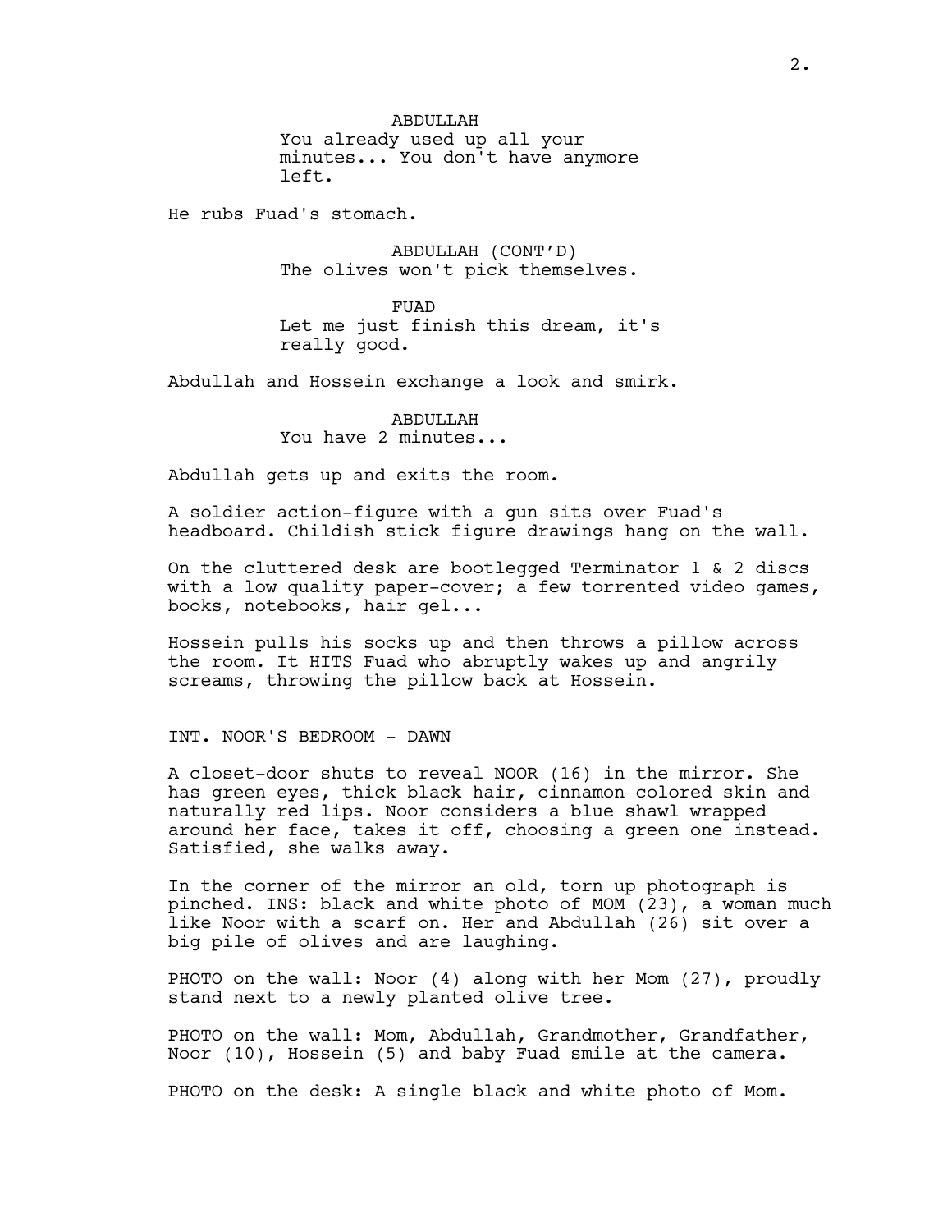ABDULLAH
You already used up all your minutes... You don't have anymore left.

He rubs Fuad's stomach.

ABDULLAH (CONT'D)
The olives won't pick themselves.

FUAD
Let me just finish this dream, it's really good.

Abdullah and Hossein exchange a look and smirk.

ABDULLAH
You have 2 minutes...

Abdullah gets up and exits the room.

A soldier action-figure with a gun sits over Fuad's headboard. Childish stick figure drawings hang on the wall.

On the cluttered desk are bootlegged Terminator 1 & 2 discs with a low quality paper-cover; a few torrented video games, books, notebooks, hair gel...

Hossein pulls his socks up and then throws a pillow across the room. It HITS Fuad who abruptly wakes up and angrily screams, throwing the pillow back at Hossein.

INT. NOOR'S BEDROOM - DAWN

A closet-door shuts to reveal NOOR (16) in the mirror. She has green eyes, thick black hair, cinnamon colored skin and naturally red lips. Noor considers a blue shawl wrapped around her face, takes it off, choosing a green one instead. Satisfied, she walks away.

In the corner of the mirror an old, torn up photograph is pinched. INS: black and white photo of MOM (23), a woman much like Noor with a scarf on. Her and Abdullah (26) sit over a big pile of olives and are laughing.

PHOTO on the wall: Noor (4) along with her Mom (27), proudly stand next to a newly planted olive tree.

PHOTO on the wall: Mom, Abdullah, Grandmother, Grandfather, Noor (10), Hossein (5) and baby Fuad smile at the camera.

PHOTO on the desk: A single black and white photo of Mom.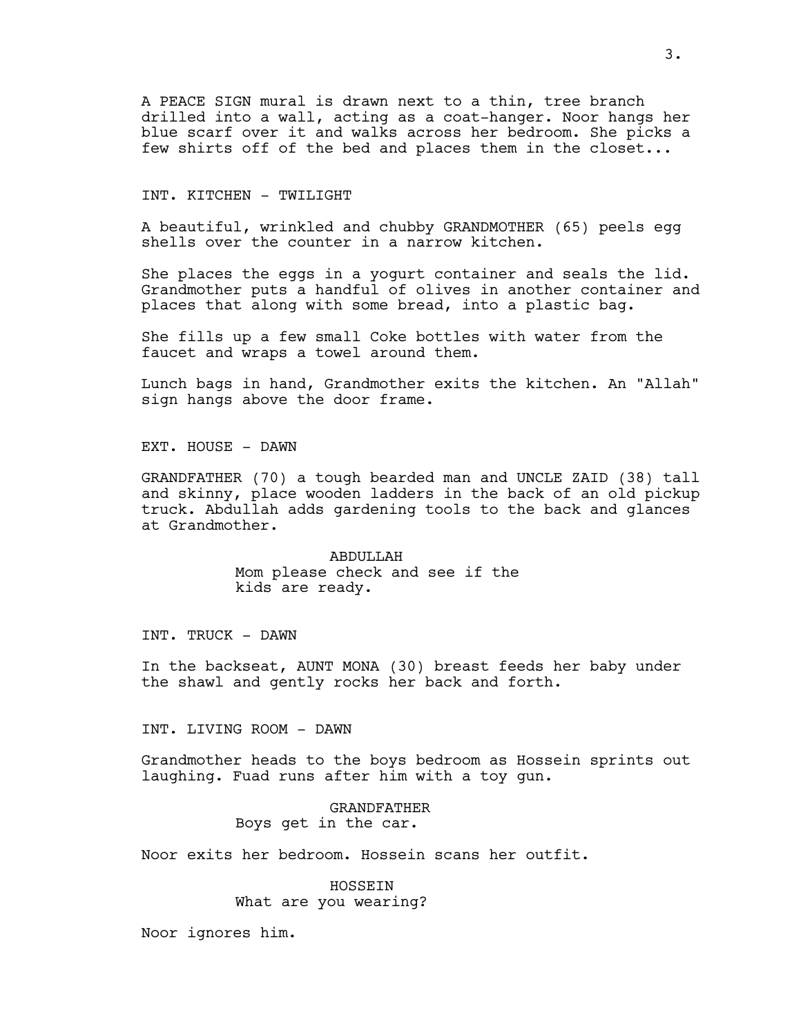A PEACE SIGN mural is drawn next to a thin, tree branch drilled into a wall, acting as a coat-hanger. Noor hangs her blue scarf over it and walks across her bedroom. She picks a few shirts off of the bed and places them in the closet...

INT. KITCHEN - TWILIGHT

A beautiful, wrinkled and chubby GRANDMOTHER (65) peels egg shells over the counter in a narrow kitchen.

She places the eggs in a yogurt container and seals the lid. Grandmother puts a handful of olives in another container and places that along with some bread, into a plastic bag.

She fills up a few small Coke bottles with water from the faucet and wraps a towel around them.

Lunch bags in hand, Grandmother exits the kitchen. An "Allah" sign hangs above the door frame.

EXT. HOUSE - DAWN

GRANDFATHER (70) a tough bearded man and UNCLE ZAID (38) tall and skinny, place wooden ladders in the back of an old pickup truck. Abdullah adds gardening tools to the back and glances at Grandmother.

ABDULLAH
Mom please check and see if the kids are ready.

INT. TRUCK - DAWN

In the backseat, AUNT MONA (30) breast feeds her baby under the shawl and gently rocks her back and forth.

INT. LIVING ROOM - DAWN

Grandmother heads to the boys bedroom as Hossein sprints out laughing. Fuad runs after him with a toy gun.

GRANDFATHER
Boys get in the car.

Noor exits her bedroom. Hossein scans her outfit.

HOSSEIN
What are you wearing?

Noor ignores him.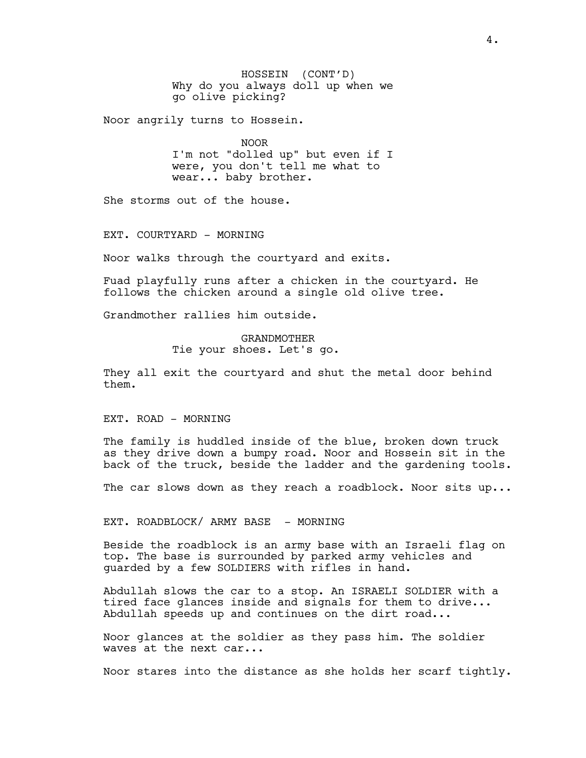HOSSEIN (CONT'D)
Why do you always doll up when we go olive picking?

Noor angrily turns to Hossein.

NOOR
I'm not "dolled up" but even if I were, you don't tell me what to wear... baby brother.

She storms out of the house.

EXT. COURTYARD - MORNING

Noor walks through the courtyard and exits.

Fuad playfully runs after a chicken in the courtyard. He follows the chicken around a single old olive tree.

Grandmother rallies him outside.

GRANDMOTHER
Tie your shoes. Let's go.

They all exit the courtyard and shut the metal door behind them.

EXT. ROAD - MORNING

The family is huddled inside of the blue, broken down truck as they drive down a bumpy road. Noor and Hossein sit in the back of the truck, beside the ladder and the gardening tools.

The car slows down as they reach a roadblock. Noor sits up...

EXT. ROADBLOCK/ ARMY BASE - MORNING

Beside the roadblock is an army base with an Israeli flag on top. The base is surrounded by parked army vehicles and guarded by a few SOLDIERS with rifles in hand.

Abdullah slows the car to a stop. An ISRAELI SOLDIER with a tired face glances inside and signals for them to drive... Abdullah speeds up and continues on the dirt road...

Noor glances at the soldier as they pass him. The soldier waves at the next car...

Noor stares into the distance as she holds her scarf tightly.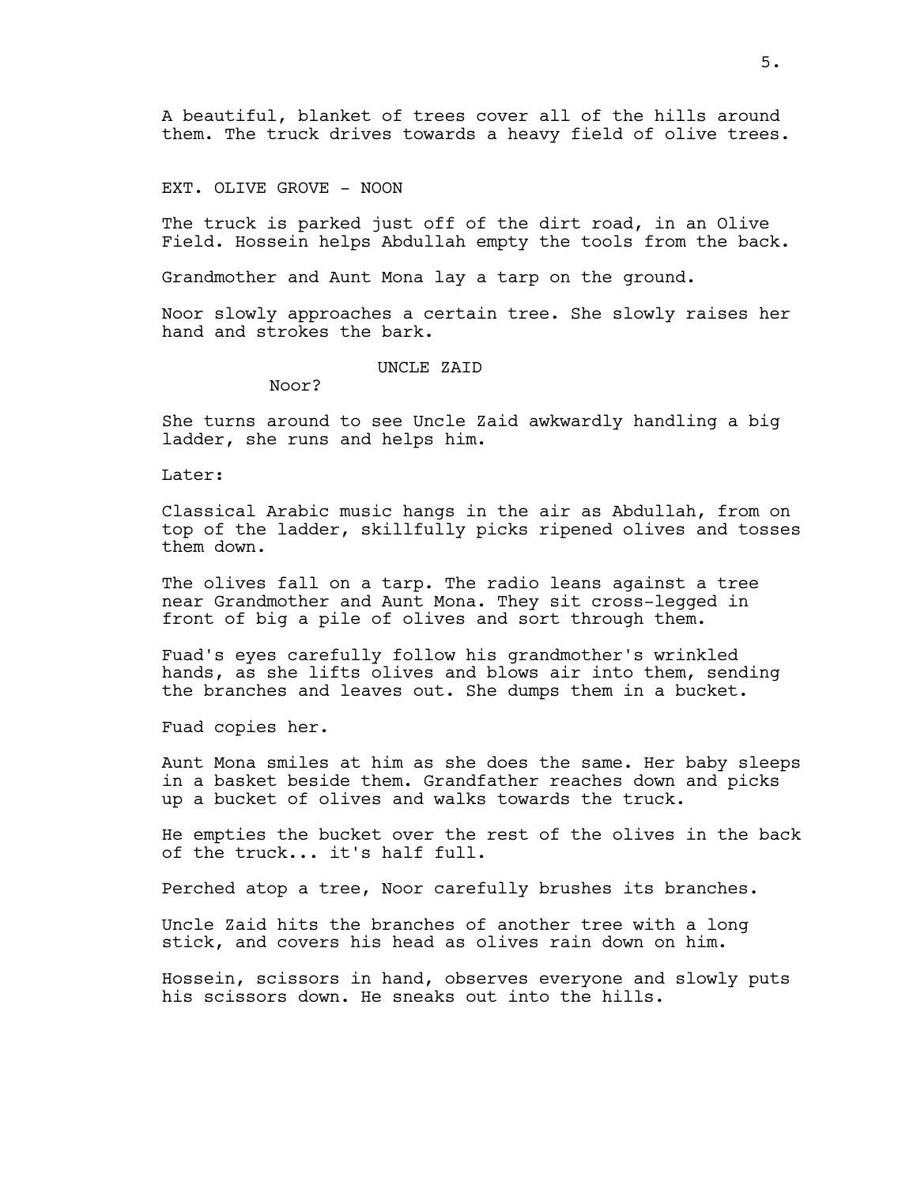A beautiful, blanket of trees cover all of the hills around them. The truck drives towards a heavy field of olive trees.

EXT. OLIVE GROVE - NOON

The truck is parked just off of the dirt road, in an Olive Field. Hossein helps Abdullah empty the tools from the back.

Grandmother and Aunt Mona lay a tarp on the ground.

Noor slowly approaches a certain tree. She slowly raises her hand and strokes the bark.

UNCLE ZAID

Noor?

She turns around to see Uncle Zaid awkwardly handling a big ladder, she runs and helps him.

Later:

Classical Arabic music hangs in the air as Abdullah, from on top of the ladder, skillfully picks ripened olives and tosses them down.

The olives fall on a tarp. The radio leans against a tree near Grandmother and Aunt Mona. They sit cross-legged in front of big a pile of olives and sort through them.

Fuad's eyes carefully follow his grandmother's wrinkled hands, as she lifts olives and blows air into them, sending the branches and leaves out. She dumps them in a bucket.

Fuad copies her.

Aunt Mona smiles at him as she does the same. Her baby sleeps in a basket beside them. Grandfather reaches down and picks up a bucket of olives and walks towards the truck.

He empties the bucket over the rest of the olives in the back of the truck... it's half full.

Perched atop a tree, Noor carefully brushes its branches.

Uncle Zaid hits the branches of another tree with a long stick, and covers his head as olives rain down on him.

Hossein, scissors in hand, observes everyone and slowly puts his scissors down. He sneaks out into the hills.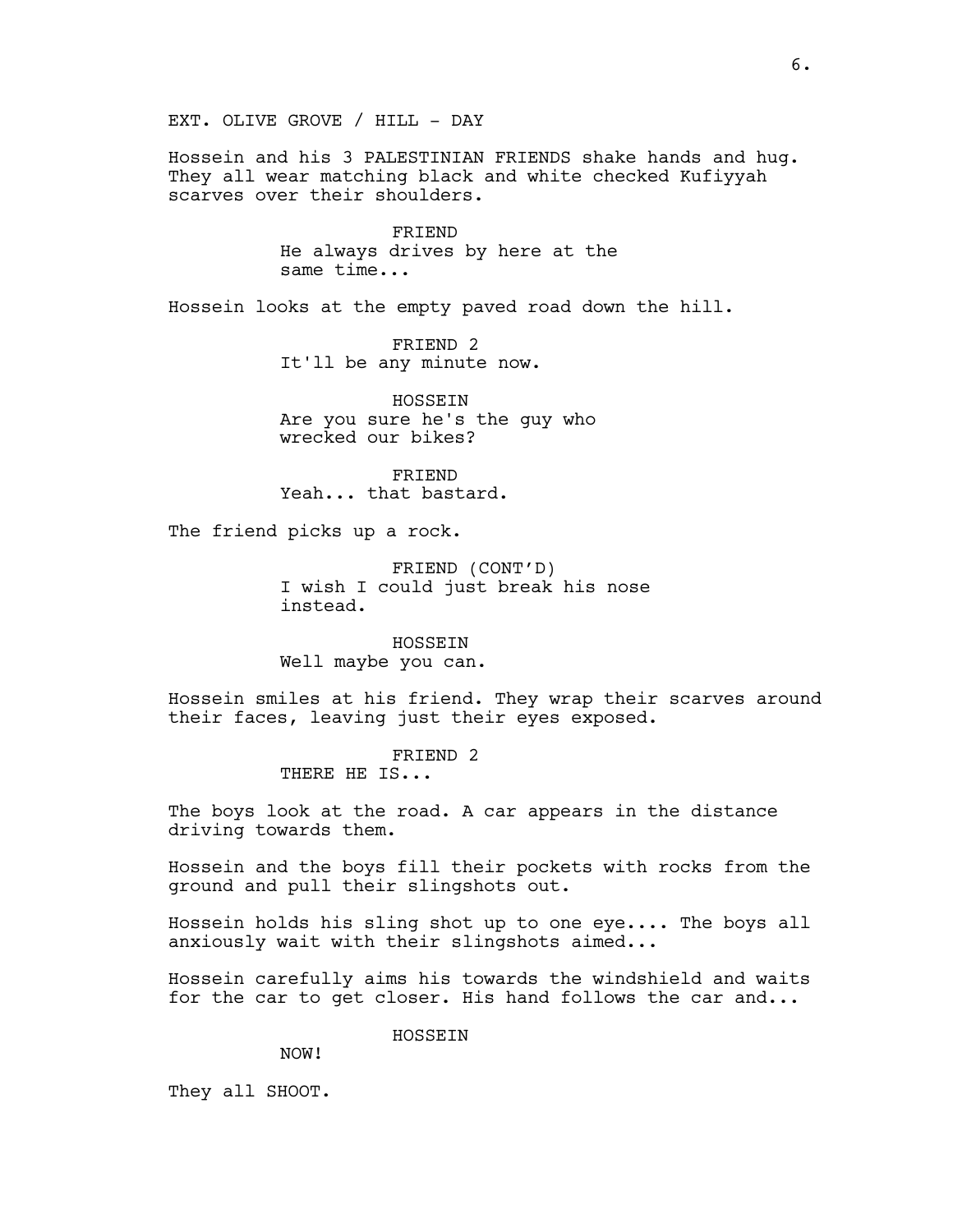EXT. OLIVE GROVE / HILL - DAY

Hossein and his 3 PALESTINIAN FRIENDS shake hands and hug. They all wear matching black and white checked Kufiyyah scarves over their shoulders.

FRIEND
He always drives by here at the same time...

Hossein looks at the empty paved road down the hill.

FRIEND 2
It'll be any minute now.

HOSSEIN
Are you sure he's the guy who wrecked our bikes?

FRIEND
Yeah... that bastard.

The friend picks up a rock.

FRIEND (CONT'D)
I wish I could just break his nose instead.

HOSSEIN
Well maybe you can.

Hossein smiles at his friend. They wrap their scarves around their faces, leaving just their eyes exposed.

FRIEND 2
THERE HE IS...

The boys look at the road. A car appears in the distance driving towards them.

Hossein and the boys fill their pockets with rocks from the ground and pull their slingshots out.

Hossein holds his sling shot up to one eye.... The boys all anxiously wait with their slingshots aimed...

Hossein carefully aims his towards the windshield and waits for the car to get closer. His hand follows the car and...

HOSSEIN
NOW!

They all SHOOT.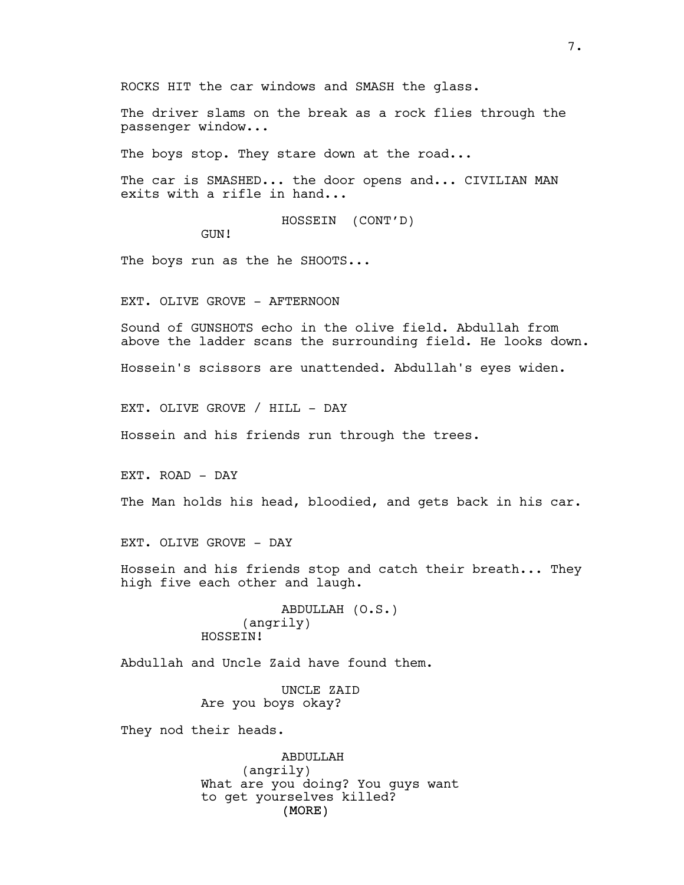ROCKS HIT the car windows and SMASH the glass.

The driver slams on the break as a rock flies through the passenger window...

The boys stop. They stare down at the road...

The car is SMASHED... the door opens and... CIVILIAN MAN exits with a rifle in hand...

HOSSEIN (CONT'D)
GUN!

The boys run as the he SHOOTS...

EXT. OLIVE GROVE - AFTERNOON

Sound of GUNSHOTS echo in the olive field. Abdullah from above the ladder scans the surrounding field. He looks down.

Hossein's scissors are unattended. Abdullah's eyes widen.

EXT. OLIVE GROVE / HILL - DAY

Hossein and his friends run through the trees.

EXT. ROAD - DAY

The Man holds his head, bloodied, and gets back in his car.

EXT. OLIVE GROVE - DAY

Hossein and his friends stop and catch their breath... They high five each other and laugh.

ABDULLAH (O.S.)
(angrily)
HOSSEIN!

Abdullah and Uncle Zaid have found them.

UNCLE ZAID
Are you boys okay?

They nod their heads.

ABDULLAH
(angrily)
What are you doing? You guys want to get yourselves killed?
(MORE)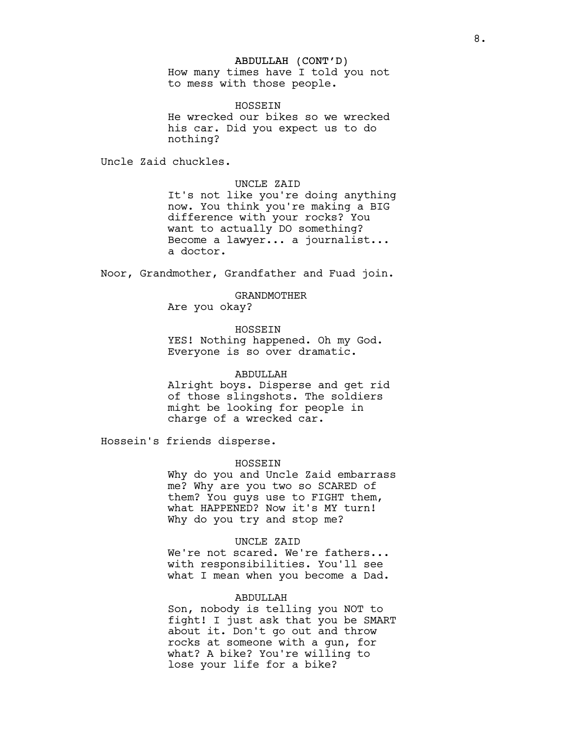ABDULLAH (CONT'D)
How many times have I told you not to mess with those people.

HOSSEIN
He wrecked our bikes so we wrecked his car. Did you expect us to do nothing?

Uncle Zaid chuckles.

UNCLE ZAID
It's not like you're doing anything now. You think you're making a BIG difference with your rocks? You want to actually DO something? Become a lawyer... a journalist... a doctor.

Noor, Grandmother, Grandfather and Fuad join.

GRANDMOTHER
Are you okay?

HOSSEIN
YES! Nothing happened. Oh my God. Everyone is so over dramatic.

ABDULLAH
Alright boys. Disperse and get rid of those slingshots. The soldiers might be looking for people in charge of a wrecked car.

Hossein's friends disperse.

HOSSEIN
Why do you and Uncle Zaid embarrass me? Why are you two so SCARED of them? You guys use to FIGHT them, what HAPPENED? Now it's MY turn! Why do you try and stop me?

UNCLE ZAID
We're not scared. We're fathers... with responsibilities. You'll see what I mean when you become a Dad.

ABDULLAH
Son, nobody is telling you NOT to fight! I just ask that you be SMART about it. Don't go out and throw rocks at someone with a gun, for what? A bike? You're willing to lose your life for a bike?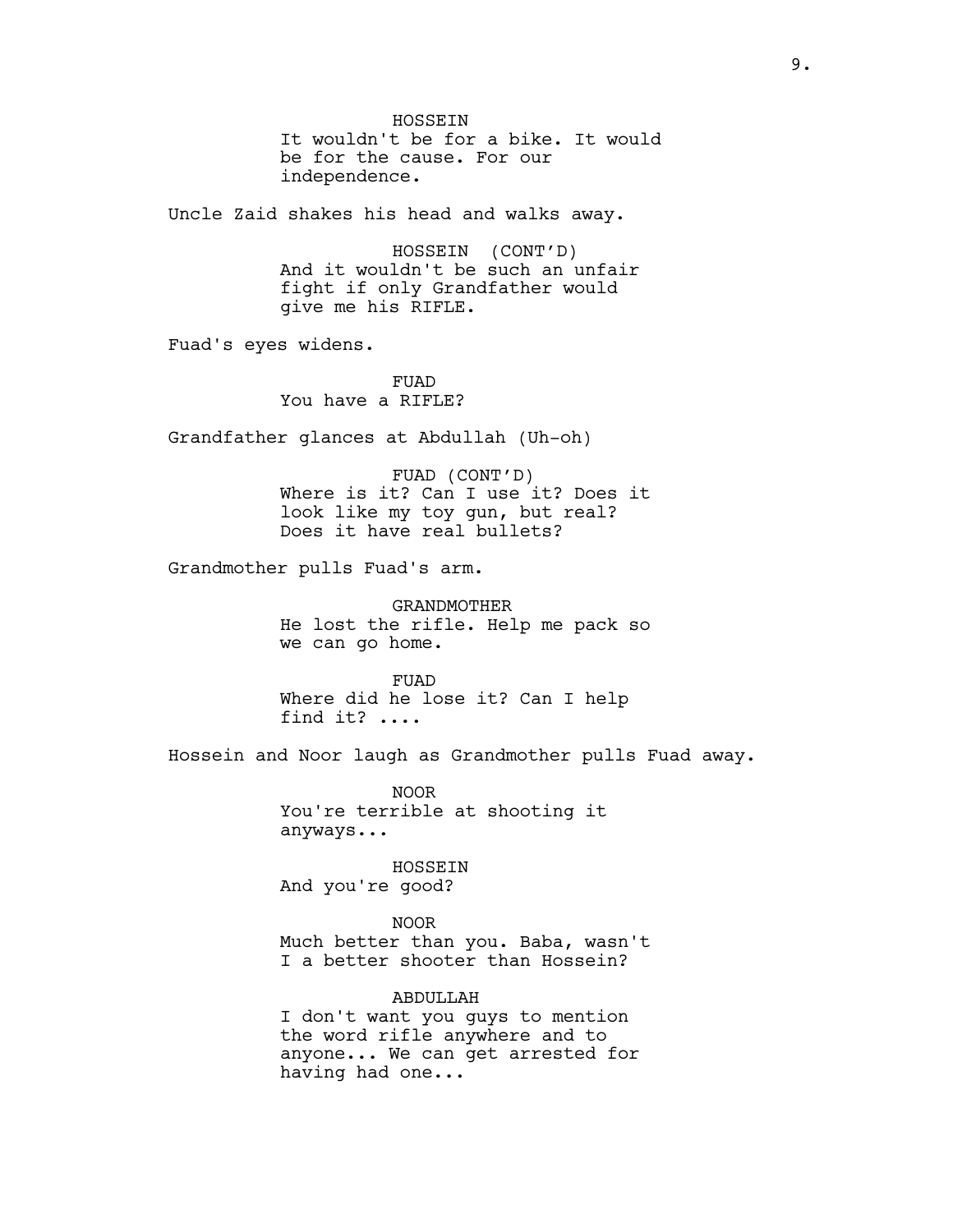HOSSEIN

It wouldn't be for a bike. It would be for the cause. For our independence.

Uncle Zaid shakes his head and walks away.

HOSSEIN (CONT'D)

And it wouldn't be such an unfair fight if only Grandfather would give me his RIFLE.

Fuad's eyes widens.

FUAD

You have a RIFLE?

Grandfather glances at Abdullah (Uh-oh)

FUAD (CONT'D)

Where is it? Can I use it? Does it look like my toy gun, but real? Does it have real bullets?

Grandmother pulls Fuad's arm.

GRANDMOTHER

He lost the rifle. Help me pack so we can go home.

FUAD

Where did he lose it? Can I help find it? ....

Hossein and Noor laugh as Grandmother pulls Fuad away.

NOOR

You're terrible at shooting it anyways...

HOSSEIN

And you're good?

NOOR

Much better than you. Baba, wasn't I a better shooter than Hossein?

ABDULLAH

I don't want you guys to mention the word rifle anywhere and to anyone... We can get arrested for having had one...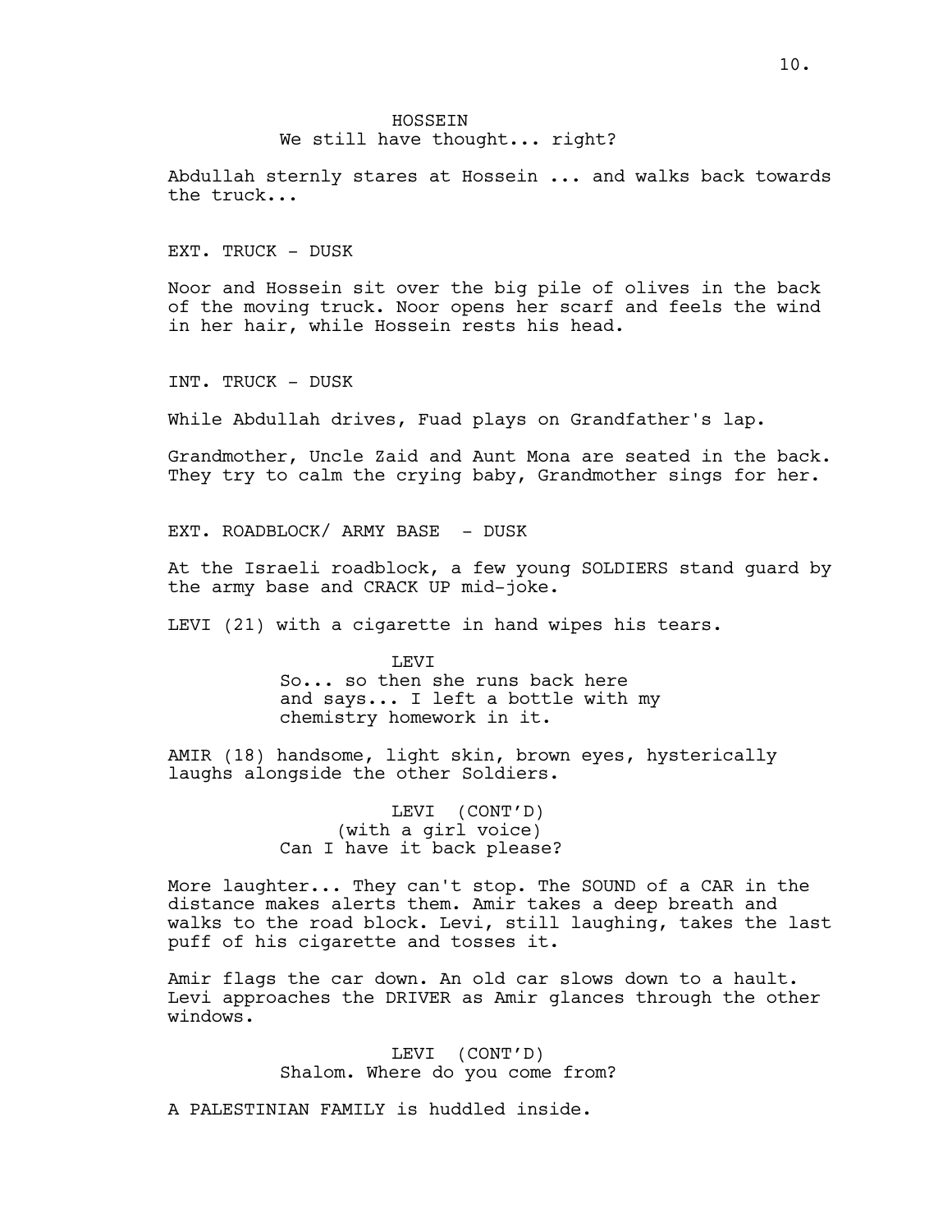HOSSEIN
We still have thought... right?

Abdullah sternly stares at Hossein ... and walks back towards the truck...

EXT. TRUCK - DUSK

Noor and Hossein sit over the big pile of olives in the back of the moving truck. Noor opens her scarf and feels the wind in her hair, while Hossein rests his head.

INT. TRUCK - DUSK

While Abdullah drives, Fuad plays on Grandfather's lap.

Grandmother, Uncle Zaid and Aunt Mona are seated in the back. They try to calm the crying baby, Grandmother sings for her.

EXT. ROADBLOCK/ ARMY BASE - DUSK

At the Israeli roadblock, a few young SOLDIERS stand guard by the army base and CRACK UP mid-joke.

LEVI (21) with a cigarette in hand wipes his tears.

LEVI
So... so then she runs back here and says... I left a bottle with my chemistry homework in it.

AMIR (18) handsome, light skin, brown eyes, hysterically laughs alongside the other Soldiers.

LEVI (CONT'D)
(with a girl voice)
Can I have it back please?

More laughter... They can't stop. The SOUND of a CAR in the distance makes alerts them. Amir takes a deep breath and walks to the road block. Levi, still laughing, takes the last puff of his cigarette and tosses it.

Amir flags the car down. An old car slows down to a hault. Levi approaches the DRIVER as Amir glances through the other windows.

LEVI (CONT'D)
Shalom. Where do you come from?

A PALESTINIAN FAMILY is huddled inside.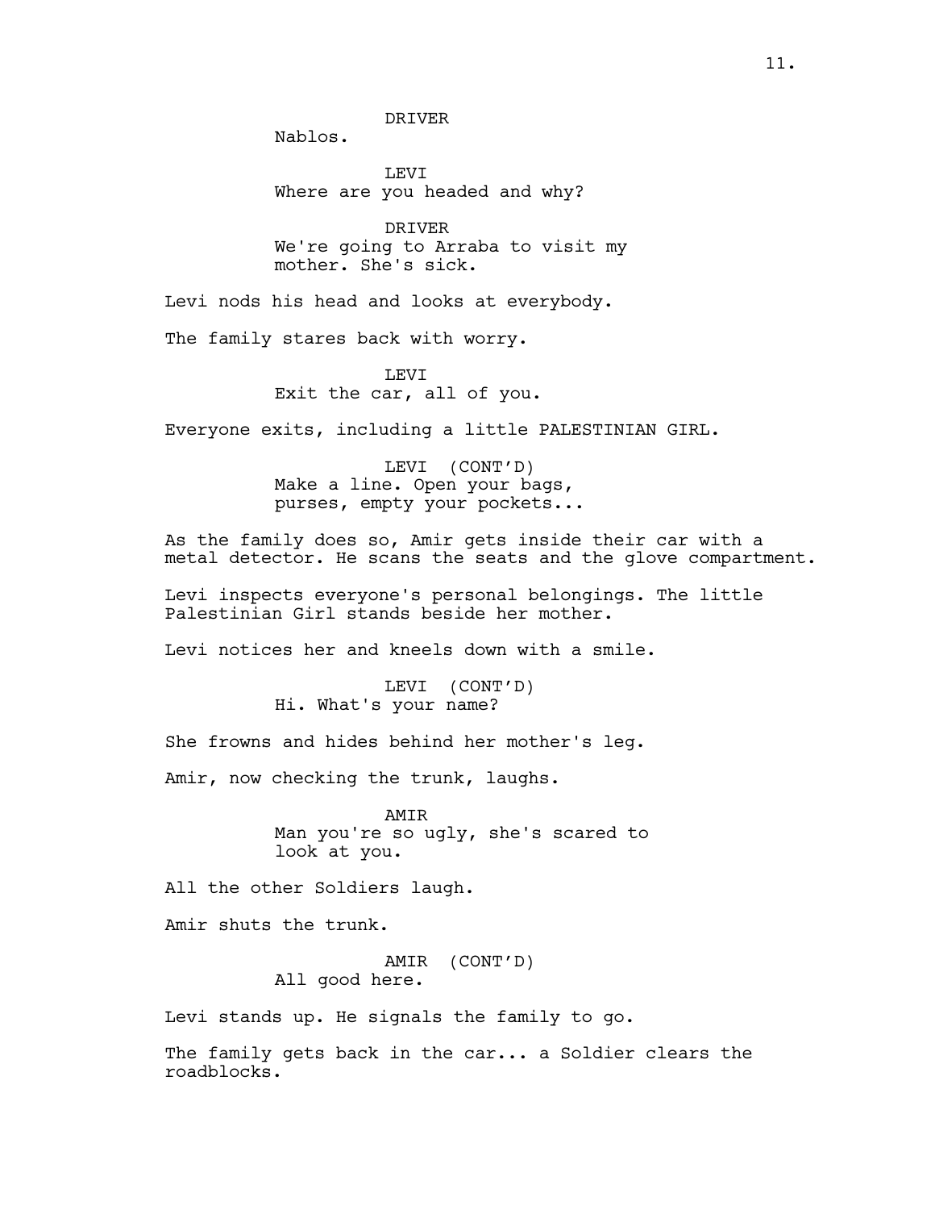DRIVER

Nablos.

LEVI

Where are you headed and why?

DRIVER

We're going to Arraba to visit my mother. She's sick.

Levi nods his head and looks at everybody.

The family stares back with worry.

LEVI

Exit the car, all of you.

Everyone exits, including a little PALESTINIAN GIRL.

LEVI (CONT'D)

Make a line. Open your bags, purses, empty your pockets...

As the family does so, Amir gets inside their car with a metal detector. He scans the seats and the glove compartment.

Levi inspects everyone's personal belongings. The little Palestinian Girl stands beside her mother.

Levi notices her and kneels down with a smile.

LEVI (CONT'D)

Hi. What's your name?

She frowns and hides behind her mother's leg.

Amir, now checking the trunk, laughs.

AMIR

Man you're so ugly, she's scared to look at you.

All the other Soldiers laugh.

Amir shuts the trunk.

AMIR (CONT'D)

All good here.

Levi stands up. He signals the family to go.

The family gets back in the car... a Soldier clears the roadblocks.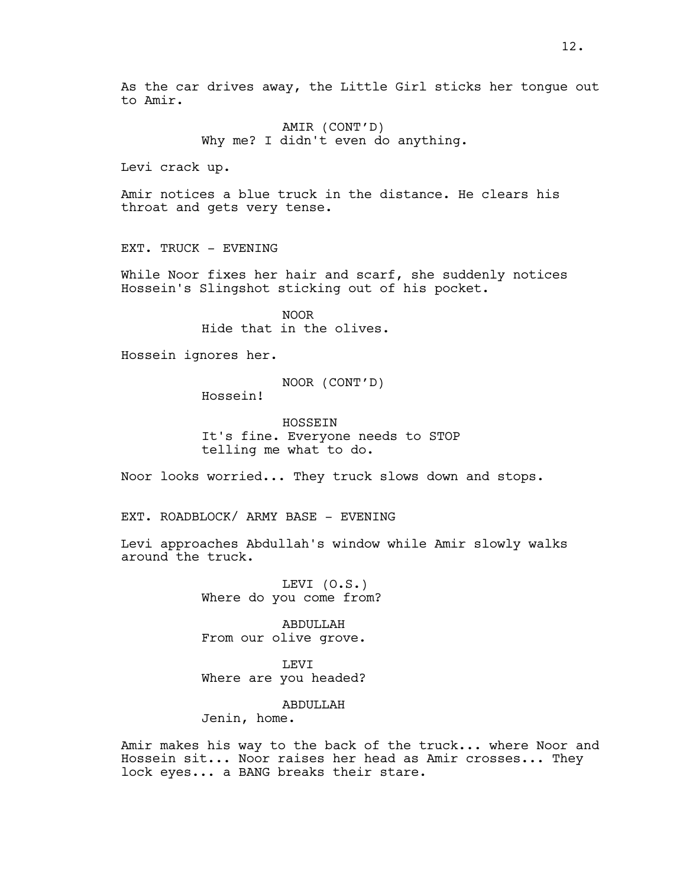As the car drives away, the Little Girl sticks her tongue out to Amir.

AMIR (CONT'D)
Why me? I didn't even do anything.

Levi crack up.

Amir notices a blue truck in the distance. He clears his throat and gets very tense.

EXT. TRUCK - EVENING

While Noor fixes her hair and scarf, she suddenly notices Hossein's Slingshot sticking out of his pocket.

NOOR
Hide that in the olives.

Hossein ignores her.

NOOR (CONT'D)
Hossein!

HOSSEIN
It's fine. Everyone needs to STOP telling me what to do.

Noor looks worried... They truck slows down and stops.

EXT. ROADBLOCK/ ARMY BASE - EVENING

Levi approaches Abdullah's window while Amir slowly walks around the truck.

LEVI (O.S.)
Where do you come from?

ABDULLAH
From our olive grove.

LEVI
Where are you headed?

ABDULLAH
Jenin, home.

Amir makes his way to the back of the truck... where Noor and Hossein sit... Noor raises her head as Amir crosses... They lock eyes... a BANG breaks their stare.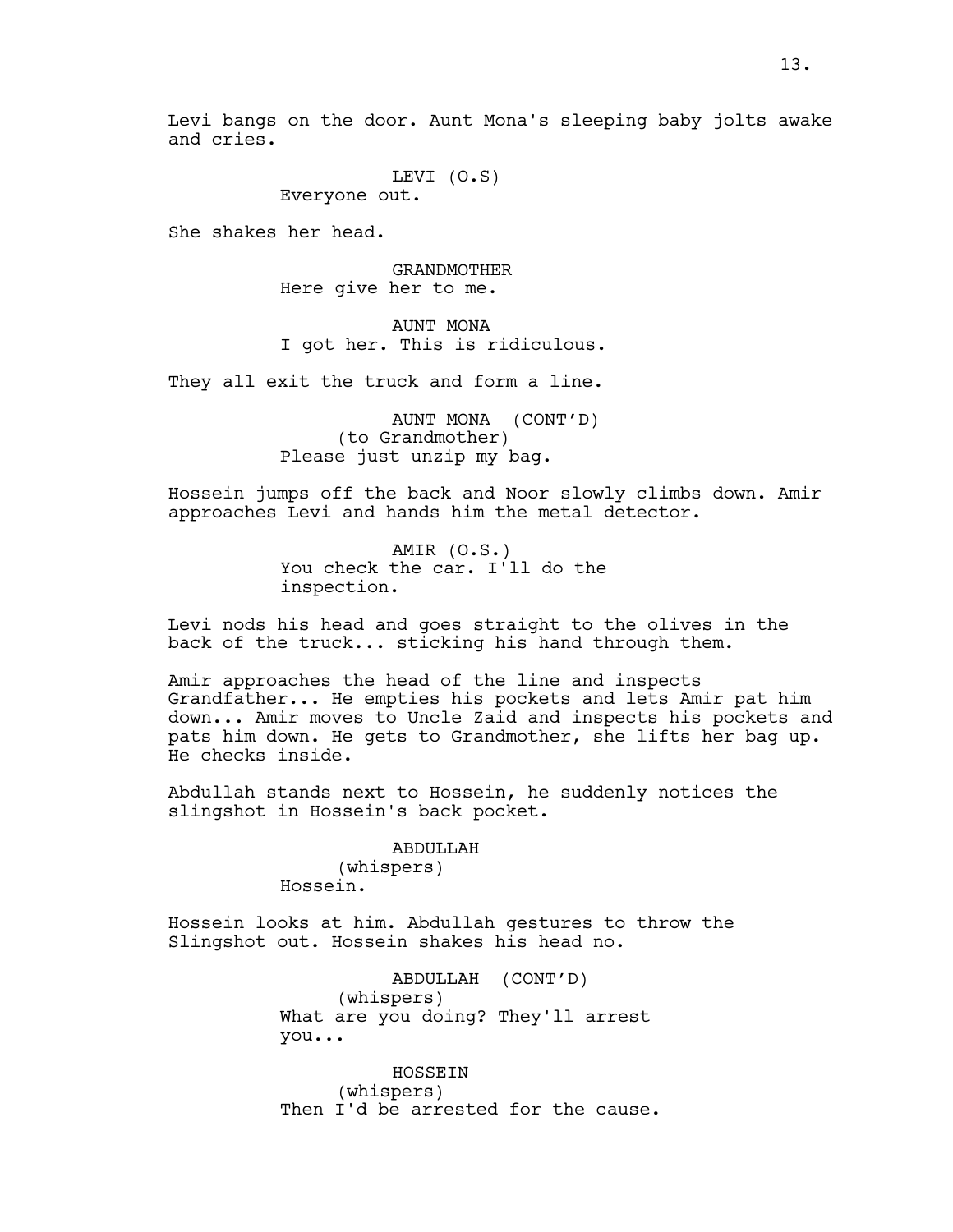Levi bangs on the door. Aunt Mona's sleeping baby jolts awake and cries.

LEVI (O.S)
Everyone out.

She shakes her head.

GRANDMOTHER
Here give her to me.

AUNT MONA
I got her. This is ridiculous.

They all exit the truck and form a line.

AUNT MONA (CONT'D)
(to Grandmother)
Please just unzip my bag.

Hossein jumps off the back and Noor slowly climbs down. Amir approaches Levi and hands him the metal detector.

AMIR (O.S.)
You check the car. I'll do the inspection.

Levi nods his head and goes straight to the olives in the back of the truck... sticking his hand through them.

Amir approaches the head of the line and inspects Grandfather... He empties his pockets and lets Amir pat him down... Amir moves to Uncle Zaid and inspects his pockets and pats him down. He gets to Grandmother, she lifts her bag up. He checks inside.

Abdullah stands next to Hossein, he suddenly notices the slingshot in Hossein's back pocket.

ABDULLAH
(whispers)
Hossein.

Hossein looks at him. Abdullah gestures to throw the Slingshot out. Hossein shakes his head no.

ABDULLAH (CONT'D)
(whispers)
What are you doing? They'll arrest you...

HOSSEIN
(whispers)
Then I'd be arrested for the cause.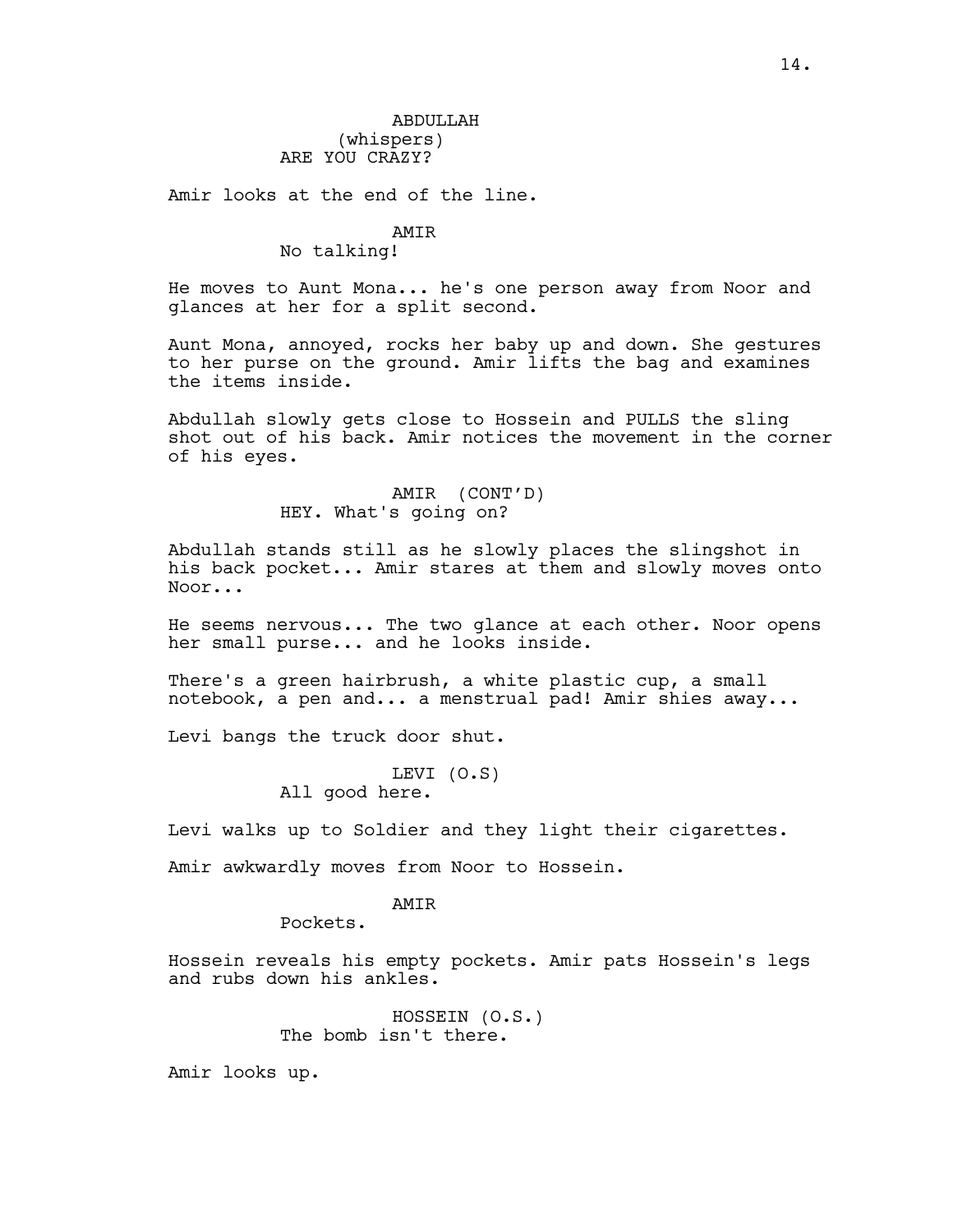ABDULLAH
(whispers)
ARE YOU CRAZY?

Amir looks at the end of the line.

AMIR
No talking!

He moves to Aunt Mona... he's one person away from Noor and glances at her for a split second.

Aunt Mona, annoyed, rocks her baby up and down. She gestures to her purse on the ground. Amir lifts the bag and examines the items inside.

Abdullah slowly gets close to Hossein and PULLS the sling shot out of his back. Amir notices the movement in the corner of his eyes.

AMIR (CONT'D)
HEY. What's going on?

Abdullah stands still as he slowly places the slingshot in his back pocket... Amir stares at them and slowly moves onto Noor...

He seems nervous... The two glance at each other. Noor opens her small purse... and he looks inside.

There's a green hairbrush, a white plastic cup, a small notebook, a pen and... a menstrual pad! Amir shies away...

Levi bangs the truck door shut.

LEVI (O.S)
All good here.

Levi walks up to Soldier and they light their cigarettes.

Amir awkwardly moves from Noor to Hossein.

AMIR
Pockets.

Hossein reveals his empty pockets. Amir pats Hossein's legs and rubs down his ankles.

HOSSEIN (O.S.)
The bomb isn't there.

Amir looks up.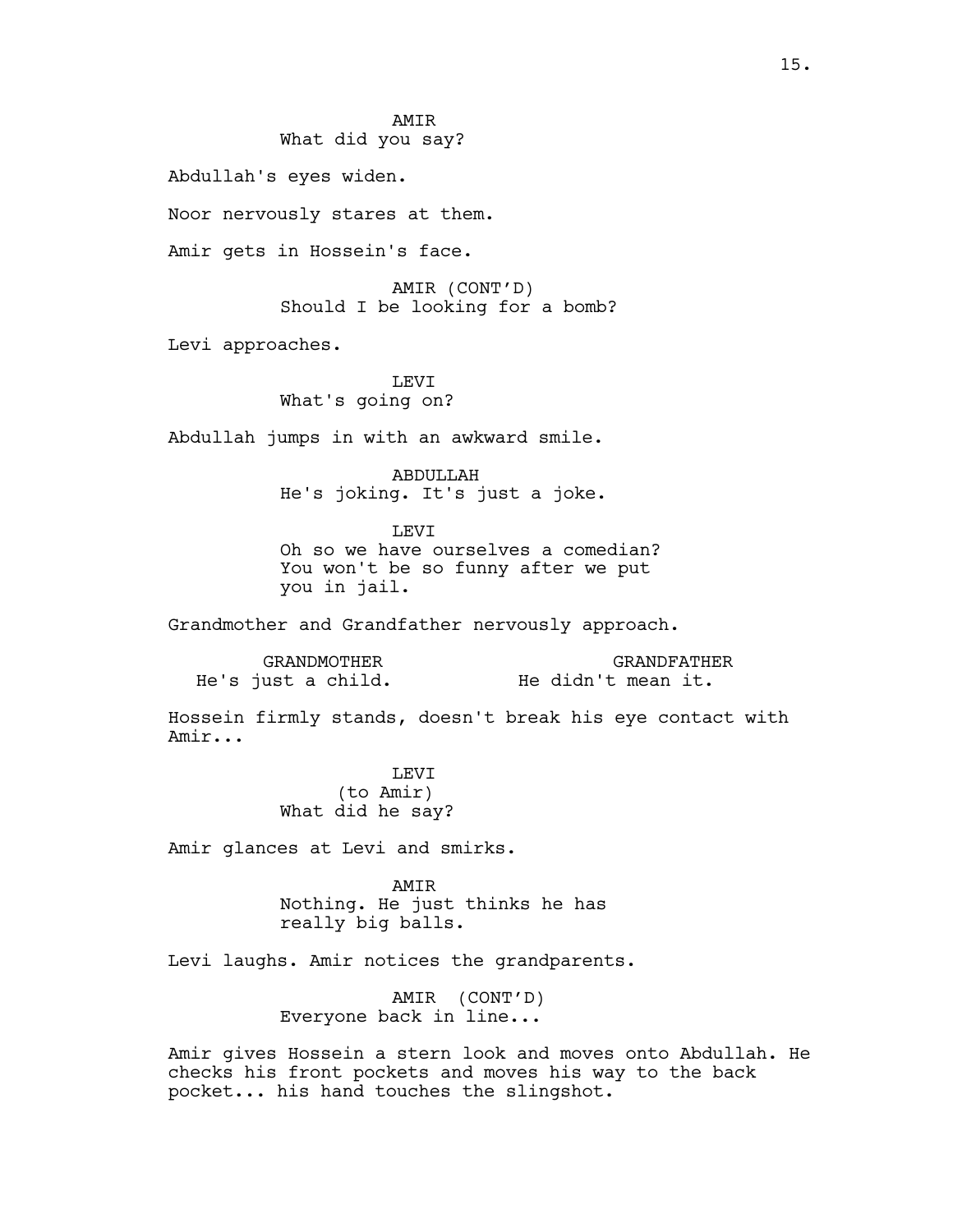AMIR
What did you say?

Abdullah's eyes widen.

Noor nervously stares at them.

Amir gets in Hossein's face.

AMIR (CONT'D)
Should I be looking for a bomb?

Levi approaches.

LEVI
What's going on?

Abdullah jumps in with an awkward smile.

ABDULLAH
He's joking. It's just a joke.

LEVI
Oh so we have ourselves a comedian? You won't be so funny after we put you in jail.

Grandmother and Grandfather nervously approach.

GRANDMOTHER
He's just a child.

GRANDFATHER
He didn't mean it.

Hossein firmly stands, doesn't break his eye contact with Amir...

LEVI
(to Amir)
What did he say?

Amir glances at Levi and smirks.

AMIR
Nothing. He just thinks he has really big balls.

Levi laughs. Amir notices the grandparents.

AMIR (CONT'D)
Everyone back in line...

Amir gives Hossein a stern look and moves onto Abdullah. He checks his front pockets and moves his way to the back pocket... his hand touches the slingshot.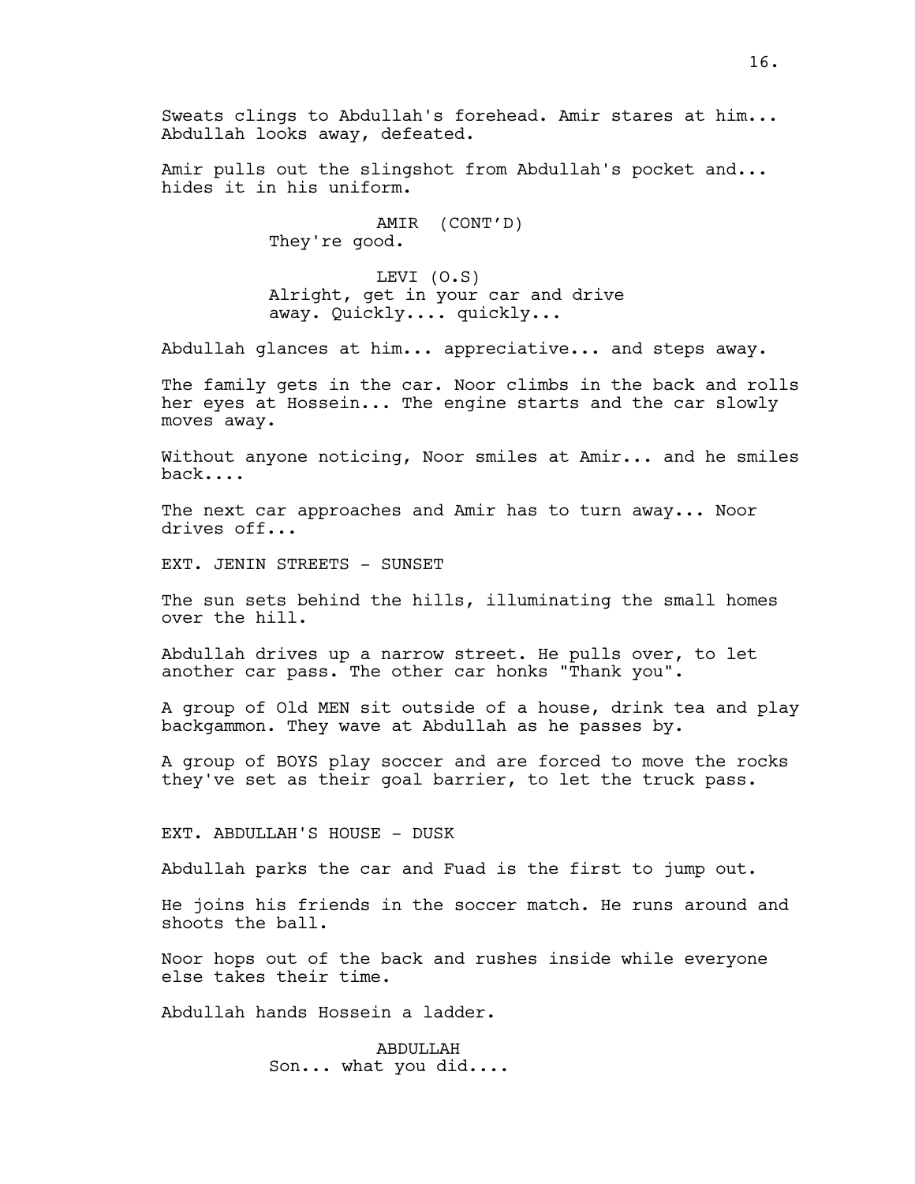Sweats clings to Abdullah's forehead. Amir stares at him... Abdullah looks away, defeated.

Amir pulls out the slingshot from Abdullah's pocket and... hides it in his uniform.

AMIR (CONT'D)
They're good.

LEVI (O.S)
Alright, get in your car and drive away. Quickly.... quickly...

Abdullah glances at him... appreciative... and steps away.

The family gets in the car. Noor climbs in the back and rolls her eyes at Hossein... The engine starts and the car slowly moves away.

Without anyone noticing, Noor smiles at Amir... and he smiles back....

The next car approaches and Amir has to turn away... Noor drives off...

EXT. JENIN STREETS - SUNSET

The sun sets behind the hills, illuminating the small homes over the hill.

Abdullah drives up a narrow street. He pulls over, to let another car pass. The other car honks "Thank you".

A group of Old MEN sit outside of a house, drink tea and play backgammon. They wave at Abdullah as he passes by.

A group of BOYS play soccer and are forced to move the rocks they've set as their goal barrier, to let the truck pass.

EXT. ABDULLAH'S HOUSE - DUSK

Abdullah parks the car and Fuad is the first to jump out.

He joins his friends in the soccer match. He runs around and shoots the ball.

Noor hops out of the back and rushes inside while everyone else takes their time.

Abdullah hands Hossein a ladder.

ABDULLAH
Son... what you did....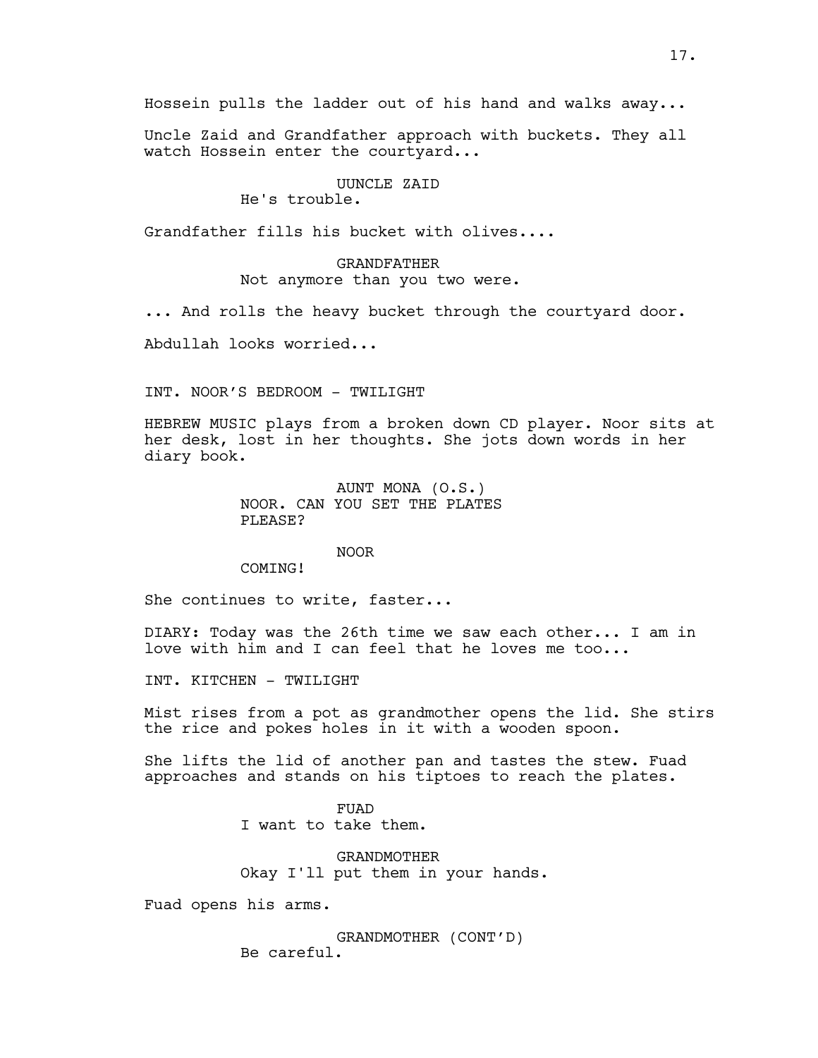Hossein pulls the ladder out of his hand and walks away...

Uncle Zaid and Grandfather approach with buckets. They all watch Hossein enter the courtyard...

UUNCLE ZAID
He's trouble.

Grandfather fills his bucket with olives....

GRANDFATHER
Not anymore than you two were.

... And rolls the heavy bucket through the courtyard door.

Abdullah looks worried...

INT. NOOR'S BEDROOM - TWILIGHT

HEBREW MUSIC plays from a broken down CD player. Noor sits at her desk, lost in her thoughts. She jots down words in her diary book.

AUNT MONA (O.S.)
NOOR. CAN YOU SET THE PLATES PLEASE?

NOOR
COMING!

She continues to write, faster...

DIARY: Today was the 26th time we saw each other... I am in love with him and I can feel that he loves me too...

INT. KITCHEN - TWILIGHT

Mist rises from a pot as grandmother opens the lid. She stirs the rice and pokes holes in it with a wooden spoon.

She lifts the lid of another pan and tastes the stew. Fuad approaches and stands on his tiptoes to reach the plates.

FUAD
I want to take them.

GRANDMOTHER
Okay I'll put them in your hands.

Fuad opens his arms.

GRANDMOTHER (CONT'D)
Be careful.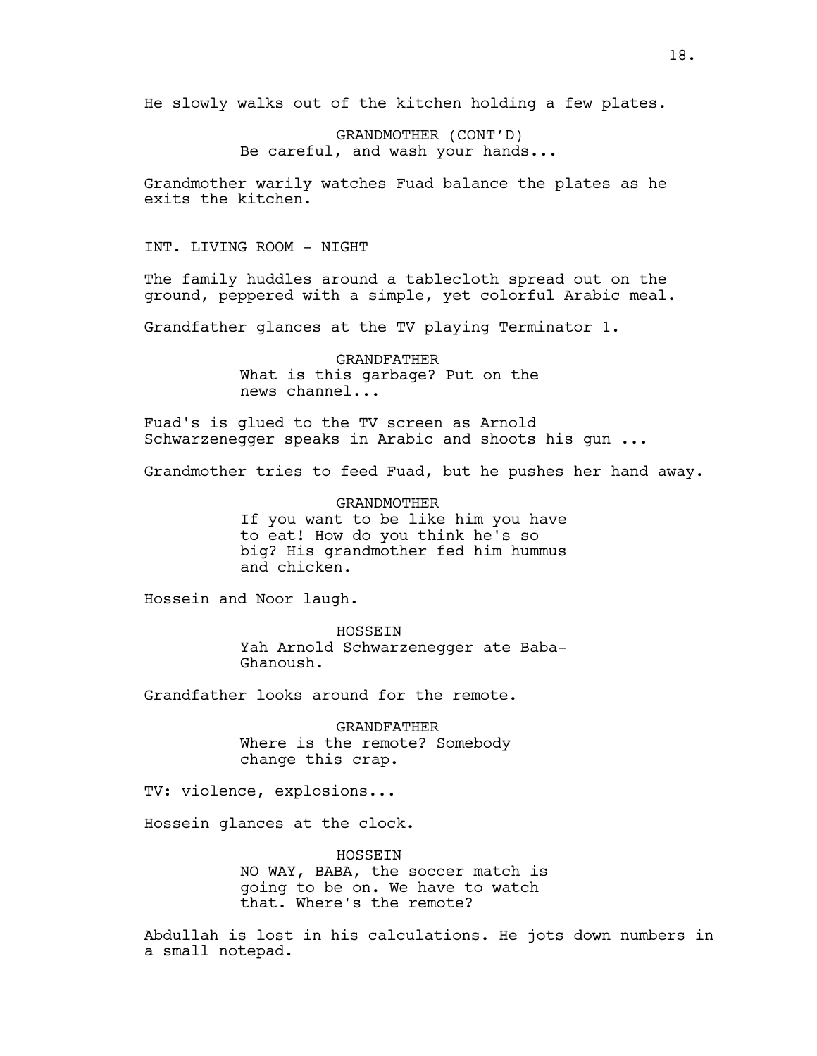He slowly walks out of the kitchen holding a few plates.

GRANDMOTHER (CONT'D)
Be careful, and wash your hands...

Grandmother warily watches Fuad balance the plates as he exits the kitchen.

INT. LIVING ROOM - NIGHT

The family huddles around a tablecloth spread out on the ground, peppered with a simple, yet colorful Arabic meal.

Grandfather glances at the TV playing Terminator 1.

GRANDFATHER
What is this garbage? Put on the news channel...

Fuad's is glued to the TV screen as Arnold Schwarzenegger speaks in Arabic and shoots his gun ...

Grandmother tries to feed Fuad, but he pushes her hand away.

GRANDMOTHER
If you want to be like him you have to eat! How do you think he's so big? His grandmother fed him hummus and chicken.

Hossein and Noor laugh.

HOSSEIN
Yah Arnold Schwarzenegger ate Baba-Ghanoush.

Grandfather looks around for the remote.

GRANDFATHER
Where is the remote? Somebody change this crap.

TV: violence, explosions...

Hossein glances at the clock.

HOSSEIN
NO WAY, BABA, the soccer match is going to be on. We have to watch that. Where's the remote?

Abdullah is lost in his calculations. He jots down numbers in a small notepad.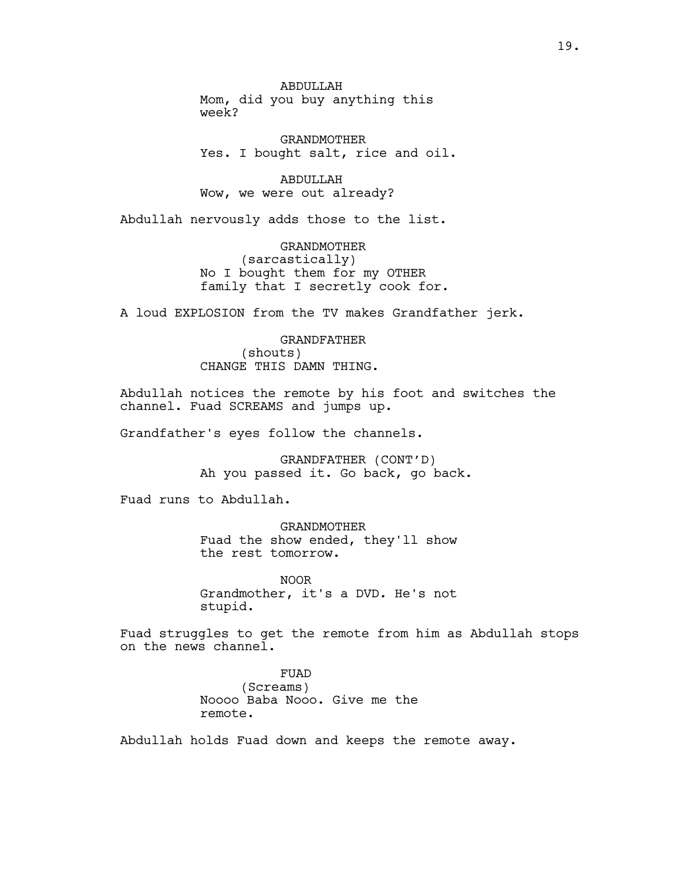ABDULLAH
Mom, did you buy anything this week?

GRANDMOTHER
Yes. I bought salt, rice and oil.

ABDULLAH
Wow, we were out already?

Abdullah nervously adds those to the list.

GRANDMOTHER
(sarcastically)
No I bought them for my OTHER family that I secretly cook for.

A loud EXPLOSION from the TV makes Grandfather jerk.

GRANDFATHER
(shouts)
CHANGE THIS DAMN THING.

Abdullah notices the remote by his foot and switches the channel. Fuad SCREAMS and jumps up.

Grandfather's eyes follow the channels.

GRANDFATHER (CONT'D)
Ah you passed it. Go back, go back.

Fuad runs to Abdullah.

GRANDMOTHER
Fuad the show ended, they'll show the rest tomorrow.

NOOR
Grandmother, it's a DVD. He's not stupid.

Fuad struggles to get the remote from him as Abdullah stops on the news channel.

FUAD
(Screams)
Noooo Baba Nooo. Give me the remote.

Abdullah holds Fuad down and keeps the remote away.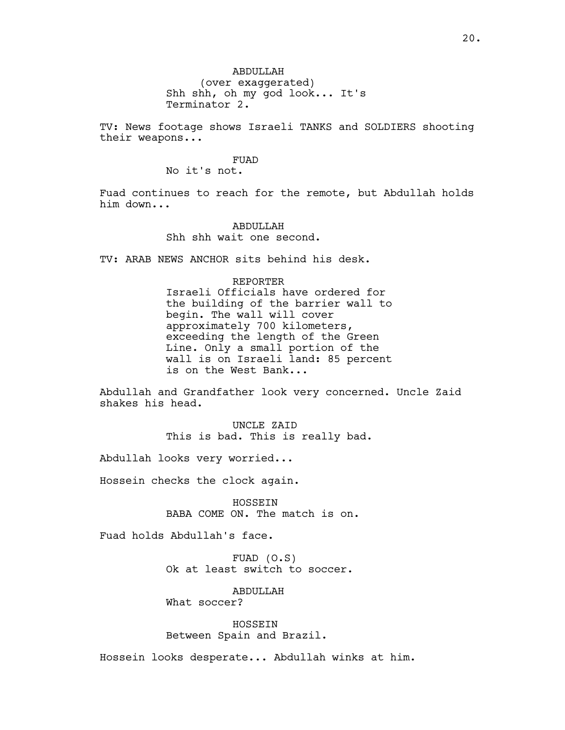ABDULLAH
(over exaggerated)
Shh shh, oh my god look... It's Terminator 2.

TV: News footage shows Israeli TANKS and SOLDIERS shooting their weapons...

FUAD
No it's not.

Fuad continues to reach for the remote, but Abdullah holds him down...

ABDULLAH
Shh shh wait one second.

TV: ARAB NEWS ANCHOR sits behind his desk.

REPORTER
Israeli Officials have ordered for the building of the barrier wall to begin. The wall will cover approximately 700 kilometers, exceeding the length of the Green Line. Only a small portion of the wall is on Israeli land: 85 percent is on the West Bank...

Abdullah and Grandfather look very concerned. Uncle Zaid shakes his head.

UNCLE ZAID
This is bad. This is really bad.

Abdullah looks very worried...

Hossein checks the clock again.

HOSSEIN
BABA COME ON. The match is on.

Fuad holds Abdullah's face.

FUAD (O.S)
Ok at least switch to soccer.

ABDULLAH
What soccer?

HOSSEIN
Between Spain and Brazil.

Hossein looks desperate... Abdullah winks at him.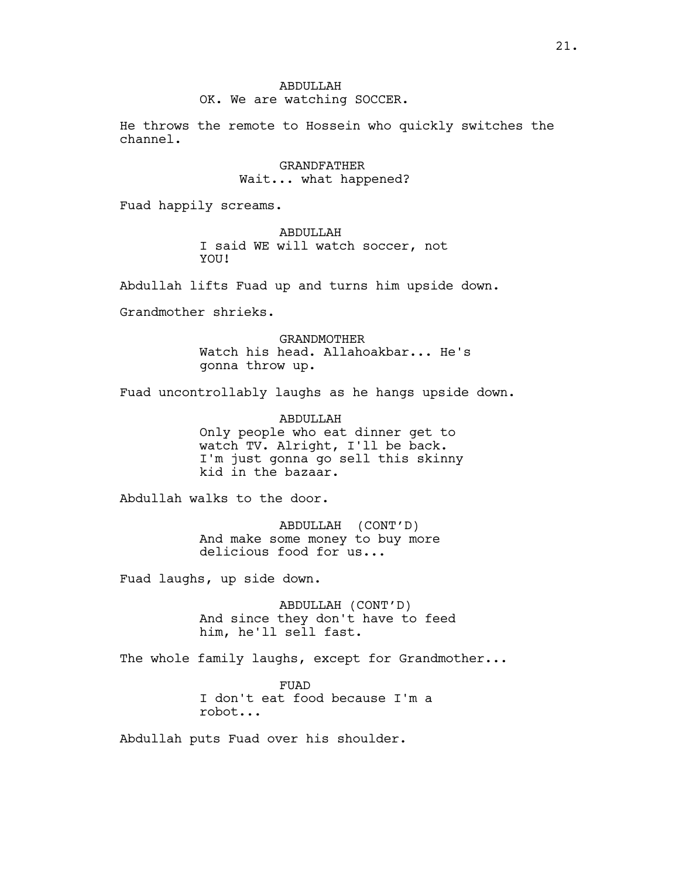ABDULLAH
OK. We are watching SOCCER.

He throws the remote to Hossein who quickly switches the channel.

GRANDFATHER
Wait... what happened?

Fuad happily screams.

ABDULLAH
I said WE will watch soccer, not YOU!

Abdullah lifts Fuad up and turns him upside down.

Grandmother shrieks.

GRANDMOTHER
Watch his head. Allahoakbar... He's gonna throw up.

Fuad uncontrollably laughs as he hangs upside down.

ABDULLAH
Only people who eat dinner get to watch TV. Alright, I'll be back. I'm just gonna go sell this skinny kid in the bazaar.

Abdullah walks to the door.

ABDULLAH (CONT'D)
And make some money to buy more delicious food for us...

Fuad laughs, up side down.

ABDULLAH (CONT'D)
And since they don't have to feed him, he'll sell fast.

The whole family laughs, except for Grandmother...

FUAD
I don't eat food because I'm a robot...

Abdullah puts Fuad over his shoulder.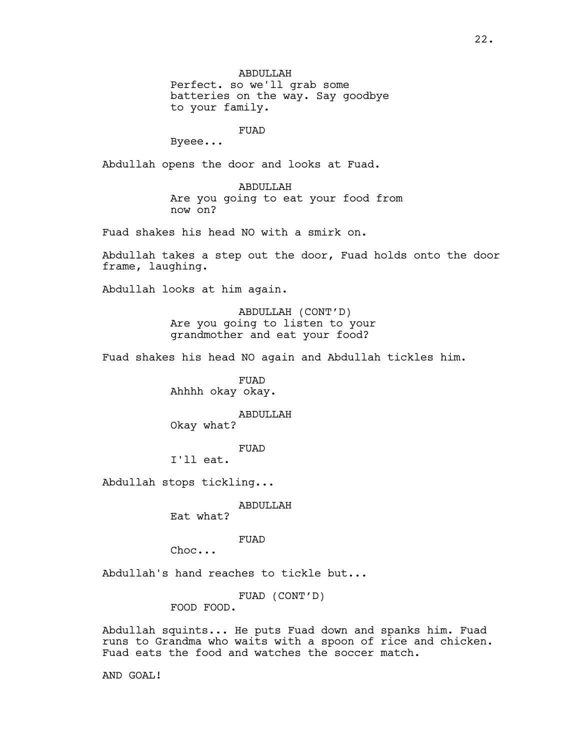ABDULLAH
Perfect. so we'll grab some batteries on the way. Say goodbye to your family.

FUAD
Byeee...

Abdullah opens the door and looks at Fuad.

ABDULLAH
Are you going to eat your food from now on?

Fuad shakes his head NO with a smirk on.

Abdullah takes a step out the door, Fuad holds onto the door frame, laughing.

Abdullah looks at him again.

ABDULLAH (CONT'D)
Are you going to listen to your grandmother and eat your food?

Fuad shakes his head NO again and Abdullah tickles him.

FUAD
Ahhhh okay okay.

ABDULLAH
Okay what?

FUAD
I'll eat.

Abdullah stops tickling...

ABDULLAH
Eat what?

FUAD
Choc...

Abdullah's hand reaches to tickle but...

FUAD (CONT'D)
FOOD FOOD.

Abdullah squints... He puts Fuad down and spanks him. Fuad runs to Grandma who waits with a spoon of rice and chicken. Fuad eats the food and watches the soccer match.

AND GOAL!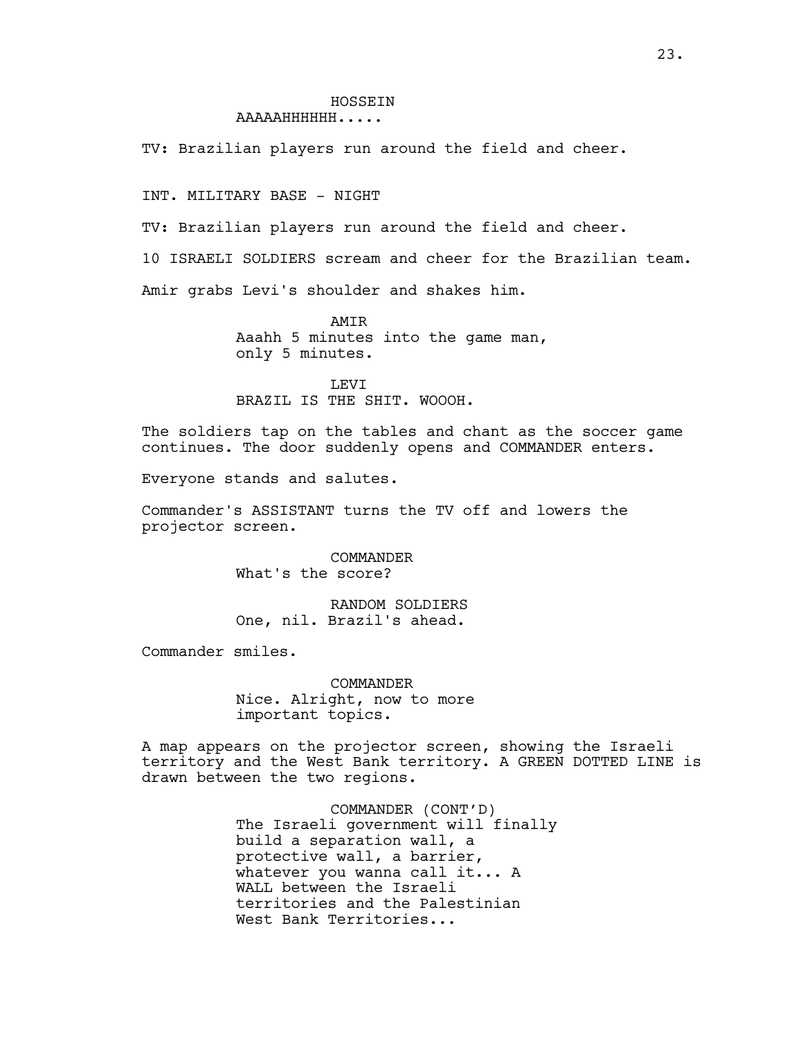HOSSEIN
AAAAAHHHHHH.....

TV: Brazilian players run around the field and cheer.

INT. MILITARY BASE - NIGHT

TV: Brazilian players run around the field and cheer.

10 ISRAELI SOLDIERS scream and cheer for the Brazilian team.

Amir grabs Levi's shoulder and shakes him.

AMIR
Aaahh 5 minutes into the game man,
only 5 minutes.

LEVI
BRAZIL IS THE SHIT. WOOOH.

The soldiers tap on the tables and chant as the soccer game continues. The door suddenly opens and COMMANDER enters.

Everyone stands and salutes.

Commander's ASSISTANT turns the TV off and lowers the projector screen.

COMMANDER
What's the score?

RANDOM SOLDIERS
One, nil. Brazil's ahead.

Commander smiles.

COMMANDER
Nice. Alright, now to more
important topics.

A map appears on the projector screen, showing the Israeli territory and the West Bank territory. A GREEN DOTTED LINE is drawn between the two regions.

COMMANDER (CONT'D)
The Israeli government will finally
build a separation wall, a
protective wall, a barrier,
whatever you wanna call it... A
WALL between the Israeli
territories and the Palestinian
West Bank Territories...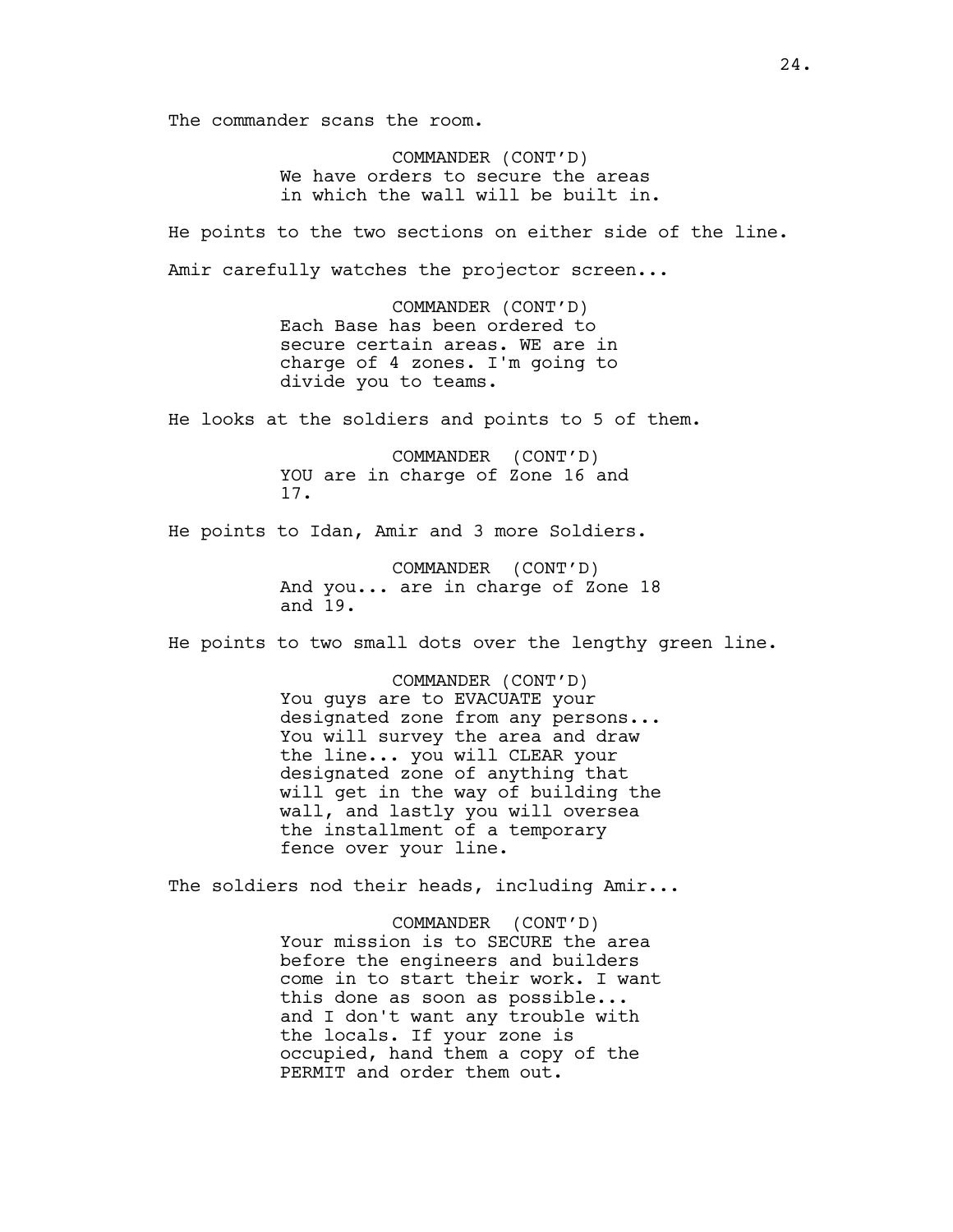The commander scans the room.

COMMANDER (CONT'D)
We have orders to secure the areas in which the wall will be built in.

He points to the two sections on either side of the line.

Amir carefully watches the projector screen...

COMMANDER (CONT'D)
Each Base has been ordered to secure certain areas. WE are in charge of 4 zones. I'm going to divide you to teams.

He looks at the soldiers and points to 5 of them.

COMMANDER (CONT'D)
YOU are in charge of Zone 16 and 17.

He points to Idan, Amir and 3 more Soldiers.

COMMANDER (CONT'D)
And you... are in charge of Zone 18 and 19.

He points to two small dots over the lengthy green line.

COMMANDER (CONT'D)
You guys are to EVACUATE your designated zone from any persons... You will survey the area and draw the line... you will CLEAR your designated zone of anything that will get in the way of building the wall, and lastly you will oversea the installment of a temporary fence over your line.

The soldiers nod their heads, including Amir...

COMMANDER (CONT'D)
Your mission is to SECURE the area before the engineers and builders come in to start their work. I want this done as soon as possible... and I don't want any trouble with the locals. If your zone is occupied, hand them a copy of the PERMIT and order them out.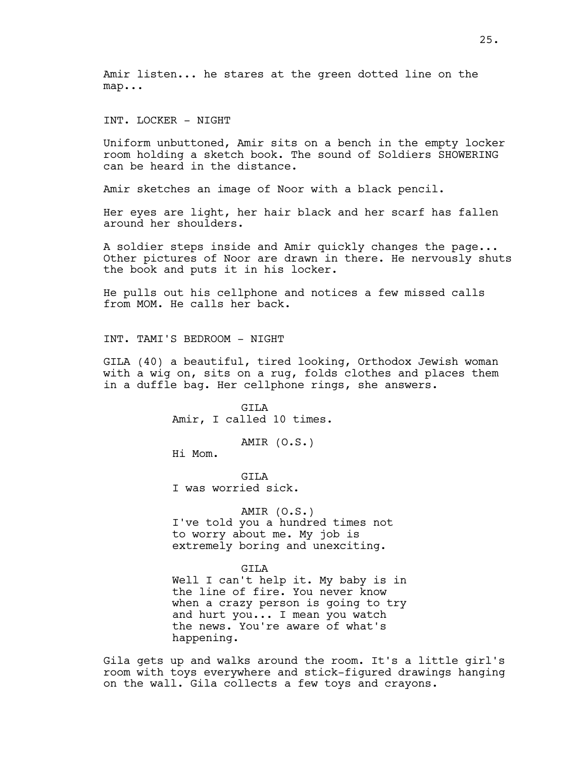Amir listen... he stares at the green dotted line on the map...

INT. LOCKER - NIGHT

Uniform unbuttoned, Amir sits on a bench in the empty locker room holding a sketch book. The sound of Soldiers SHOWERING can be heard in the distance.

Amir sketches an image of Noor with a black pencil.

Her eyes are light, her hair black and her scarf has fallen around her shoulders.

A soldier steps inside and Amir quickly changes the page... Other pictures of Noor are drawn in there. He nervously shuts the book and puts it in his locker.

He pulls out his cellphone and notices a few missed calls from MOM. He calls her back.

INT. TAMI'S BEDROOM - NIGHT

GILA (40) a beautiful, tired looking, Orthodox Jewish woman with a wig on, sits on a rug, folds clothes and places them in a duffle bag. Her cellphone rings, she answers.

GILA
Amir, I called 10 times.

AMIR (O.S.)
Hi Mom.

GILA
I was worried sick.

AMIR (O.S.)
I've told you a hundred times not to worry about me. My job is extremely boring and unexciting.

GILA
Well I can't help it. My baby is in the line of fire. You never know when a crazy person is going to try and hurt you... I mean you watch the news. You're aware of what's happening.

Gila gets up and walks around the room. It's a little girl's room with toys everywhere and stick-figured drawings hanging on the wall. Gila collects a few toys and crayons.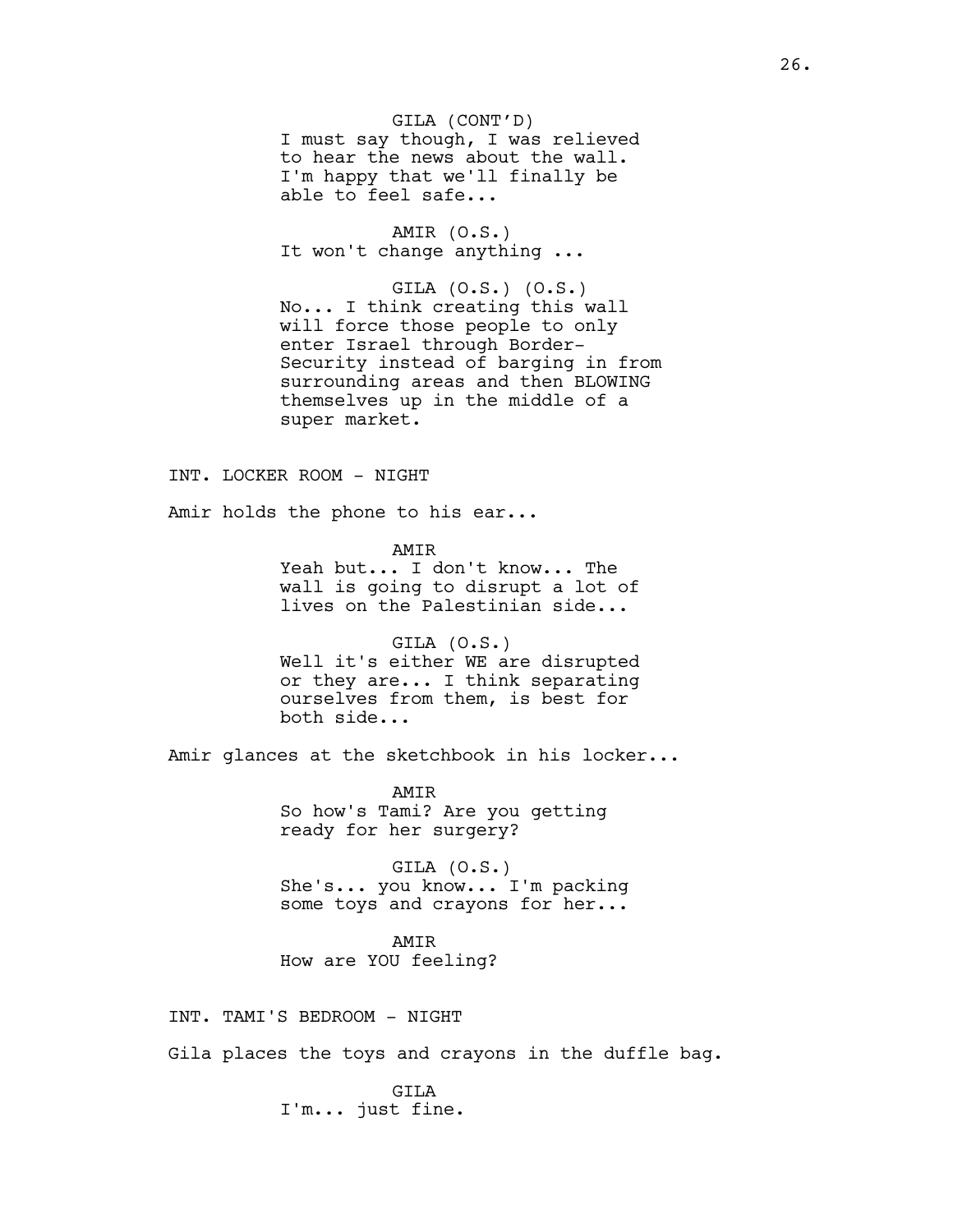GILA (CONT'D)
I must say though, I was relieved to hear the news about the wall. I'm happy that we'll finally be able to feel safe...

AMIR (O.S.)
It won't change anything ...

GILA (O.S.) (O.S.)
No... I think creating this wall will force those people to only enter Israel through Border-Security instead of barging in from surrounding areas and then BLOWING themselves up in the middle of a super market.

INT. LOCKER ROOM - NIGHT

Amir holds the phone to his ear...

AMIR
Yeah but... I don't know... The wall is going to disrupt a lot of lives on the Palestinian side...

GILA (O.S.)
Well it's either WE are disrupted or they are... I think separating ourselves from them, is best for both side...

Amir glances at the sketchbook in his locker...

AMIR
So how's Tami? Are you getting ready for her surgery?

GILA (O.S.)
She's... you know... I'm packing some toys and crayons for her...

AMIR
How are YOU feeling?

INT. TAMI'S BEDROOM - NIGHT

Gila places the toys and crayons in the duffle bag.

GILA
I'm... just fine.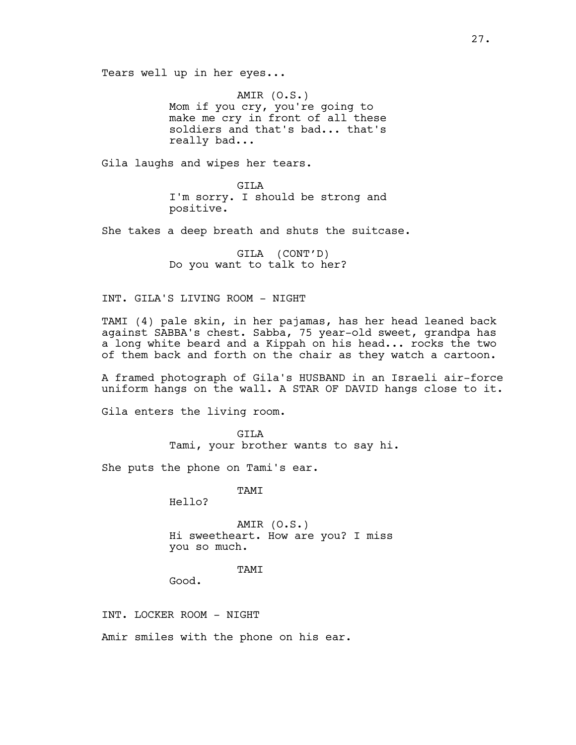Tears well up in her eyes...

AMIR (O.S.)
Mom if you cry, you're going to make me cry in front of all these soldiers and that's bad... that's really bad...

Gila laughs and wipes her tears.

GILA
I'm sorry. I should be strong and positive.

She takes a deep breath and shuts the suitcase.

GILA (CONT'D)
Do you want to talk to her?

INT. GILA'S LIVING ROOM - NIGHT

TAMI (4) pale skin, in her pajamas, has her head leaned back against SABBA's chest. Sabba, 75 year-old sweet, grandpa has a long white beard and a Kippah on his head... rocks the two of them back and forth on the chair as they watch a cartoon.

A framed photograph of Gila's HUSBAND in an Israeli air-force uniform hangs on the wall. A STAR OF DAVID hangs close to it.

Gila enters the living room.

GILA
Tami, your brother wants to say hi.

She puts the phone on Tami's ear.

TAMI
Hello?

AMIR (O.S.)
Hi sweetheart. How are you? I miss you so much.

TAMI
Good.

INT. LOCKER ROOM - NIGHT

Amir smiles with the phone on his ear.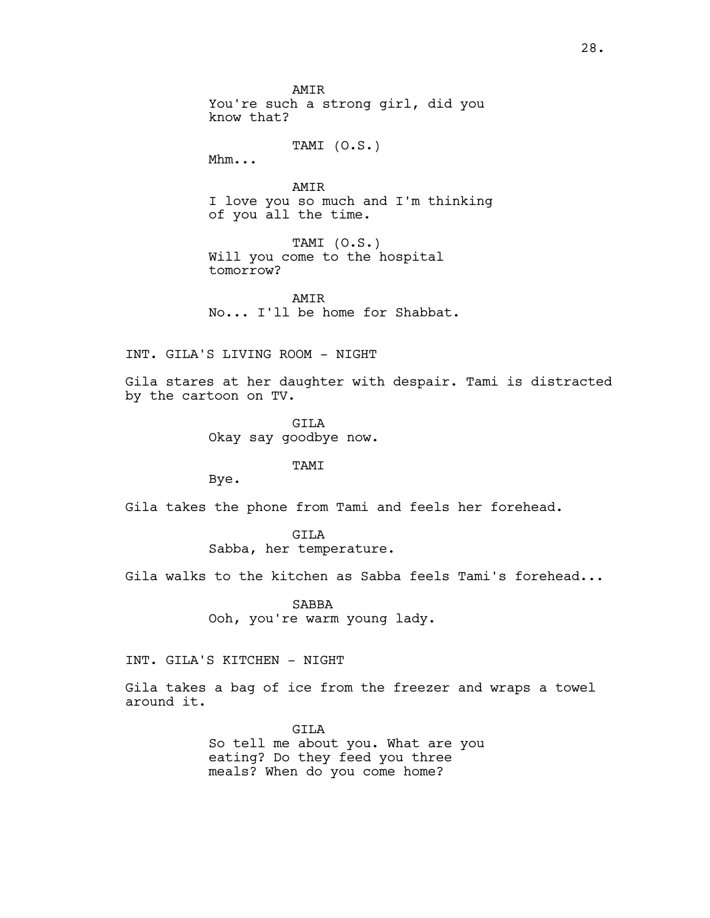AMIR
You're such a strong girl, did you know that?

TAMI (O.S.)
Mhm...

AMIR
I love you so much and I'm thinking of you all the time.

TAMI (O.S.)
Will you come to the hospital tomorrow?

AMIR
No... I'll be home for Shabbat.

INT. GILA'S LIVING ROOM - NIGHT

Gila stares at her daughter with despair. Tami is distracted by the cartoon on TV.

GILA
Okay say goodbye now.

TAMI
Bye.

Gila takes the phone from Tami and feels her forehead.

GILA
Sabba, her temperature.

Gila walks to the kitchen as Sabba feels Tami's forehead...

SABBA
Ooh, you're warm young lady.

INT. GILA'S KITCHEN - NIGHT

Gila takes a bag of ice from the freezer and wraps a towel around it.

GILA
So tell me about you. What are you eating? Do they feed you three meals? When do you come home?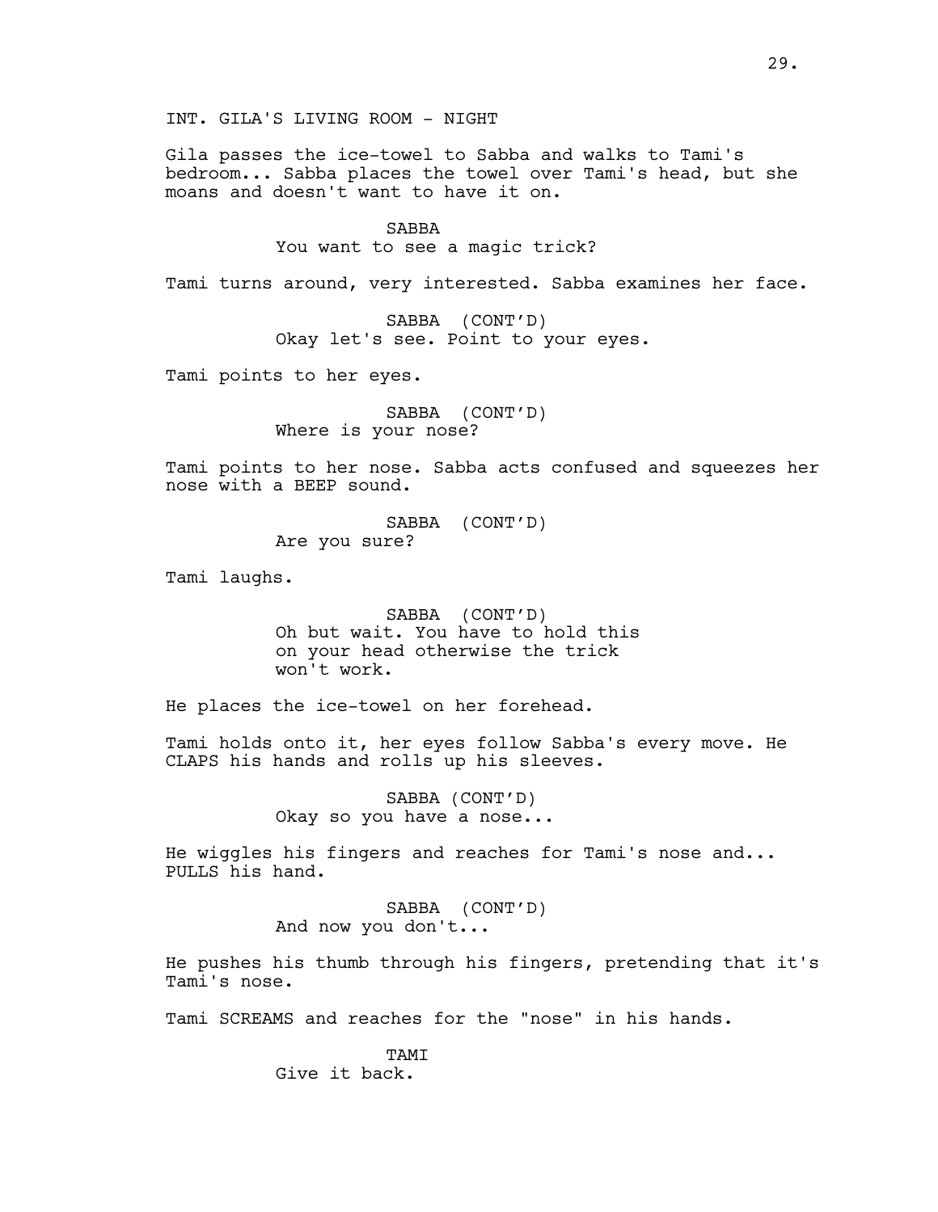INT. GILA'S LIVING ROOM - NIGHT

Gila passes the ice-towel to Sabba and walks to Tami's bedroom... Sabba places the towel over Tami's head, but she moans and doesn't want to have it on.

SABBA
You want to see a magic trick?

Tami turns around, very interested. Sabba examines her face.

SABBA (CONT'D)
Okay let's see. Point to your eyes.

Tami points to her eyes.

SABBA (CONT'D)
Where is your nose?

Tami points to her nose. Sabba acts confused and squeezes her nose with a BEEP sound.

SABBA (CONT'D)
Are you sure?

Tami laughs.

SABBA (CONT'D)
Oh but wait. You have to hold this on your head otherwise the trick won't work.

He places the ice-towel on her forehead.

Tami holds onto it, her eyes follow Sabba's every move. He CLAPS his hands and rolls up his sleeves.

SABBA (CONT'D)
Okay so you have a nose...

He wiggles his fingers and reaches for Tami's nose and... PULLS his hand.

SABBA (CONT'D)
And now you don't...

He pushes his thumb through his fingers, pretending that it's Tami's nose.

Tami SCREAMS and reaches for the "nose" in his hands.

TAMI
Give it back.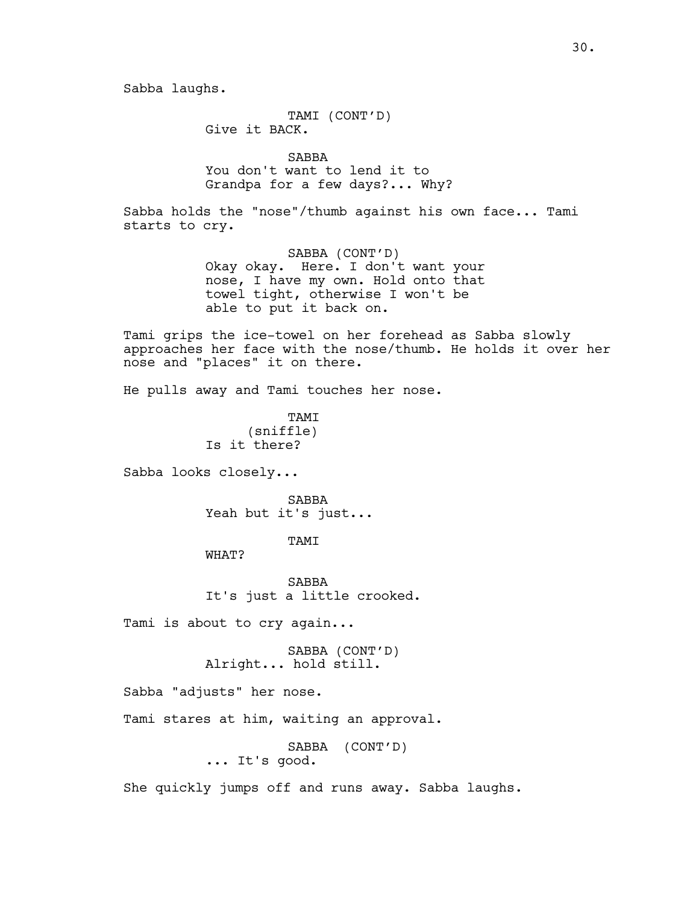Sabba laughs.

TAMI (CONT'D)
Give it BACK.

SABBA
You don't want to lend it to Grandpa for a few days?... Why?

Sabba holds the "nose"/thumb against his own face... Tami starts to cry.

SABBA (CONT'D)
Okay okay. Here. I don't want your nose, I have my own. Hold onto that towel tight, otherwise I won't be able to put it back on.

Tami grips the ice-towel on her forehead as Sabba slowly approaches her face with the nose/thumb. He holds it over her nose and "places" it on there.

He pulls away and Tami touches her nose.

TAMI
(sniffle)
Is it there?

Sabba looks closely...

SABBA
Yeah but it's just...

TAMI
WHAT?

SABBA
It's just a little crooked.

Tami is about to cry again...

SABBA (CONT'D)
Alright... hold still.

Sabba "adjusts" her nose.

Tami stares at him, waiting an approval.

SABBA (CONT'D)
... It's good.

She quickly jumps off and runs away. Sabba laughs.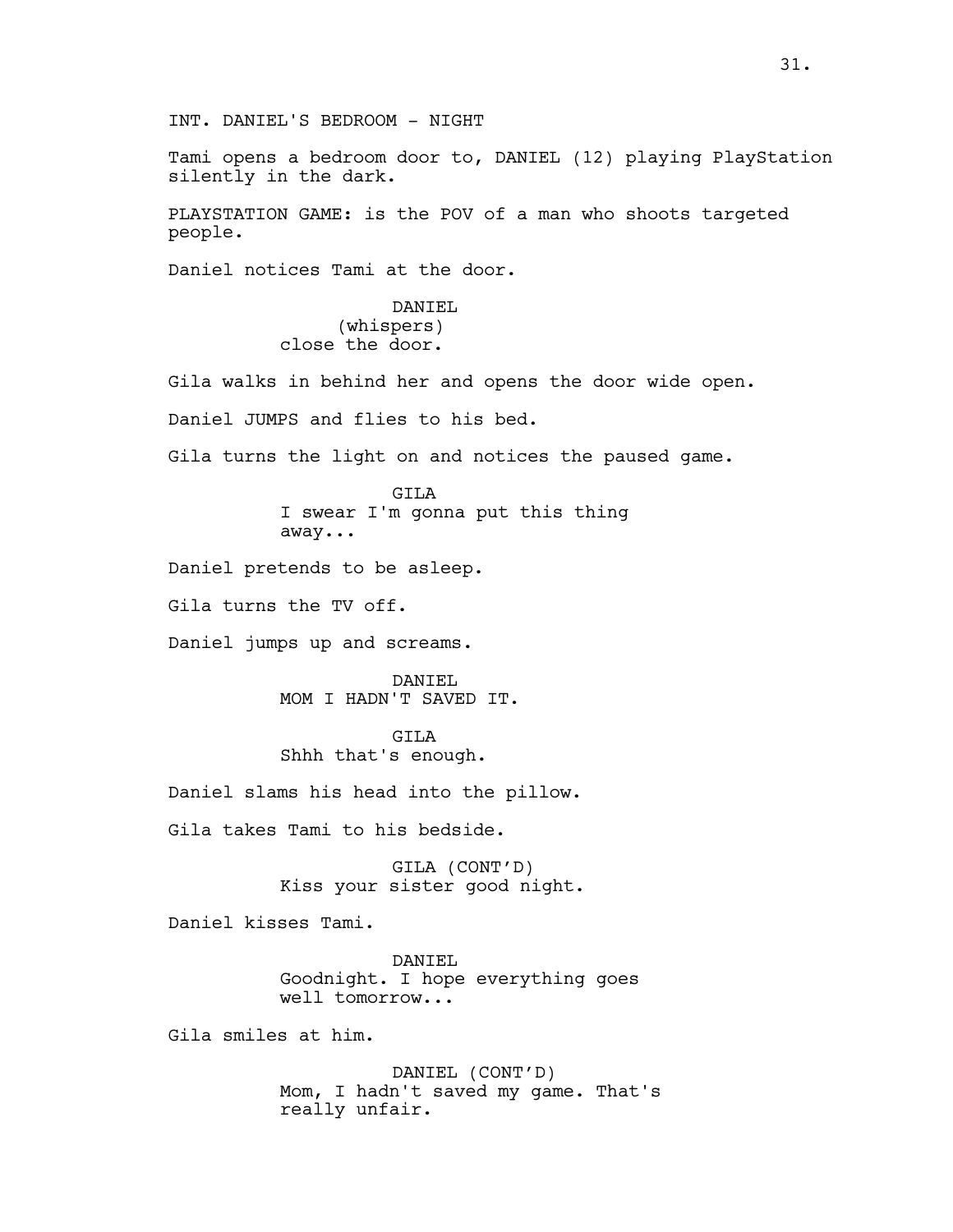INT. DANIEL'S BEDROOM - NIGHT

Tami opens a bedroom door to, DANIEL (12) playing PlayStation silently in the dark.

PLAYSTATION GAME: is the POV of a man who shoots targeted people.

Daniel notices Tami at the door.

DANIEL
(whispers)
close the door.

Gila walks in behind her and opens the door wide open.

Daniel JUMPS and flies to his bed.

Gila turns the light on and notices the paused game.

GILA
I swear I'm gonna put this thing away...

Daniel pretends to be asleep.

Gila turns the TV off.

Daniel jumps up and screams.

DANIEL
MOM I HADN'T SAVED IT.

GILA
Shhh that's enough.

Daniel slams his head into the pillow.

Gila takes Tami to his bedside.

GILA (CONT'D)
Kiss your sister good night.

Daniel kisses Tami.

DANIEL
Goodnight. I hope everything goes well tomorrow...

Gila smiles at him.

DANIEL (CONT'D)
Mom, I hadn't saved my game. That's really unfair.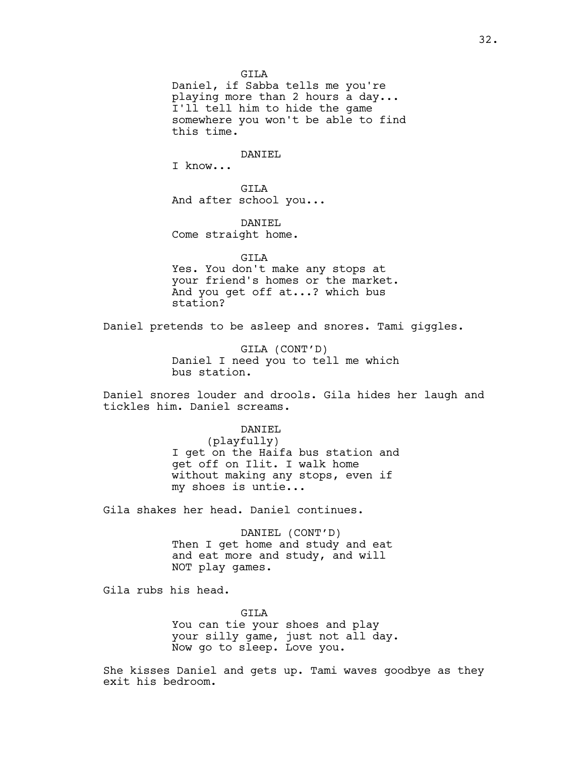GILA
Daniel, if Sabba tells me you're playing more than 2 hours a day... I'll tell him to hide the game somewhere you won't be able to find this time.

DANIEL
I know...

GILA
And after school you...

DANIEL
Come straight home.

GILA
Yes. You don't make any stops at your friend's homes or the market. And you get off at...? which bus station?

Daniel pretends to be asleep and snores. Tami giggles.

GILA (CONT'D)
Daniel I need you to tell me which bus station.

Daniel snores louder and drools. Gila hides her laugh and tickles him. Daniel screams.

DANIEL
(playfully)
I get on the Haifa bus station and get off on Ilit. I walk home without making any stops, even if my shoes is untie...

Gila shakes her head. Daniel continues.

DANIEL (CONT'D)
Then I get home and study and eat and eat more and study, and will NOT play games.

Gila rubs his head.

GILA
You can tie your shoes and play your silly game, just not all day. Now go to sleep. Love you.

She kisses Daniel and gets up. Tami waves goodbye as they exit his bedroom.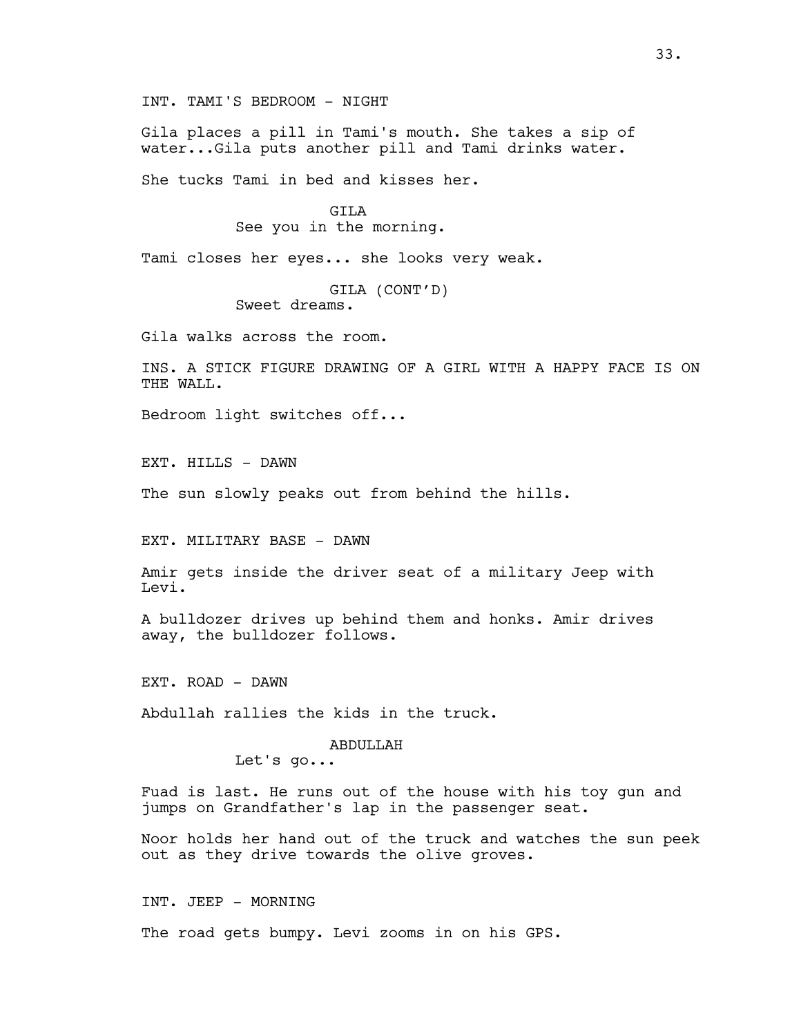INT. TAMI'S BEDROOM - NIGHT

Gila places a pill in Tami's mouth. She takes a sip of water...Gila puts another pill and Tami drinks water.

She tucks Tami in bed and kisses her.

GILA
See you in the morning.

Tami closes her eyes... she looks very weak.

GILA (CONT'D)
Sweet dreams.

Gila walks across the room.

INS. A STICK FIGURE DRAWING OF A GIRL WITH A HAPPY FACE IS ON THE WALL.

Bedroom light switches off...

EXT. HILLS - DAWN

The sun slowly peaks out from behind the hills.

EXT. MILITARY BASE - DAWN

Amir gets inside the driver seat of a military Jeep with Levi.

A bulldozer drives up behind them and honks. Amir drives away, the bulldozer follows.

EXT. ROAD - DAWN

Abdullah rallies the kids in the truck.

ABDULLAH
Let's go...

Fuad is last. He runs out of the house with his toy gun and jumps on Grandfather's lap in the passenger seat.

Noor holds her hand out of the truck and watches the sun peek out as they drive towards the olive groves.

INT. JEEP - MORNING

The road gets bumpy. Levi zooms in on his GPS.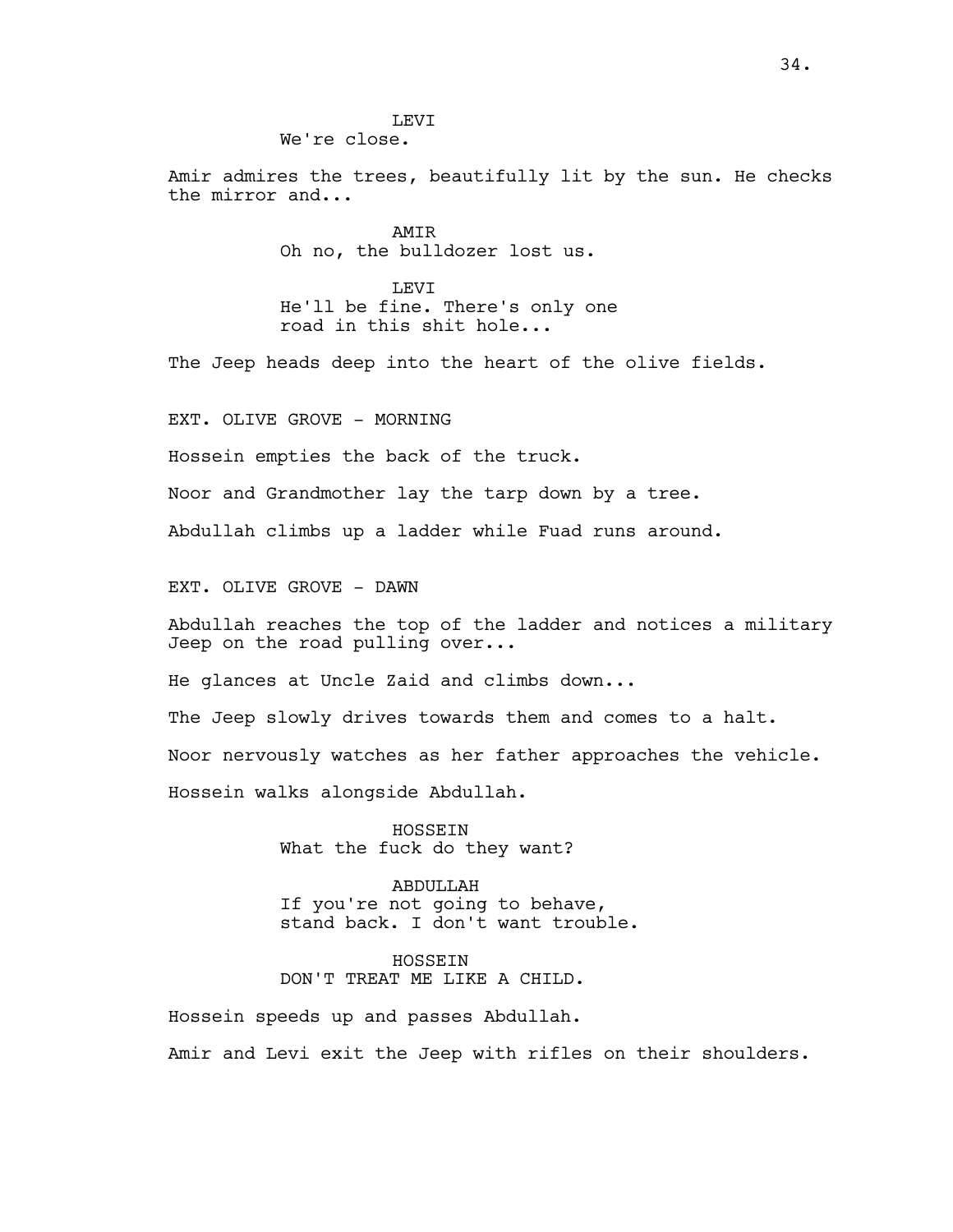LEVI
We're close.

Amir admires the trees, beautifully lit by the sun. He checks the mirror and...

AMIR
Oh no, the bulldozer lost us.

LEVI
He'll be fine. There's only one road in this shit hole...

The Jeep heads deep into the heart of the olive fields.

EXT. OLIVE GROVE - MORNING

Hossein empties the back of the truck.

Noor and Grandmother lay the tarp down by a tree.

Abdullah climbs up a ladder while Fuad runs around.

EXT. OLIVE GROVE - DAWN

Abdullah reaches the top of the ladder and notices a military Jeep on the road pulling over...

He glances at Uncle Zaid and climbs down...

The Jeep slowly drives towards them and comes to a halt.

Noor nervously watches as her father approaches the vehicle.

Hossein walks alongside Abdullah.

HOSSEIN
What the fuck do they want?

ABDULLAH
If you're not going to behave, stand back. I don't want trouble.

HOSSEIN
DON'T TREAT ME LIKE A CHILD.

Hossein speeds up and passes Abdullah.

Amir and Levi exit the Jeep with rifles on their shoulders.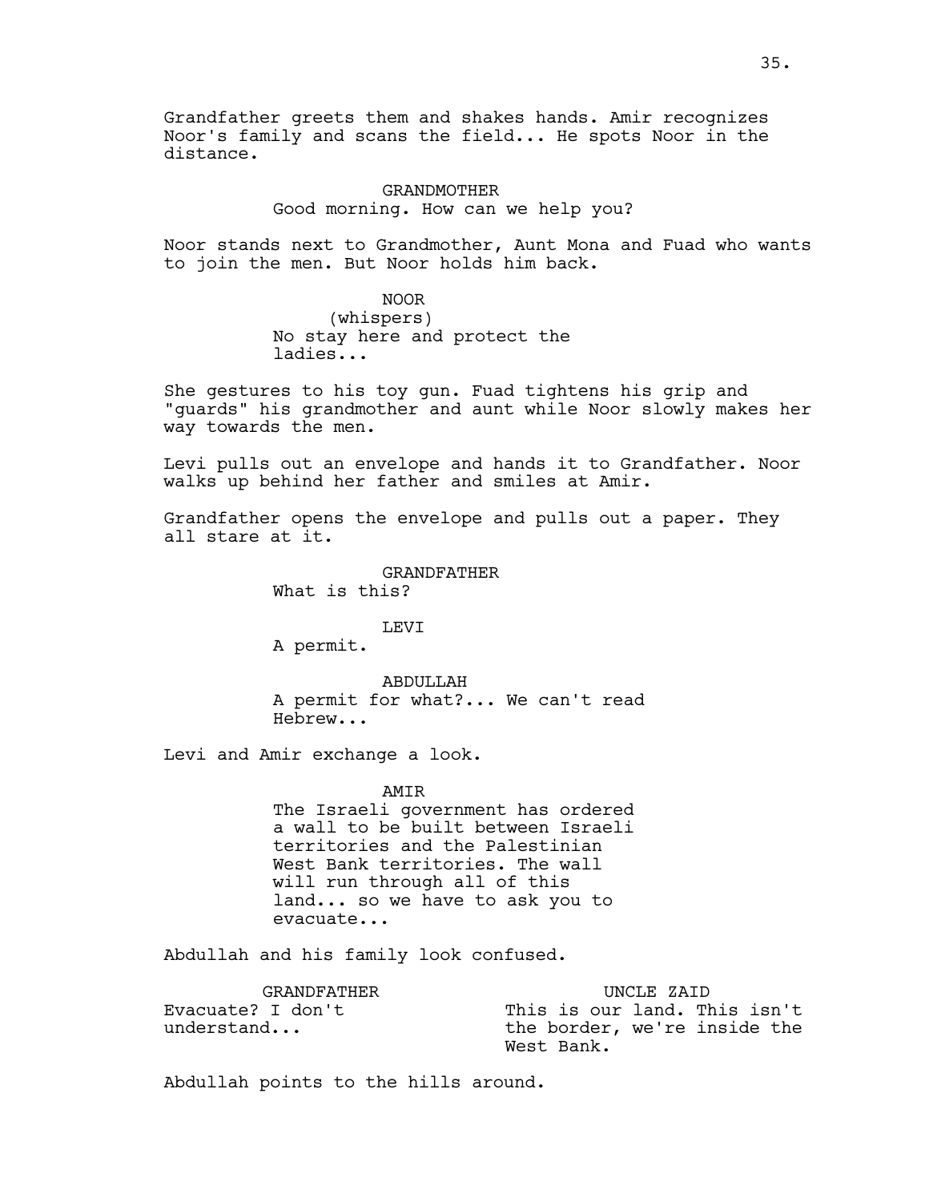Grandfather greets them and shakes hands. Amir recognizes Noor's family and scans the field... He spots Noor in the distance.

GRANDMOTHER
Good morning. How can we help you?

Noor stands next to Grandmother, Aunt Mona and Fuad who wants to join the men. But Noor holds him back.

NOOR
(whispers)
No stay here and protect the ladies...

She gestures to his toy gun. Fuad tightens his grip and "guards" his grandmother and aunt while Noor slowly makes her way towards the men.

Levi pulls out an envelope and hands it to Grandfather. Noor walks up behind her father and smiles at Amir.

Grandfather opens the envelope and pulls out a paper. They all stare at it.

GRANDFATHER
What is this?

LEVI
A permit.

ABDULLAH
A permit for what?... We can't read Hebrew...

Levi and Amir exchange a look.

AMIR
The Israeli government has ordered a wall to be built between Israeli territories and the Palestinian West Bank territories. The wall will run through all of this land... so we have to ask you to evacuate...

Abdullah and his family look confused.

GRANDFATHER
Evacuate? I don't understand...

UNCLE ZAID
This is our land. This isn't the border, we're inside the West Bank.

Abdullah points to the hills around.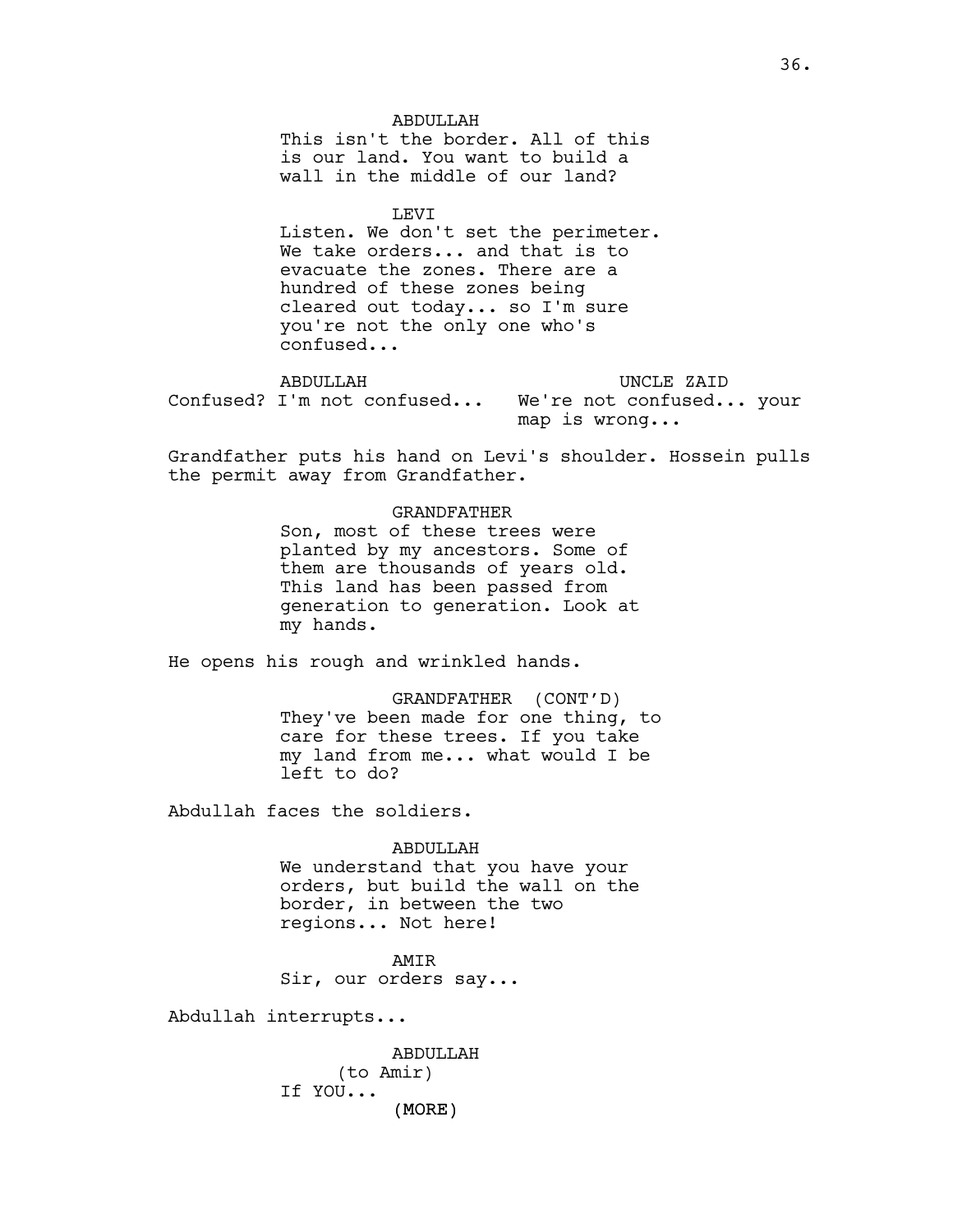ABDULLAH
This isn't the border. All of this is our land. You want to build a wall in the middle of our land?

LEVI
Listen. We don't set the perimeter. We take orders... and that is to evacuate the zones. There are a hundred of these zones being cleared out today... so I'm sure you're not the only one who's confused...

ABDULLAH
Confused? I'm not confused...

UNCLE ZAID
We're not confused... your map is wrong...

Grandfather puts his hand on Levi's shoulder. Hossein pulls the permit away from Grandfather.

GRANDFATHER
Son, most of these trees were planted by my ancestors. Some of them are thousands of years old. This land has been passed from generation to generation. Look at my hands.

He opens his rough and wrinkled hands.

GRANDFATHER (CONT'D)
They've been made for one thing, to care for these trees. If you take my land from me... what would I be left to do?

Abdullah faces the soldiers.

ABDULLAH
We understand that you have your orders, but build the wall on the border, in between the two regions... Not here!

AMIR
Sir, our orders say...

Abdullah interrupts...

ABDULLAH
(to Amir)
If YOU...
(MORE)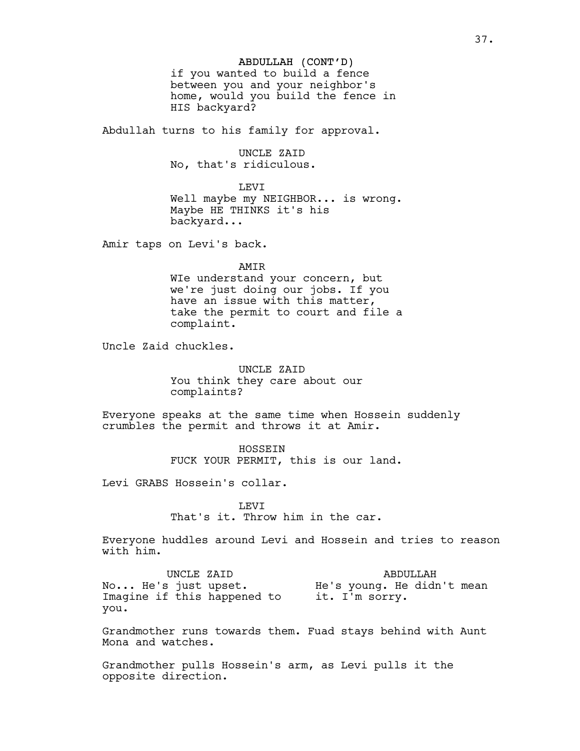ABDULLAH (CONT'D)
if you wanted to build a fence between you and your neighbor's home, would you build the fence in HIS backyard?

Abdullah turns to his family for approval.

UNCLE ZAID
No, that's ridiculous.

LEVI
Well maybe my NEIGHBOR... is wrong. Maybe HE THINKS it's his backyard...

Amir taps on Levi's back.

AMIR
WIe understand your concern, but we're just doing our jobs. If you have an issue with this matter, take the permit to court and file a complaint.

Uncle Zaid chuckles.

UNCLE ZAID
You think they care about our complaints?

Everyone speaks at the same time when Hossein suddenly crumbles the permit and throws it at Amir.

HOSSEIN
FUCK YOUR PERMIT, this is our land.

Levi GRABS Hossein's collar.

LEVI
That's it. Throw him in the car.

Everyone huddles around Levi and Hossein and tries to reason with him.

UNCLE ZAID
No... He's just upset. Imagine if this happened to you.

ABDULLAH
He's young. He didn't mean it. I'm sorry.

Grandmother runs towards them. Fuad stays behind with Aunt Mona and watches.

Grandmother pulls Hossein's arm, as Levi pulls it the opposite direction.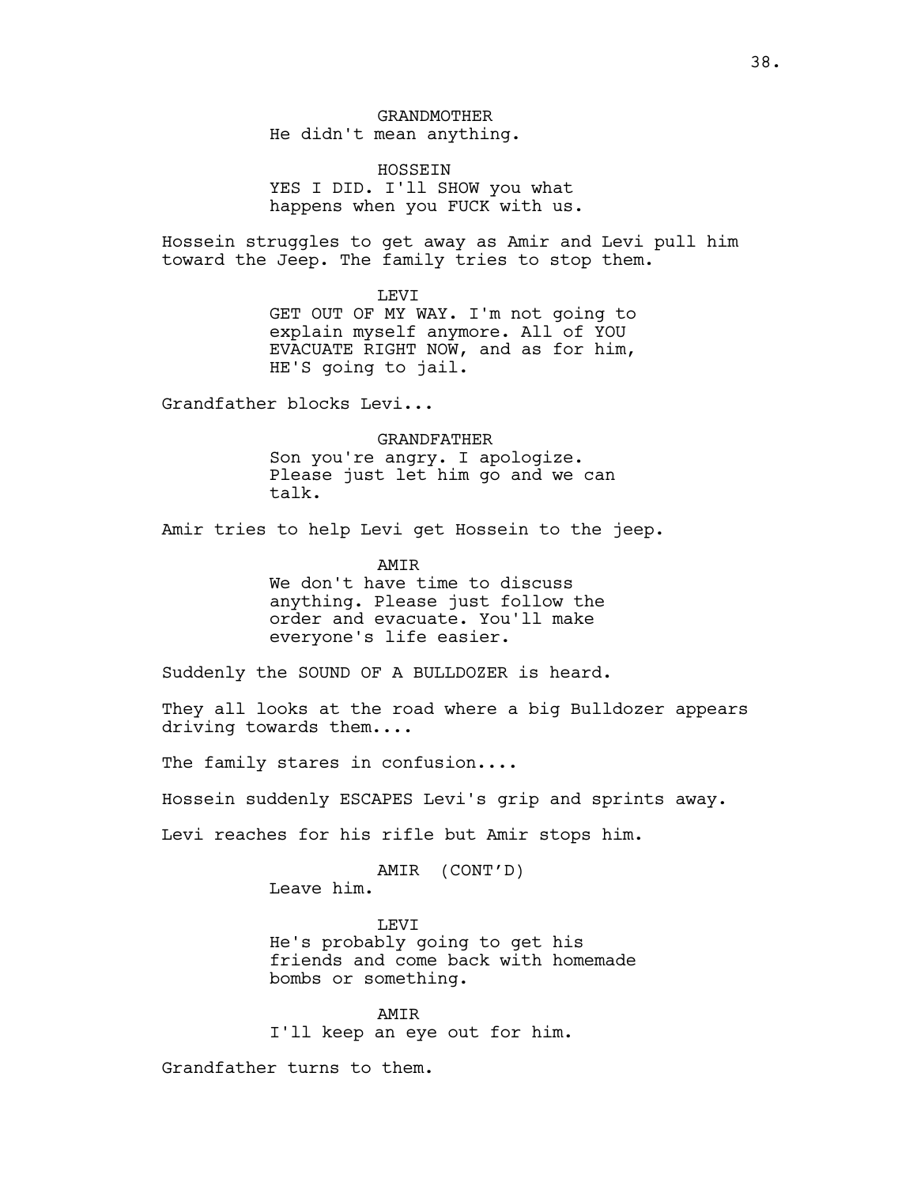GRANDMOTHER
He didn't mean anything.

HOSSEIN
YES I DID. I'll SHOW you what happens when you FUCK with us.

Hossein struggles to get away as Amir and Levi pull him toward the Jeep. The family tries to stop them.

LEVI
GET OUT OF MY WAY. I'm not going to explain myself anymore. All of YOU EVACUATE RIGHT NOW, and as for him, HE'S going to jail.

Grandfather blocks Levi...

GRANDFATHER
Son you're angry. I apologize. Please just let him go and we can talk.

Amir tries to help Levi get Hossein to the jeep.

AMIR
We don't have time to discuss anything. Please just follow the order and evacuate. You'll make everyone's life easier.

Suddenly the SOUND OF A BULLDOZER is heard.

They all looks at the road where a big Bulldozer appears driving towards them....

The family stares in confusion....

Hossein suddenly ESCAPES Levi's grip and sprints away.

Levi reaches for his rifle but Amir stops him.

AMIR (CONT'D)
Leave him.

LEVI
He's probably going to get his friends and come back with homemade bombs or something.

AMIR
I'll keep an eye out for him.

Grandfather turns to them.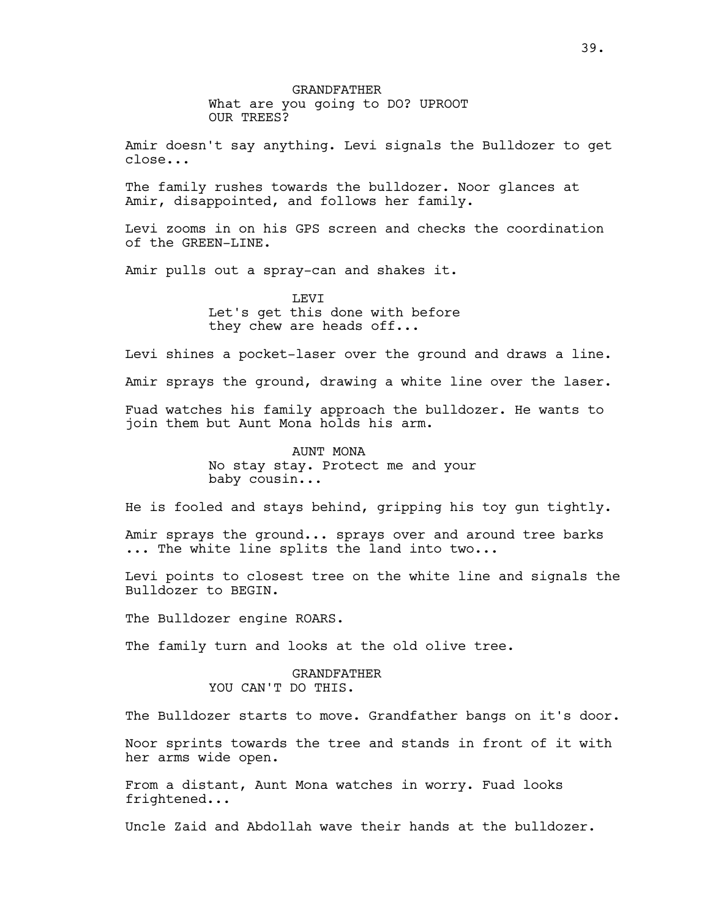GRANDFATHER
What are you going to DO? UPROOT OUR TREES?

Amir doesn't say anything. Levi signals the Bulldozer to get close...

The family rushes towards the bulldozer. Noor glances at Amir, disappointed, and follows her family.

Levi zooms in on his GPS screen and checks the coordination of the GREEN-LINE.

Amir pulls out a spray-can and shakes it.

LEVI
Let's get this done with before they chew are heads off...

Levi shines a pocket-laser over the ground and draws a line.

Amir sprays the ground, drawing a white line over the laser.

Fuad watches his family approach the bulldozer. He wants to join them but Aunt Mona holds his arm.

AUNT MONA
No stay stay. Protect me and your baby cousin...

He is fooled and stays behind, gripping his toy gun tightly.

Amir sprays the ground... sprays over and around tree barks ... The white line splits the land into two...

Levi points to closest tree on the white line and signals the Bulldozer to BEGIN.

The Bulldozer engine ROARS.

The family turn and looks at the old olive tree.

GRANDFATHER
YOU CAN'T DO THIS.

The Bulldozer starts to move. Grandfather bangs on it's door.

Noor sprints towards the tree and stands in front of it with her arms wide open.

From a distant, Aunt Mona watches in worry. Fuad looks frightened...

Uncle Zaid and Abdollah wave their hands at the bulldozer.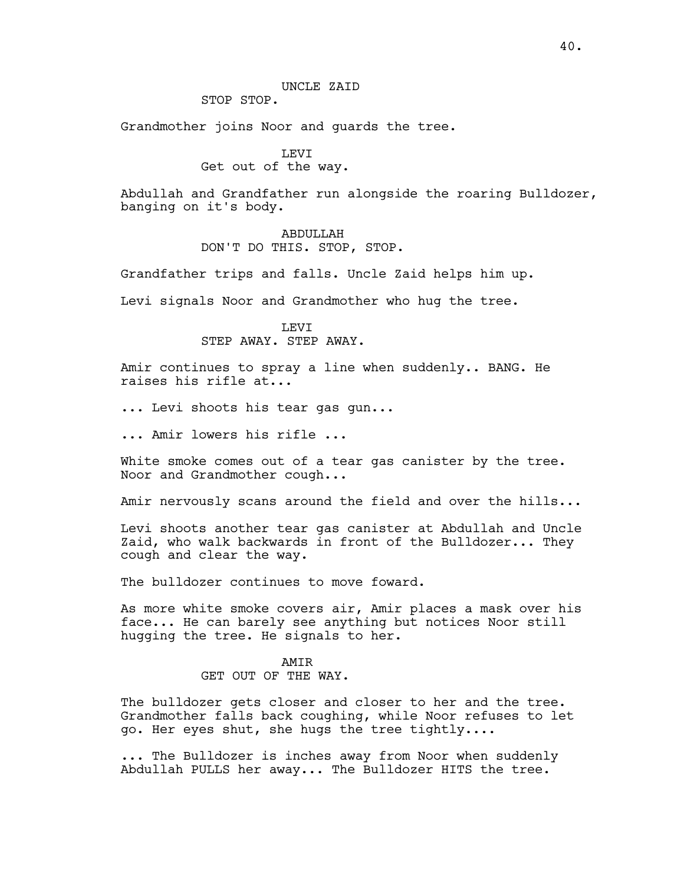UNCLE ZAID
STOP STOP.

Grandmother joins Noor and guards the tree.

LEVI
Get out of the way.

Abdullah and Grandfather run alongside the roaring Bulldozer, banging on it's body.

ABDULLAH
DON'T DO THIS. STOP, STOP.

Grandfather trips and falls. Uncle Zaid helps him up.

Levi signals Noor and Grandmother who hug the tree.

LEVI
STEP AWAY. STEP AWAY.

Amir continues to spray a line when suddenly.. BANG. He raises his rifle at...

... Levi shoots his tear gas gun...

... Amir lowers his rifle ...

White smoke comes out of a tear gas canister by the tree. Noor and Grandmother cough...

Amir nervously scans around the field and over the hills...

Levi shoots another tear gas canister at Abdullah and Uncle Zaid, who walk backwards in front of the Bulldozer... They cough and clear the way.

The bulldozer continues to move foward.

As more white smoke covers air, Amir places a mask over his face... He can barely see anything but notices Noor still hugging the tree. He signals to her.

AMIR
GET OUT OF THE WAY.

The bulldozer gets closer and closer to her and the tree. Grandmother falls back coughing, while Noor refuses to let go. Her eyes shut, she hugs the tree tightly....

... The Bulldozer is inches away from Noor when suddenly Abdullah PULLS her away... The Bulldozer HITS the tree.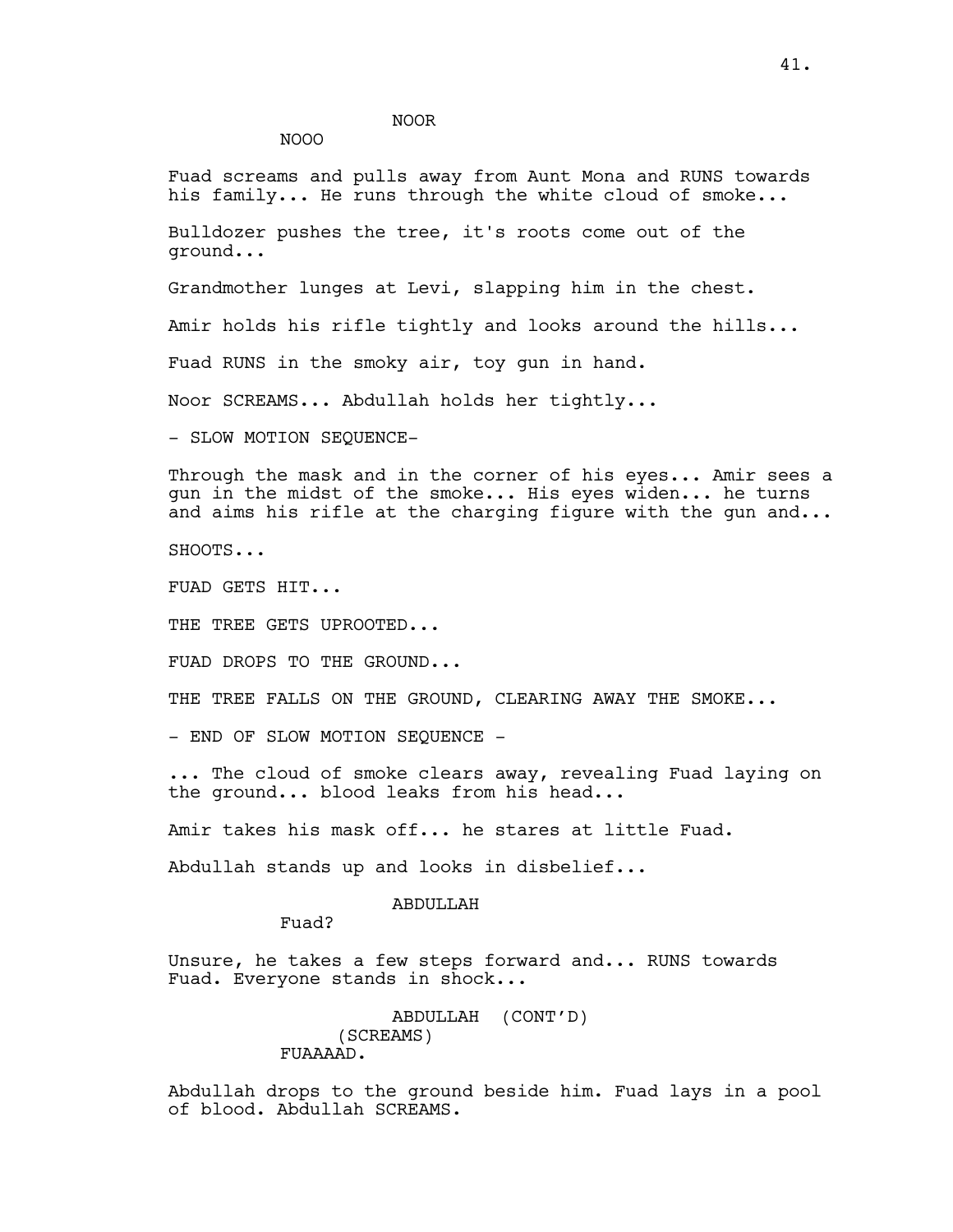NOOR

NOOO

Fuad screams and pulls away from Aunt Mona and RUNS towards his family... He runs through the white cloud of smoke...

Bulldozer pushes the tree, it's roots come out of the ground...

Grandmother lunges at Levi, slapping him in the chest.

Amir holds his rifle tightly and looks around the hills...

Fuad RUNS in the smoky air, toy gun in hand.

Noor SCREAMS... Abdullah holds her tightly...

- SLOW MOTION SEQUENCE-

Through the mask and in the corner of his eyes... Amir sees a gun in the midst of the smoke... His eyes widen... he turns and aims his rifle at the charging figure with the gun and...

SHOOTS...

FUAD GETS HIT...

THE TREE GETS UPROOTED...

FUAD DROPS TO THE GROUND...

THE TREE FALLS ON THE GROUND, CLEARING AWAY THE SMOKE...

- END OF SLOW MOTION SEQUENCE -

... The cloud of smoke clears away, revealing Fuad laying on the ground... blood leaks from his head...

Amir takes his mask off... he stares at little Fuad.

Abdullah stands up and looks in disbelief...

ABDULLAH

Fuad?

Unsure, he takes a few steps forward and... RUNS towards Fuad. Everyone stands in shock...

ABDULLAH (CONT'D)

(SCREAMS)

FUAAAAD.

Abdullah drops to the ground beside him. Fuad lays in a pool of blood. Abdullah SCREAMS.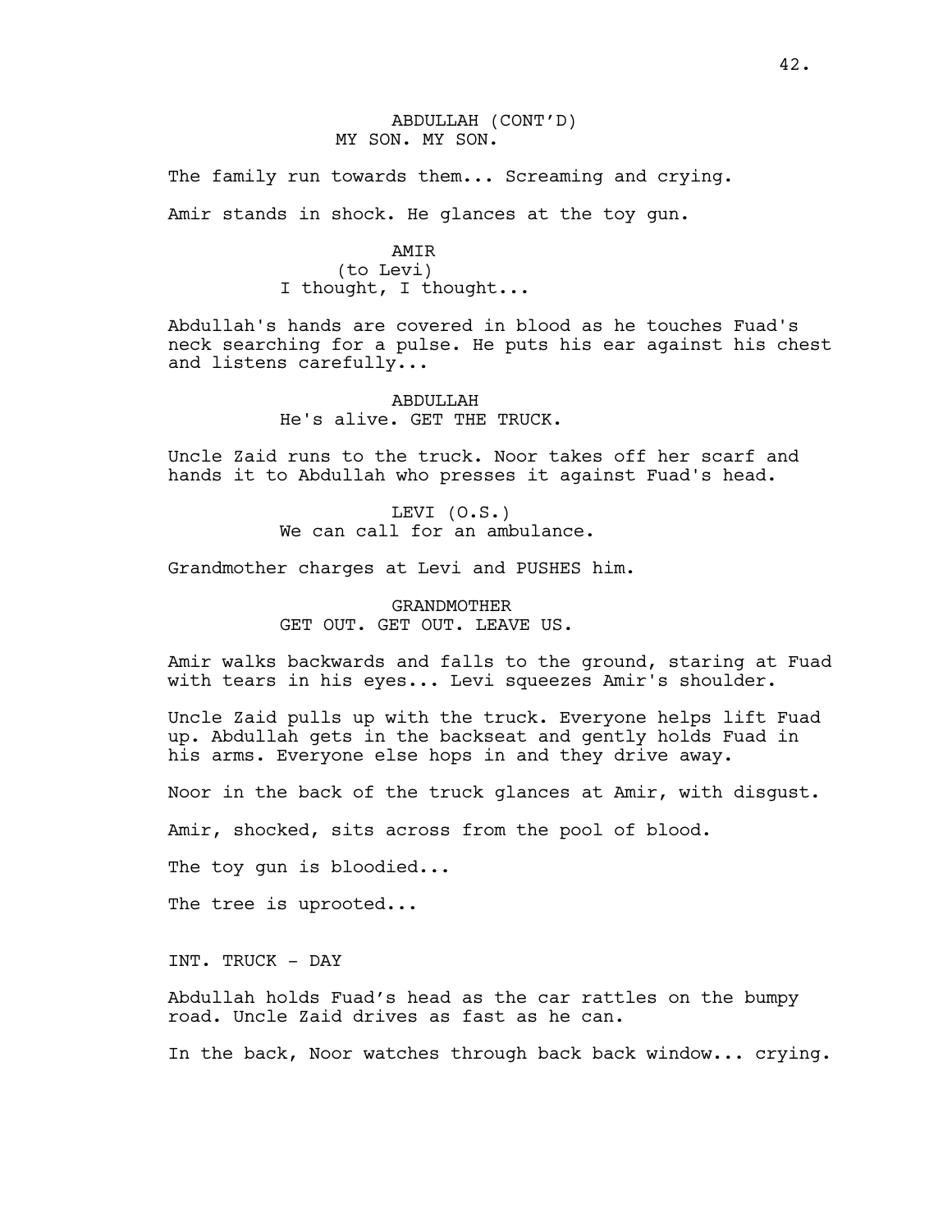ABDULLAH (CONT'D)
MY SON. MY SON.

The family run towards them... Screaming and crying.

Amir stands in shock. He glances at the toy gun.

AMIR
(to Levi)
I thought, I thought...

Abdullah's hands are covered in blood as he touches Fuad's neck searching for a pulse. He puts his ear against his chest and listens carefully...

ABDULLAH
He's alive. GET THE TRUCK.

Uncle Zaid runs to the truck. Noor takes off her scarf and hands it to Abdullah who presses it against Fuad's head.

LEVI (O.S.)
We can call for an ambulance.

Grandmother charges at Levi and PUSHES him.

GRANDMOTHER
GET OUT. GET OUT. LEAVE US.

Amir walks backwards and falls to the ground, staring at Fuad with tears in his eyes... Levi squeezes Amir's shoulder.

Uncle Zaid pulls up with the truck. Everyone helps lift Fuad up. Abdullah gets in the backseat and gently holds Fuad in his arms. Everyone else hops in and they drive away.

Noor in the back of the truck glances at Amir, with disgust.

Amir, shocked, sits across from the pool of blood.

The toy gun is bloodied...

The tree is uprooted...

INT. TRUCK - DAY

Abdullah holds Fuad's head as the car rattles on the bumpy road. Uncle Zaid drives as fast as he can.

In the back, Noor watches through back back window... crying.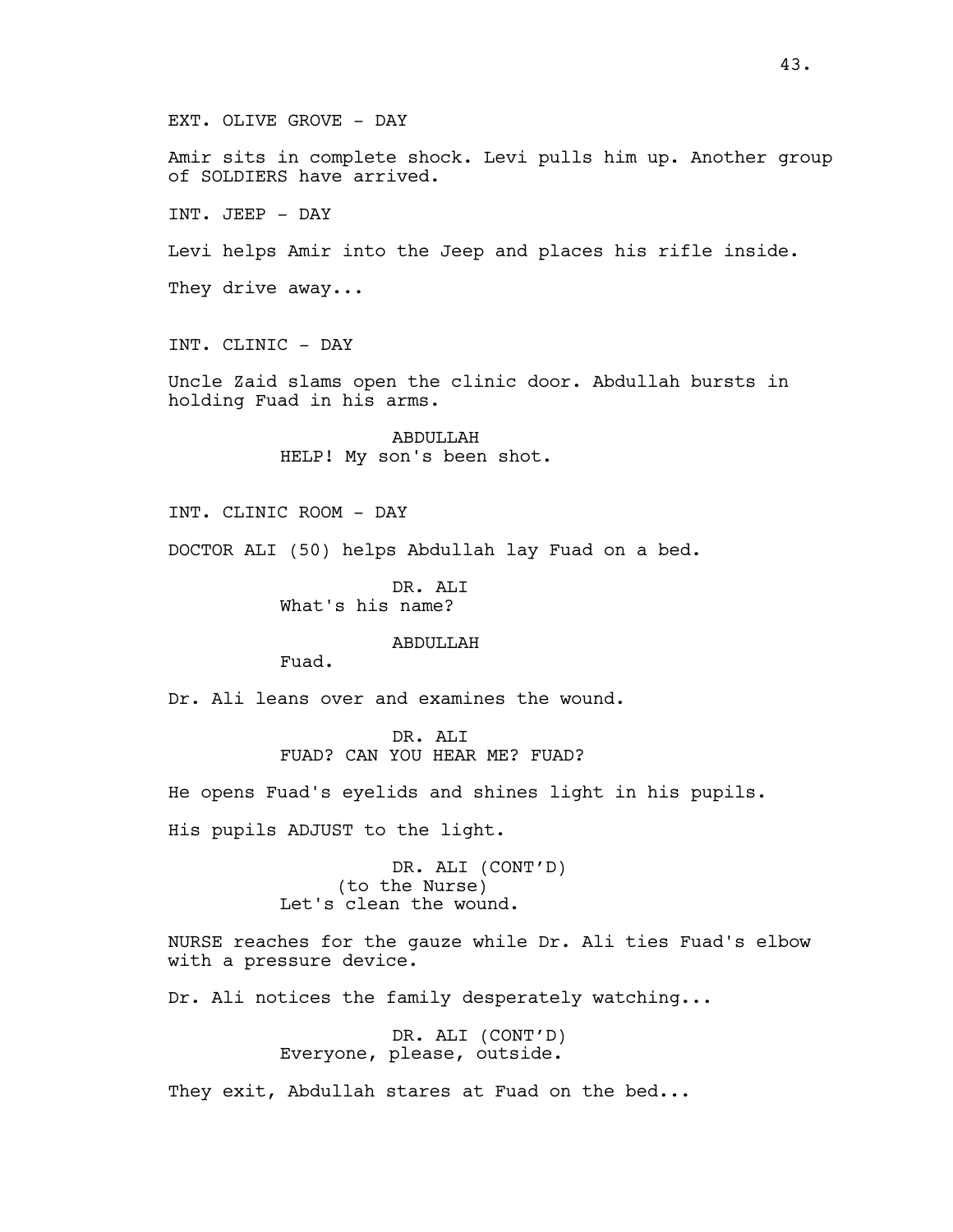EXT. OLIVE GROVE - DAY

Amir sits in complete shock. Levi pulls him up. Another group of SOLDIERS have arrived.

INT. JEEP - DAY

Levi helps Amir into the Jeep and places his rifle inside.

They drive away...

INT. CLINIC - DAY

Uncle Zaid slams open the clinic door. Abdullah bursts in holding Fuad in his arms.

ABDULLAH
HELP! My son's been shot.

INT. CLINIC ROOM - DAY

DOCTOR ALI (50) helps Abdullah lay Fuad on a bed.

DR. ALI
What's his name?

ABDULLAH
Fuad.

Dr. Ali leans over and examines the wound.

DR. ALI
FUAD? CAN YOU HEAR ME? FUAD?

He opens Fuad's eyelids and shines light in his pupils.

His pupils ADJUST to the light.

DR. ALI (CONT'D)
(to the Nurse)
Let's clean the wound.

NURSE reaches for the gauze while Dr. Ali ties Fuad's elbow with a pressure device.

Dr. Ali notices the family desperately watching...

DR. ALI (CONT'D)
Everyone, please, outside.

They exit, Abdullah stares at Fuad on the bed...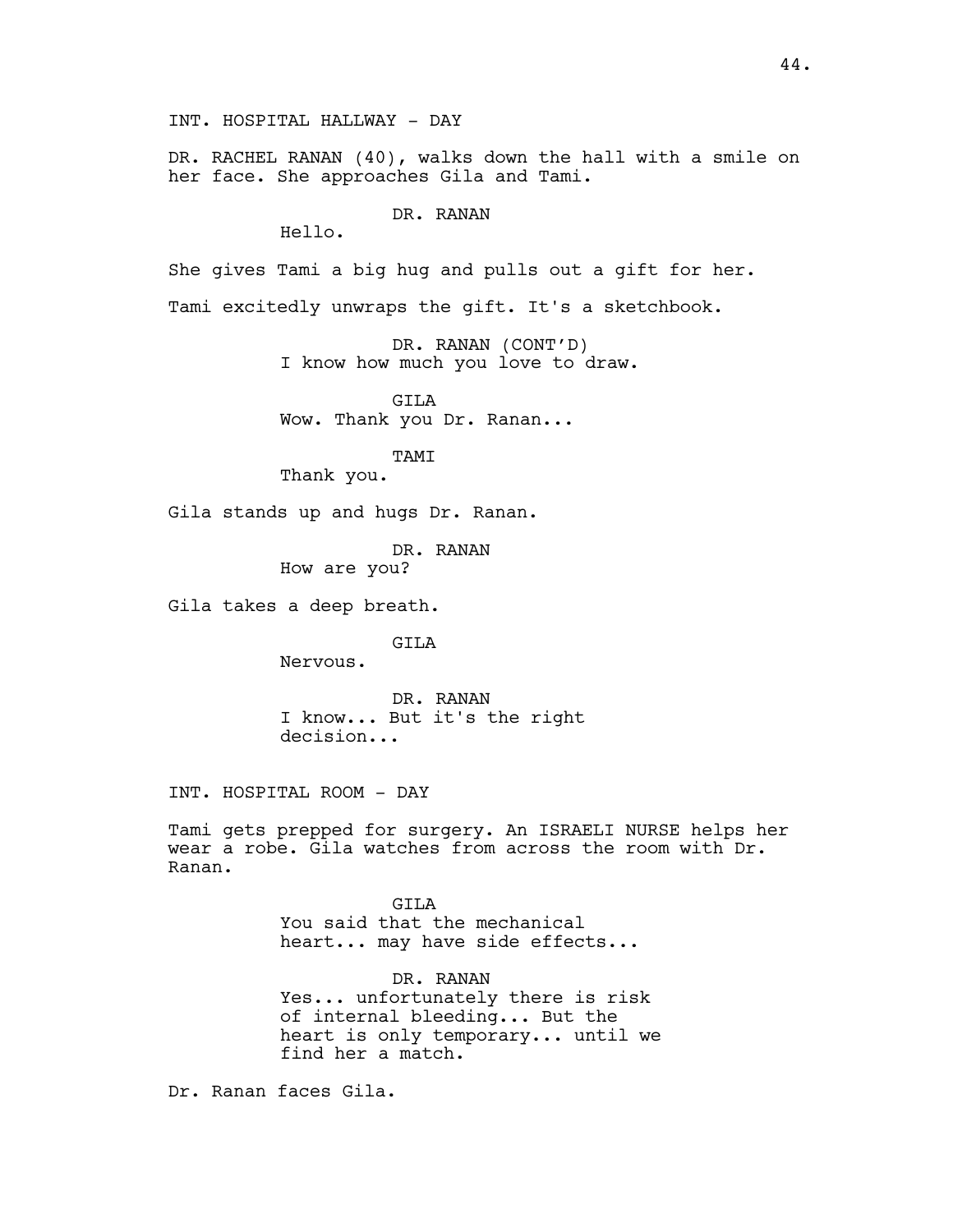INT. HOSPITAL HALLWAY - DAY

DR. RACHEL RANAN (40), walks down the hall with a smile on her face. She approaches Gila and Tami.

DR. RANAN
Hello.

She gives Tami a big hug and pulls out a gift for her.

Tami excitedly unwraps the gift. It's a sketchbook.

DR. RANAN (CONT'D)
I know how much you love to draw.

GILA
Wow. Thank you Dr. Ranan...

TAMI
Thank you.

Gila stands up and hugs Dr. Ranan.

DR. RANAN
How are you?

Gila takes a deep breath.

GILA
Nervous.

DR. RANAN
I know... But it's the right decision...

INT. HOSPITAL ROOM - DAY

Tami gets prepped for surgery. An ISRAELI NURSE helps her wear a robe. Gila watches from across the room with Dr. Ranan.

GILA
You said that the mechanical heart... may have side effects...

DR. RANAN
Yes... unfortunately there is risk of internal bleeding... But the heart is only temporary... until we find her a match.

Dr. Ranan faces Gila.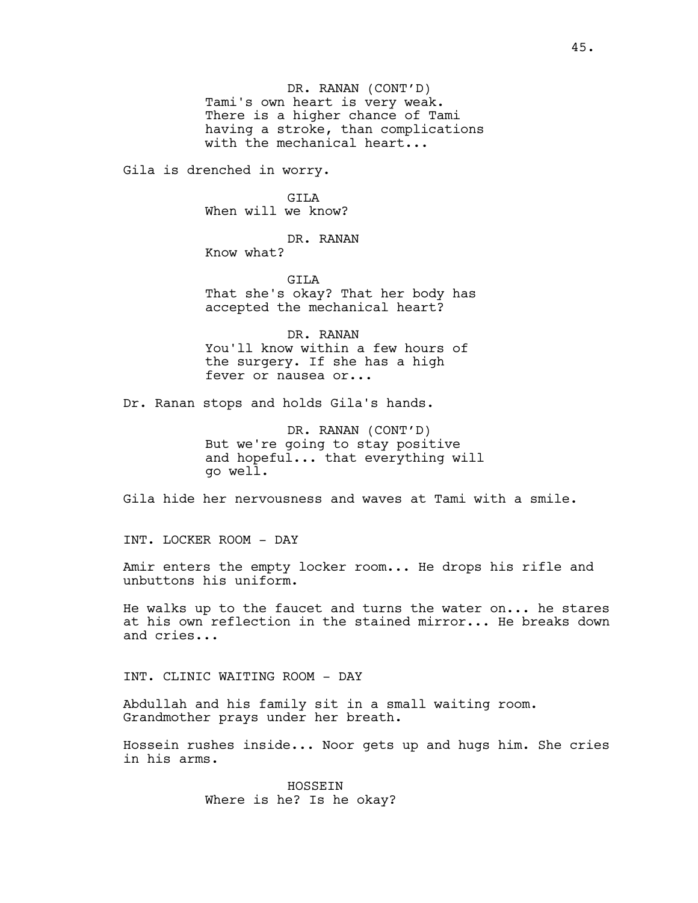DR. RANAN (CONT'D)
Tami's own heart is very weak. There is a higher chance of Tami having a stroke, than complications with the mechanical heart...

Gila is drenched in worry.

GILA
When will we know?

DR. RANAN
Know what?

GILA
That she's okay? That her body has accepted the mechanical heart?

DR. RANAN
You'll know within a few hours of the surgery. If she has a high fever or nausea or...

Dr. Ranan stops and holds Gila's hands.

DR. RANAN (CONT'D)
But we're going to stay positive and hopeful... that everything will go well.

Gila hide her nervousness and waves at Tami with a smile.

INT. LOCKER ROOM - DAY

Amir enters the empty locker room... He drops his rifle and unbuttons his uniform.

He walks up to the faucet and turns the water on... he stares at his own reflection in the stained mirror... He breaks down and cries...

INT. CLINIC WAITING ROOM - DAY

Abdullah and his family sit in a small waiting room. Grandmother prays under her breath.

Hossein rushes inside... Noor gets up and hugs him. She cries in his arms.

HOSSEIN
Where is he? Is he okay?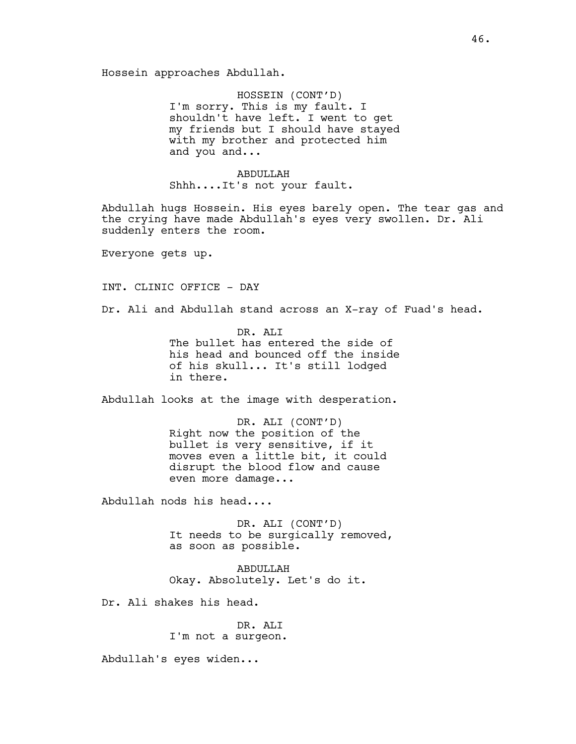Hossein approaches Abdullah.

HOSSEIN (CONT'D)
I'm sorry. This is my fault. I shouldn't have left. I went to get my friends but I should have stayed with my brother and protected him and you and...

ABDULLAH
Shhh....It's not your fault.

Abdullah hugs Hossein. His eyes barely open. The tear gas and the crying have made Abdullah's eyes very swollen. Dr. Ali suddenly enters the room.

Everyone gets up.

INT. CLINIC OFFICE - DAY

Dr. Ali and Abdullah stand across an X-ray of Fuad's head.

DR. ALI
The bullet has entered the side of his head and bounced off the inside of his skull... It's still lodged in there.

Abdullah looks at the image with desperation.

DR. ALI (CONT'D)
Right now the position of the bullet is very sensitive, if it moves even a little bit, it could disrupt the blood flow and cause even more damage...

Abdullah nods his head....

DR. ALI (CONT'D)
It needs to be surgically removed, as soon as possible.

ABDULLAH
Okay. Absolutely. Let's do it.

Dr. Ali shakes his head.

DR. ALI
I'm not a surgeon.

Abdullah's eyes widen...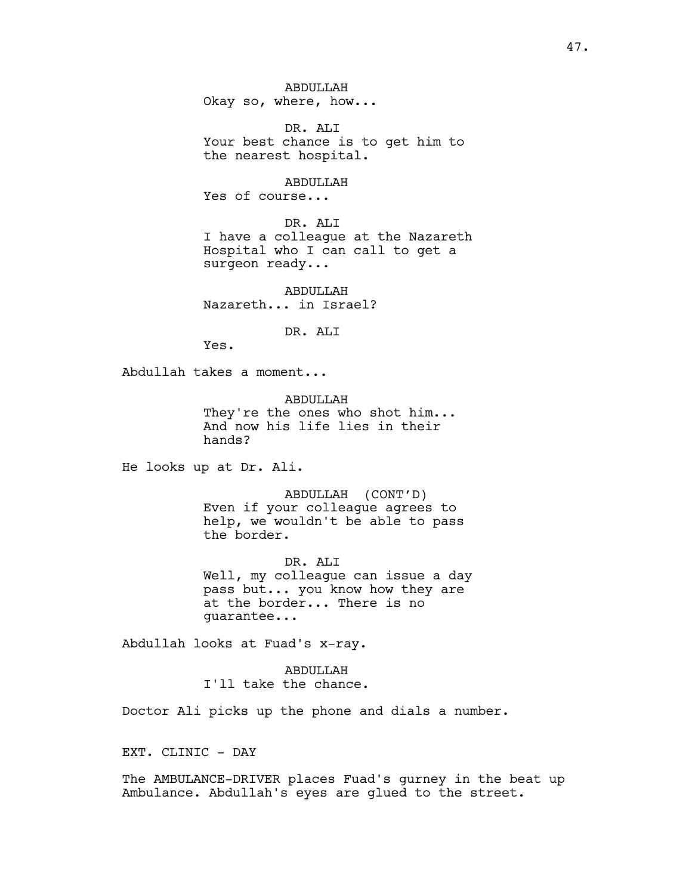ABDULLAH
Okay so, where, how...

DR. ALI
Your best chance is to get him to the nearest hospital.

ABDULLAH
Yes of course...

DR. ALI
I have a colleague at the Nazareth Hospital who I can call to get a surgeon ready...

ABDULLAH
Nazareth... in Israel?

DR. ALI
Yes.

Abdullah takes a moment...

ABDULLAH
They're the ones who shot him... And now his life lies in their hands?

He looks up at Dr. Ali.

ABDULLAH (CONT'D)
Even if your colleague agrees to help, we wouldn't be able to pass the border.

DR. ALI
Well, my colleague can issue a day pass but... you know how they are at the border... There is no guarantee...

Abdullah looks at Fuad's x-ray.

ABDULLAH
I'll take the chance.

Doctor Ali picks up the phone and dials a number.

EXT. CLINIC - DAY

The AMBULANCE-DRIVER places Fuad's gurney in the beat up Ambulance. Abdullah's eyes are glued to the street.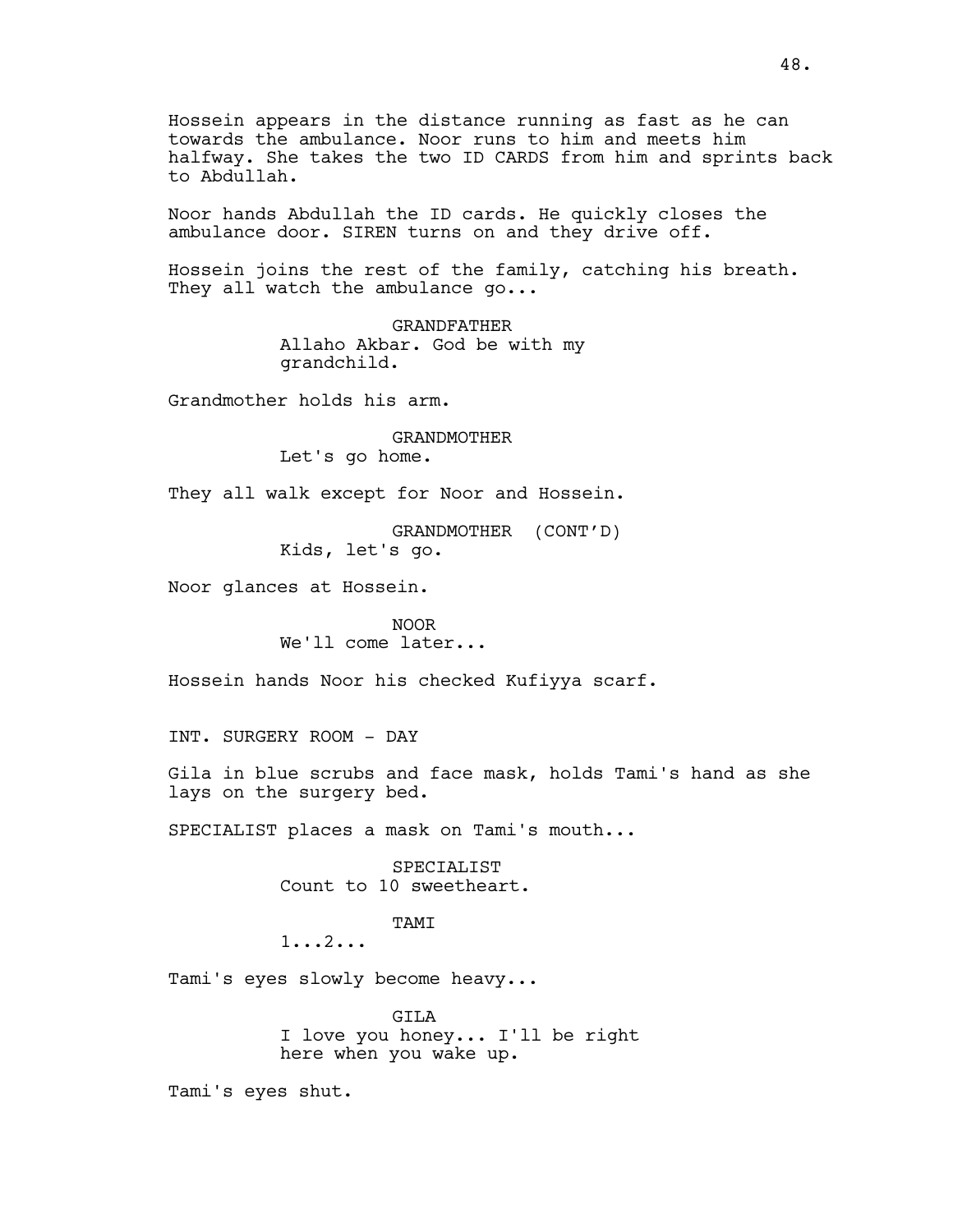Hossein appears in the distance running as fast as he can towards the ambulance. Noor runs to him and meets him halfway. She takes the two ID CARDS from him and sprints back to Abdullah.

Noor hands Abdullah the ID cards. He quickly closes the ambulance door. SIREN turns on and they drive off.

Hossein joins the rest of the family, catching his breath. They all watch the ambulance go...

GRANDFATHER
Allaho Akbar. God be with my grandchild.

Grandmother holds his arm.

GRANDMOTHER
Let's go home.

They all walk except for Noor and Hossein.

GRANDMOTHER (CONT'D)
Kids, let's go.

Noor glances at Hossein.

NOOR
We'll come later...

Hossein hands Noor his checked Kufiyya scarf.

INT. SURGERY ROOM - DAY

Gila in blue scrubs and face mask, holds Tami's hand as she lays on the surgery bed.

SPECIALIST places a mask on Tami's mouth...

SPECIALIST
Count to 10 sweetheart.

TAMI
1...2...

Tami's eyes slowly become heavy...

GILA
I love you honey... I'll be right here when you wake up.

Tami's eyes shut.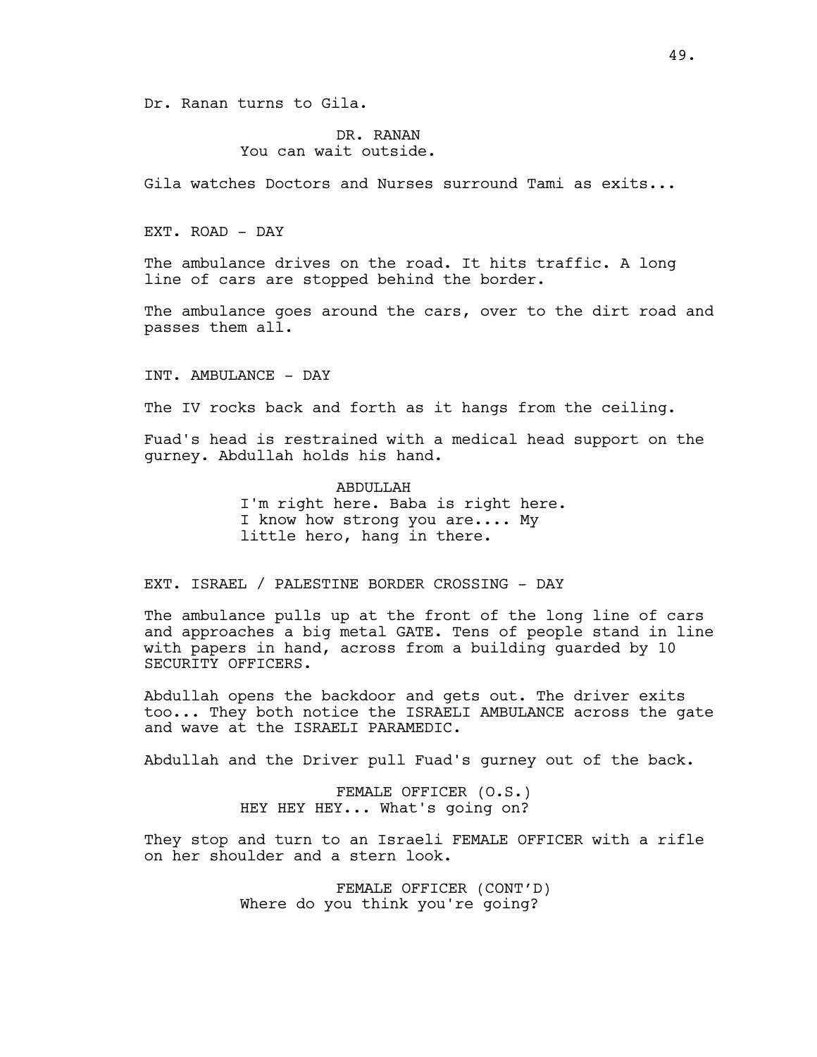Dr. Ranan turns to Gila.

DR. RANAN
You can wait outside.

Gila watches Doctors and Nurses surround Tami as exits...

EXT. ROAD - DAY

The ambulance drives on the road. It hits traffic. A long line of cars are stopped behind the border.

The ambulance goes around the cars, over to the dirt road and passes them all.

INT. AMBULANCE - DAY

The IV rocks back and forth as it hangs from the ceiling.

Fuad's head is restrained with a medical head support on the gurney. Abdullah holds his hand.

ABDULLAH
I'm right here. Baba is right here. I know how strong you are.... My little hero, hang in there.

EXT. ISRAEL / PALESTINE BORDER CROSSING - DAY

The ambulance pulls up at the front of the long line of cars and approaches a big metal GATE. Tens of people stand in line with papers in hand, across from a building guarded by 10 SECURITY OFFICERS.

Abdullah opens the backdoor and gets out. The driver exits too... They both notice the ISRAELI AMBULANCE across the gate and wave at the ISRAELI PARAMEDIC.

Abdullah and the Driver pull Fuad's gurney out of the back.

FEMALE OFFICER (O.S.)
HEY HEY HEY... What's going on?

They stop and turn to an Israeli FEMALE OFFICER with a rifle on her shoulder and a stern look.

FEMALE OFFICER (CONT'D)
Where do you think you're going?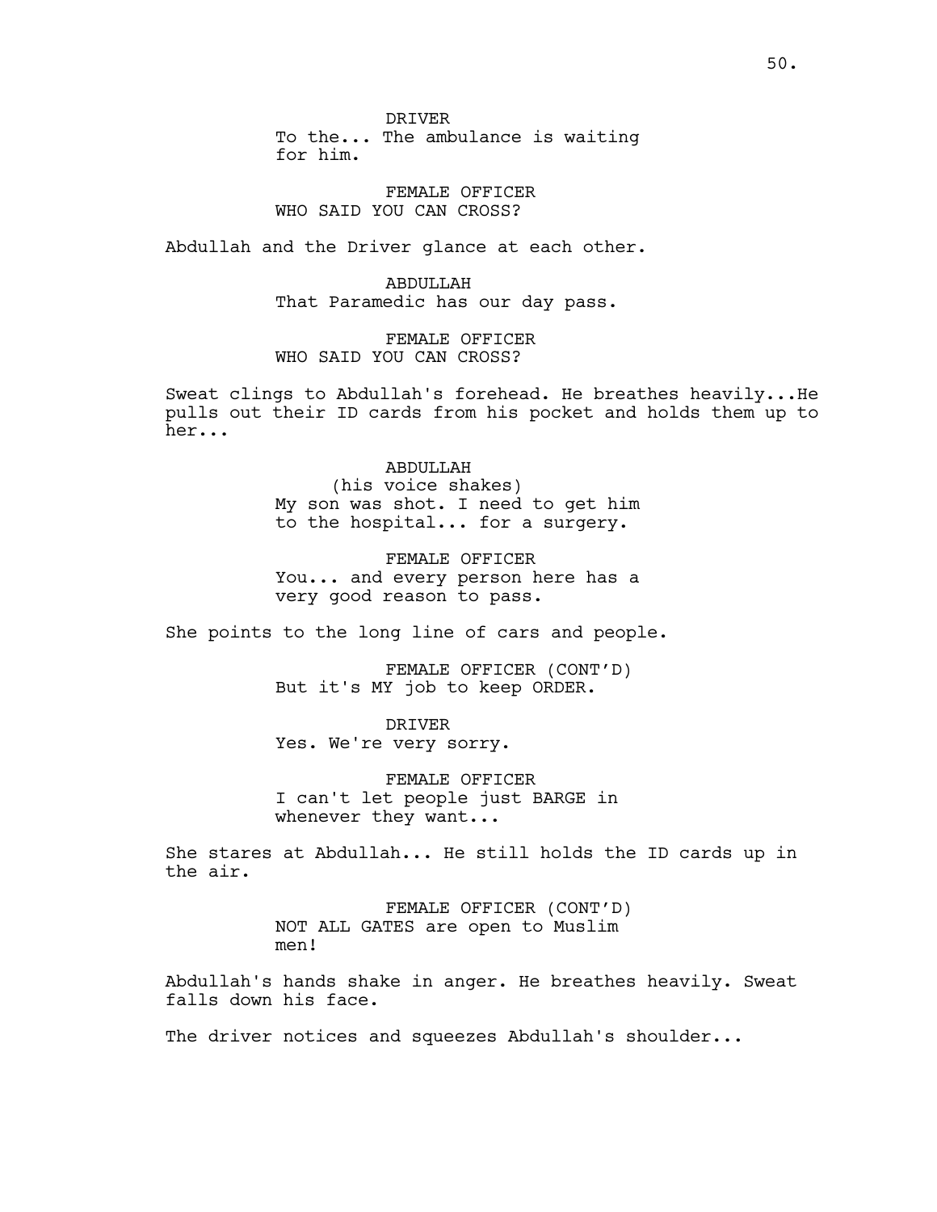DRIVER
To the... The ambulance is waiting for him.

FEMALE OFFICER
WHO SAID YOU CAN CROSS?

Abdullah and the Driver glance at each other.

ABDULLAH
That Paramedic has our day pass.

FEMALE OFFICER
WHO SAID YOU CAN CROSS?

Sweat clings to Abdullah's forehead. He breathes heavily...He pulls out their ID cards from his pocket and holds them up to her...

ABDULLAH
(his voice shakes)
My son was shot. I need to get him to the hospital... for a surgery.

FEMALE OFFICER
You... and every person here has a very good reason to pass.

She points to the long line of cars and people.

FEMALE OFFICER (CONT'D)
But it's MY job to keep ORDER.

DRIVER
Yes. We're very sorry.

FEMALE OFFICER
I can't let people just BARGE in whenever they want...

She stares at Abdullah... He still holds the ID cards up in the air.

FEMALE OFFICER (CONT'D)
NOT ALL GATES are open to Muslim men!

Abdullah's hands shake in anger. He breathes heavily. Sweat falls down his face.

The driver notices and squeezes Abdullah's shoulder...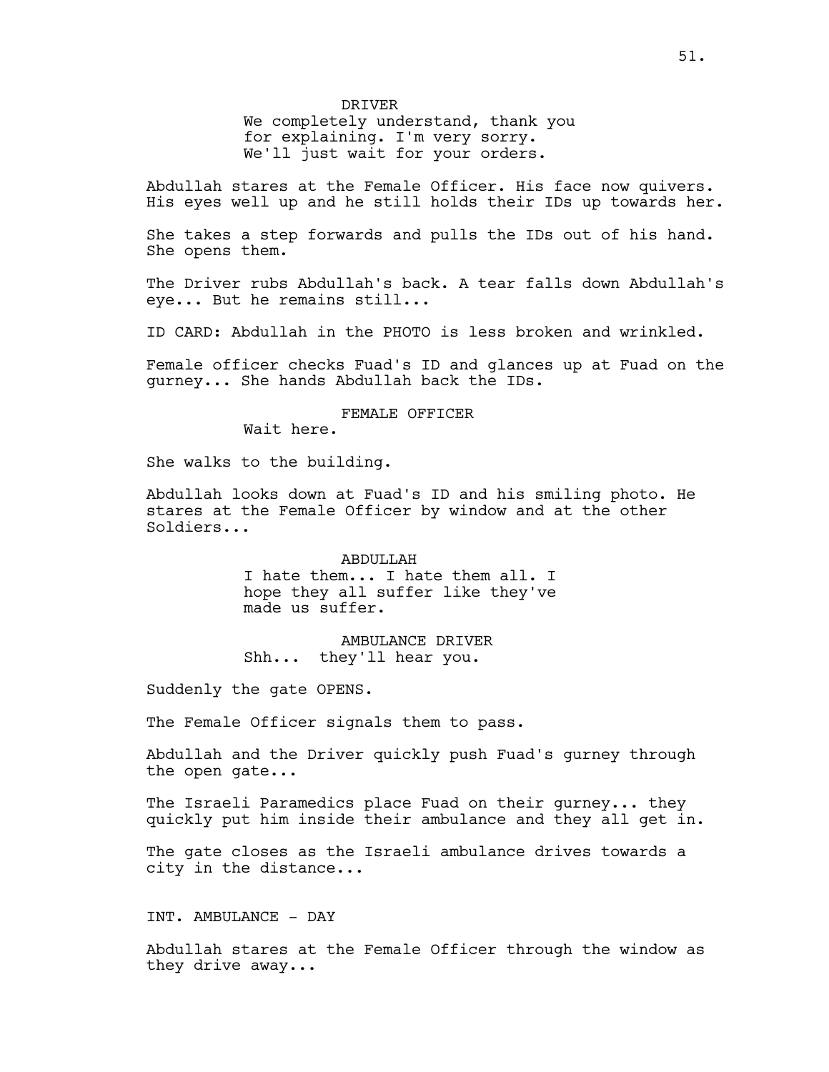DRIVER

We completely understand, thank you for explaining. I'm very sorry. We'll just wait for your orders.

Abdullah stares at the Female Officer. His face now quivers. His eyes well up and he still holds their IDs up towards her.

She takes a step forwards and pulls the IDs out of his hand. She opens them.

The Driver rubs Abdullah's back. A tear falls down Abdullah's eye... But he remains still...

ID CARD: Abdullah in the PHOTO is less broken and wrinkled.

Female officer checks Fuad's ID and glances up at Fuad on the gurney... She hands Abdullah back the IDs.

FEMALE OFFICER

Wait here.

She walks to the building.

Abdullah looks down at Fuad's ID and his smiling photo. He stares at the Female Officer by window and at the other Soldiers...

ABDULLAH

I hate them... I hate them all. I hope they all suffer like they've made us suffer.

AMBULANCE DRIVER

Shh... they'll hear you.

Suddenly the gate OPENS.

The Female Officer signals them to pass.

Abdullah and the Driver quickly push Fuad's gurney through the open gate...

The Israeli Paramedics place Fuad on their gurney... they quickly put him inside their ambulance and they all get in.

The gate closes as the Israeli ambulance drives towards a city in the distance...

INT. AMBULANCE - DAY

Abdullah stares at the Female Officer through the window as they drive away...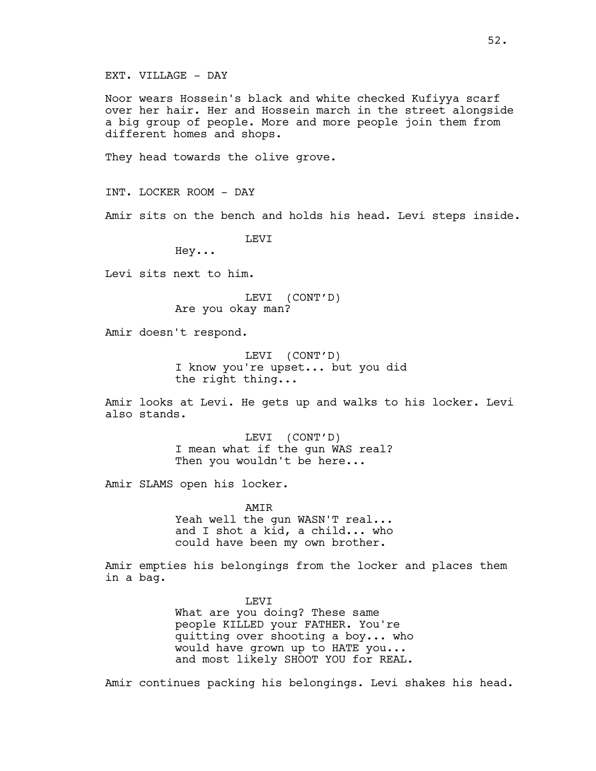EXT. VILLAGE - DAY

Noor wears Hossein's black and white checked Kufiyya scarf over her hair. Her and Hossein march in the street alongside a big group of people. More and more people join them from different homes and shops.

They head towards the olive grove.

INT. LOCKER ROOM - DAY

Amir sits on the bench and holds his head. Levi steps inside.

LEVI
Hey...

Levi sits next to him.

LEVI (CONT'D)
Are you okay man?

Amir doesn't respond.

LEVI (CONT'D)
I know you're upset... but you did the right thing...

Amir looks at Levi. He gets up and walks to his locker. Levi also stands.

LEVI (CONT'D)
I mean what if the gun WAS real? Then you wouldn't be here...

Amir SLAMS open his locker.

AMIR
Yeah well the gun WASN'T real... and I shot a kid, a child... who could have been my own brother.

Amir empties his belongings from the locker and places them in a bag.

LEVI
What are you doing? These same people KILLED your FATHER. You're quitting over shooting a boy... who would have grown up to HATE you... and most likely SHOOT YOU for REAL.

Amir continues packing his belongings. Levi shakes his head.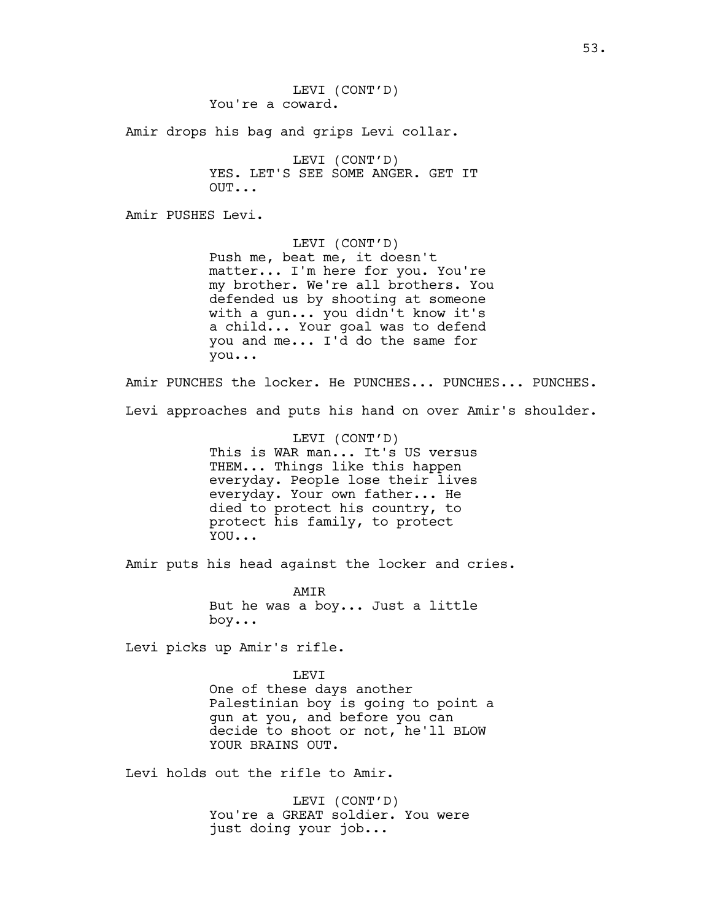LEVI (CONT'D)
You're a coward.

Amir drops his bag and grips Levi collar.

LEVI (CONT'D)
YES. LET'S SEE SOME ANGER. GET IT OUT...

Amir PUSHES Levi.

LEVI (CONT'D)
Push me, beat me, it doesn't matter... I'm here for you. You're my brother. We're all brothers. You defended us by shooting at someone with a gun... you didn't know it's a child... Your goal was to defend you and me... I'd do the same for you...

Amir PUNCHES the locker. He PUNCHES... PUNCHES... PUNCHES.

Levi approaches and puts his hand on over Amir's shoulder.

LEVI (CONT'D)
This is WAR man... It's US versus THEM... Things like this happen everyday. People lose their lives everyday. Your own father... He died to protect his country, to protect his family, to protect YOU...

Amir puts his head against the locker and cries.

AMIR
But he was a boy... Just a little boy...

Levi picks up Amir's rifle.

LEVI
One of these days another Palestinian boy is going to point a gun at you, and before you can decide to shoot or not, he'll BLOW YOUR BRAINS OUT.

Levi holds out the rifle to Amir.

LEVI (CONT'D)
You're a GREAT soldier. You were just doing your job...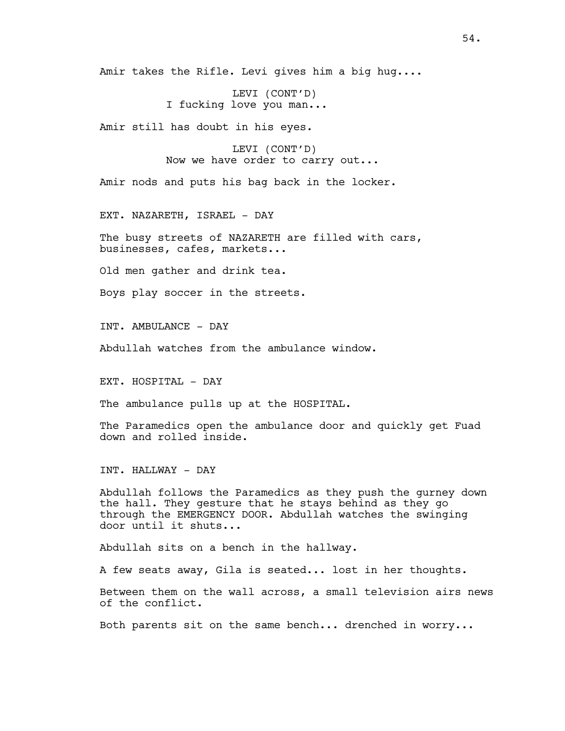Amir takes the Rifle. Levi gives him a big hug....

LEVI (CONT'D)
I fucking love you man...

Amir still has doubt in his eyes.

LEVI (CONT'D)
Now we have order to carry out...

Amir nods and puts his bag back in the locker.

EXT. NAZARETH, ISRAEL - DAY

The busy streets of NAZARETH are filled with cars, businesses, cafes, markets...

Old men gather and drink tea.

Boys play soccer in the streets.

INT. AMBULANCE - DAY

Abdullah watches from the ambulance window.

EXT. HOSPITAL - DAY

The ambulance pulls up at the HOSPITAL.

The Paramedics open the ambulance door and quickly get Fuad down and rolled inside.

INT. HALLWAY - DAY

Abdullah follows the Paramedics as they push the gurney down the hall. They gesture that he stays behind as they go through the EMERGENCY DOOR. Abdullah watches the swinging door until it shuts...

Abdullah sits on a bench in the hallway.

A few seats away, Gila is seated... lost in her thoughts.

Between them on the wall across, a small television airs news of the conflict.

Both parents sit on the same bench... drenched in worry...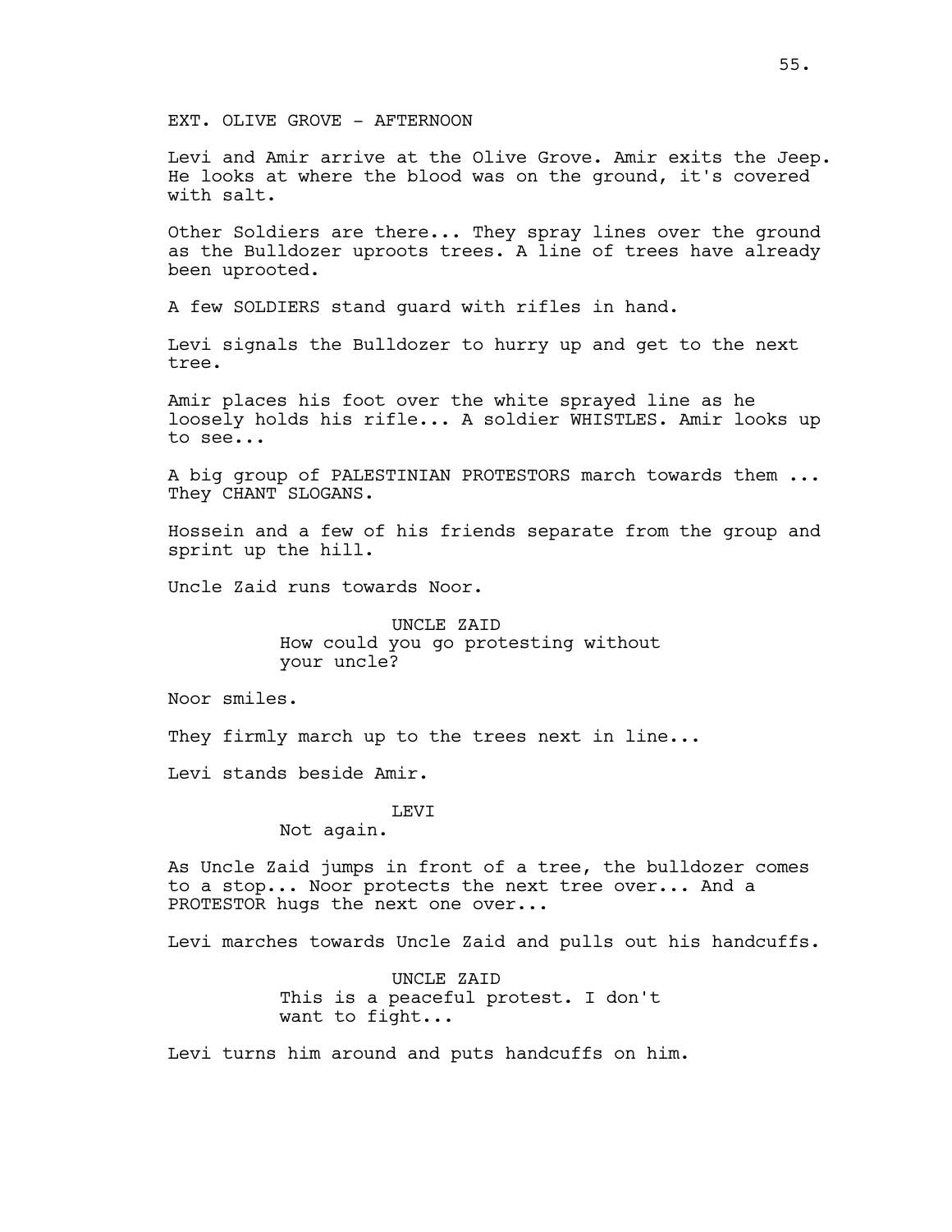EXT. OLIVE GROVE - AFTERNOON

Levi and Amir arrive at the Olive Grove. Amir exits the Jeep. He looks at where the blood was on the ground, it's covered with salt.

Other Soldiers are there... They spray lines over the ground as the Bulldozer uproots trees. A line of trees have already been uprooted.

A few SOLDIERS stand guard with rifles in hand.

Levi signals the Bulldozer to hurry up and get to the next tree.

Amir places his foot over the white sprayed line as he loosely holds his rifle... A soldier WHISTLES. Amir looks up to see...

A big group of PALESTINIAN PROTESTORS march towards them ... They CHANT SLOGANS.

Hossein and a few of his friends separate from the group and sprint up the hill.

Uncle Zaid runs towards Noor.

UNCLE ZAID
How could you go protesting without your uncle?

Noor smiles.

They firmly march up to the trees next in line...

Levi stands beside Amir.

LEVI
Not again.

As Uncle Zaid jumps in front of a tree, the bulldozer comes to a stop... Noor protects the next tree over... And a PROTESTOR hugs the next one over...

Levi marches towards Uncle Zaid and pulls out his handcuffs.

UNCLE ZAID
This is a peaceful protest. I don't want to fight...

Levi turns him around and puts handcuffs on him.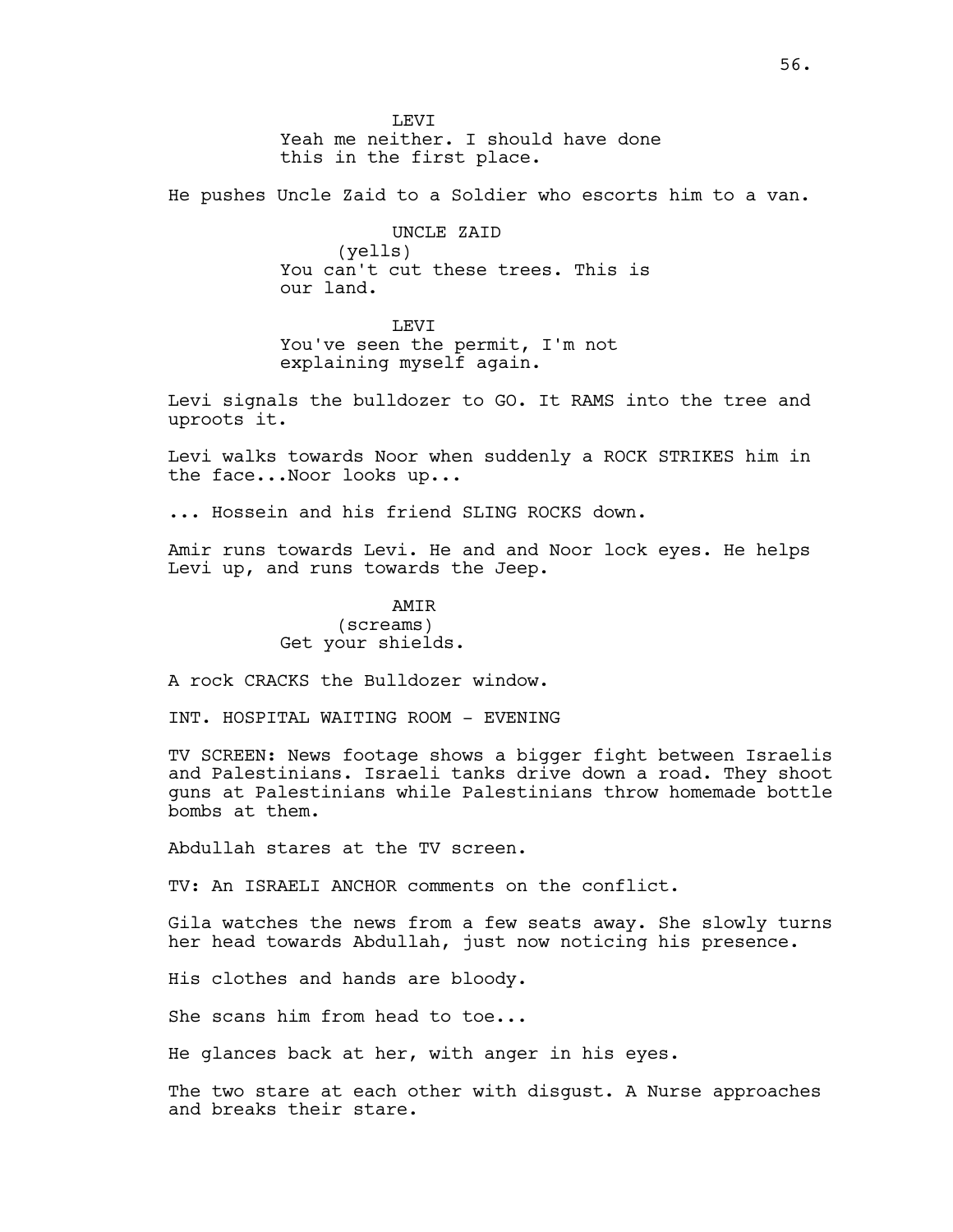LEVI
Yeah me neither. I should have done this in the first place.

He pushes Uncle Zaid to a Soldier who escorts him to a van.

UNCLE ZAID
(yells)
You can't cut these trees. This is our land.

LEVI
You've seen the permit, I'm not explaining myself again.

Levi signals the bulldozer to GO. It RAMS into the tree and uproots it.

Levi walks towards Noor when suddenly a ROCK STRIKES him in the face...Noor looks up...

... Hossein and his friend SLING ROCKS down.

Amir runs towards Levi. He and and Noor lock eyes. He helps Levi up, and runs towards the Jeep.

AMIR
(screams)
Get your shields.

A rock CRACKS the Bulldozer window.

INT. HOSPITAL WAITING ROOM - EVENING

TV SCREEN: News footage shows a bigger fight between Israelis and Palestinians. Israeli tanks drive down a road. They shoot guns at Palestinians while Palestinians throw homemade bottle bombs at them.

Abdullah stares at the TV screen.

TV: An ISRAELI ANCHOR comments on the conflict.

Gila watches the news from a few seats away. She slowly turns her head towards Abdullah, just now noticing his presence.

His clothes and hands are bloody.

She scans him from head to toe...

He glances back at her, with anger in his eyes.

The two stare at each other with disgust. A Nurse approaches and breaks their stare.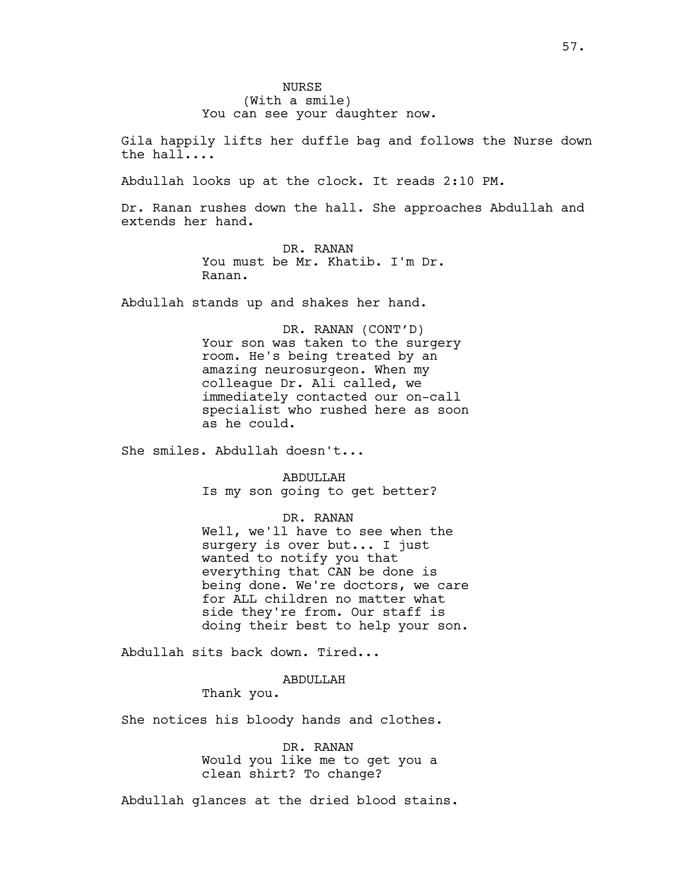NURSE
(With a smile)
You can see your daughter now.

Gila happily lifts her duffle bag and follows the Nurse down the hall....

Abdullah looks up at the clock. It reads 2:10 PM.

Dr. Ranan rushes down the hall. She approaches Abdullah and extends her hand.

DR. RANAN
You must be Mr. Khatib. I'm Dr. Ranan.

Abdullah stands up and shakes her hand.

DR. RANAN (CONT'D)
Your son was taken to the surgery room. He's being treated by an amazing neurosurgeon. When my colleague Dr. Ali called, we immediately contacted our on-call specialist who rushed here as soon as he could.

She smiles. Abdullah doesn't...

ABDULLAH
Is my son going to get better?

DR. RANAN
Well, we'll have to see when the surgery is over but... I just wanted to notify you that everything that CAN be done is being done. We're doctors, we care for ALL children no matter what side they're from. Our staff is doing their best to help your son.

Abdullah sits back down. Tired...

ABDULLAH
Thank you.

She notices his bloody hands and clothes.

DR. RANAN
Would you like me to get you a clean shirt? To change?

Abdullah glances at the dried blood stains.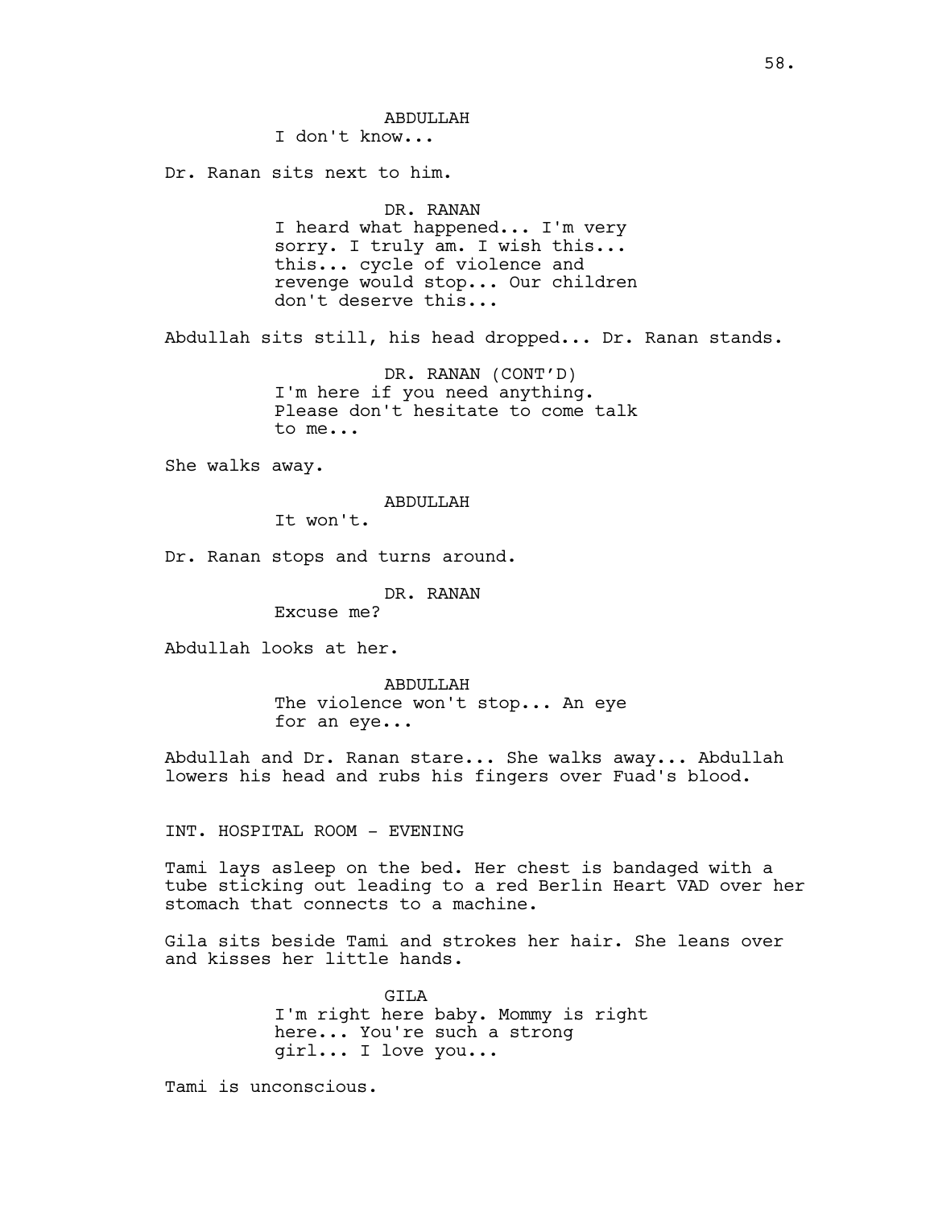ABDULLAH
I don't know...

Dr. Ranan sits next to him.

DR. RANAN
I heard what happened... I'm very sorry. I truly am. I wish this... this... cycle of violence and revenge would stop... Our children don't deserve this...

Abdullah sits still, his head dropped... Dr. Ranan stands.

DR. RANAN (CONT'D)
I'm here if you need anything. Please don't hesitate to come talk to me...

She walks away.

ABDULLAH
It won't.

Dr. Ranan stops and turns around.

DR. RANAN
Excuse me?

Abdullah looks at her.

ABDULLAH
The violence won't stop... An eye for an eye...

Abdullah and Dr. Ranan stare... She walks away... Abdullah lowers his head and rubs his fingers over Fuad's blood.

INT. HOSPITAL ROOM - EVENING

Tami lays asleep on the bed. Her chest is bandaged with a tube sticking out leading to a red Berlin Heart VAD over her stomach that connects to a machine.

Gila sits beside Tami and strokes her hair. She leans over and kisses her little hands.

GILA
I'm right here baby. Mommy is right here... You're such a strong girl... I love you...

Tami is unconscious.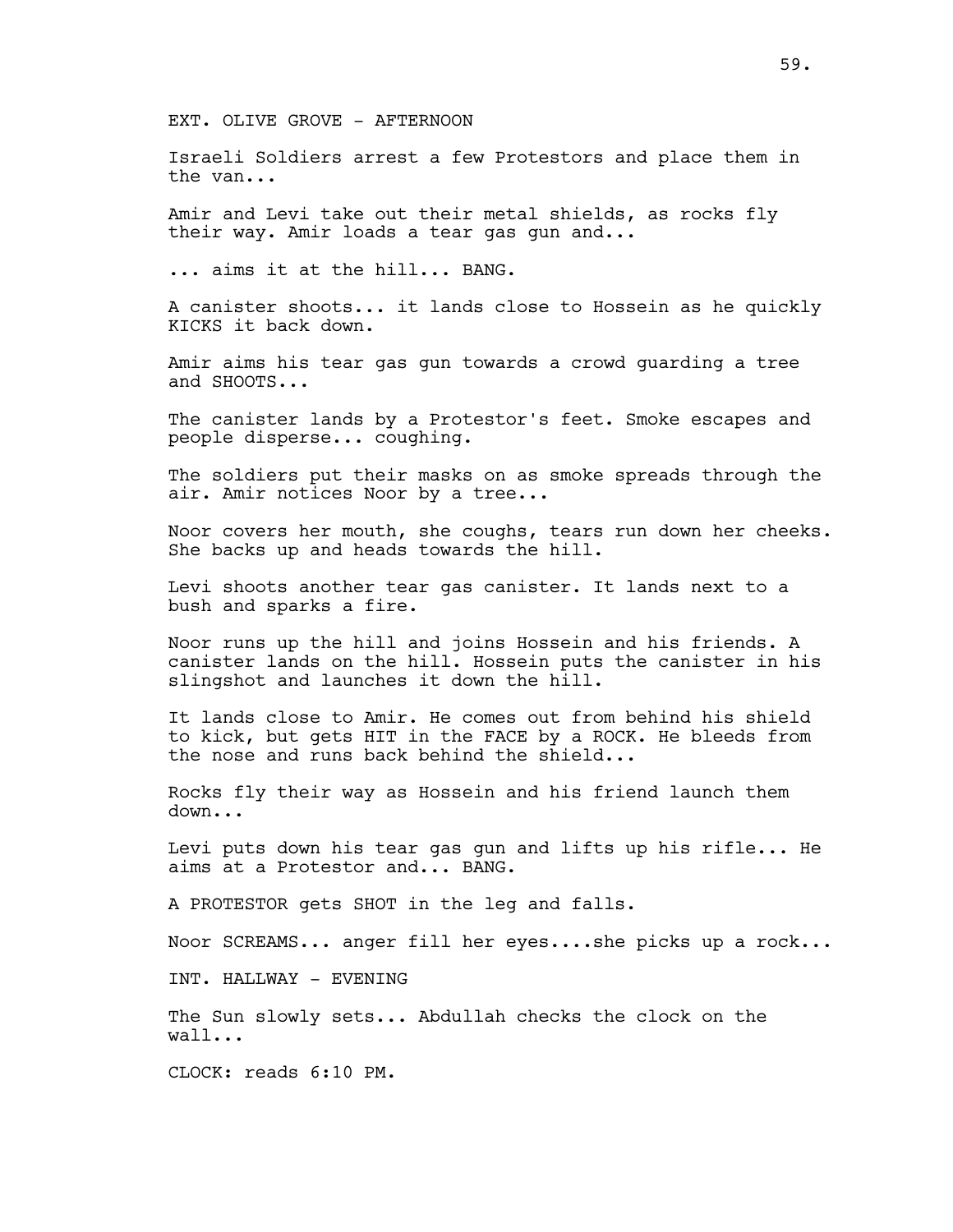EXT. OLIVE GROVE - AFTERNOON

Israeli Soldiers arrest a few Protestors and place them in the van...

Amir and Levi take out their metal shields, as rocks fly their way. Amir loads a tear gas gun and...

... aims it at the hill... BANG.

A canister shoots... it lands close to Hossein as he quickly KICKS it back down.

Amir aims his tear gas gun towards a crowd guarding a tree and SHOOTS...

The canister lands by a Protestor's feet. Smoke escapes and people disperse... coughing.

The soldiers put their masks on as smoke spreads through the air. Amir notices Noor by a tree...

Noor covers her mouth, she coughs, tears run down her cheeks. She backs up and heads towards the hill.

Levi shoots another tear gas canister. It lands next to a bush and sparks a fire.

Noor runs up the hill and joins Hossein and his friends. A canister lands on the hill. Hossein puts the canister in his slingshot and launches it down the hill.

It lands close to Amir. He comes out from behind his shield to kick, but gets HIT in the FACE by a ROCK. He bleeds from the nose and runs back behind the shield...

Rocks fly their way as Hossein and his friend launch them down...

Levi puts down his tear gas gun and lifts up his rifle... He aims at a Protestor and... BANG.

A PROTESTOR gets SHOT in the leg and falls.

Noor SCREAMS... anger fill her eyes....she picks up a rock...

INT. HALLWAY - EVENING

The Sun slowly sets... Abdullah checks the clock on the wall...

CLOCK: reads 6:10 PM.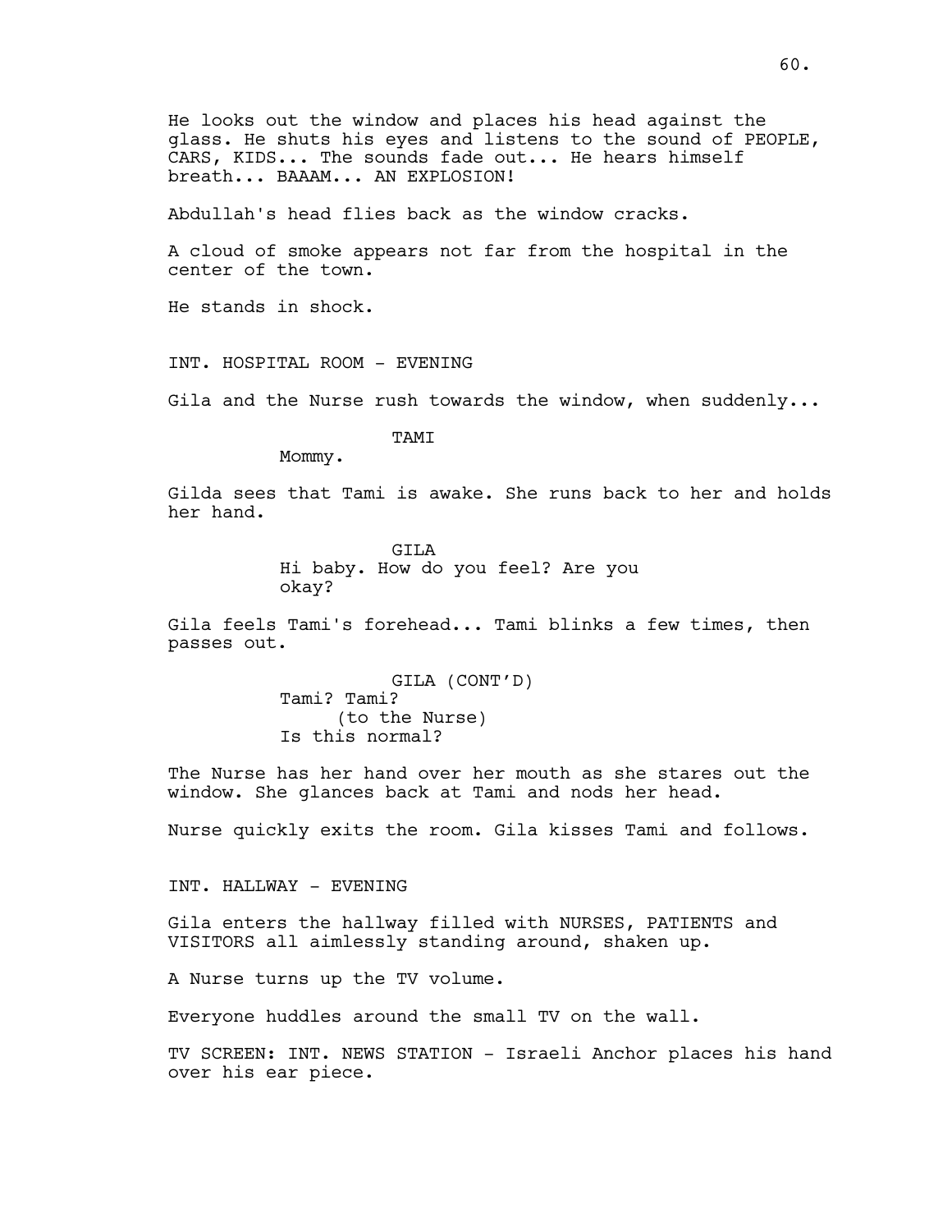He looks out the window and places his head against the glass. He shuts his eyes and listens to the sound of PEOPLE, CARS, KIDS... The sounds fade out... He hears himself breath... BAAAM... AN EXPLOSION!

Abdullah's head flies back as the window cracks.

A cloud of smoke appears not far from the hospital in the center of the town.

He stands in shock.

INT. HOSPITAL ROOM - EVENING

Gila and the Nurse rush towards the window, when suddenly...

TAMI
Mommy.

Gilda sees that Tami is awake. She runs back to her and holds her hand.

GILA
Hi baby. How do you feel? Are you okay?

Gila feels Tami's forehead... Tami blinks a few times, then passes out.

GILA (CONT'D)
Tami? Tami?
(to the Nurse)
Is this normal?

The Nurse has her hand over her mouth as she stares out the window. She glances back at Tami and nods her head.

Nurse quickly exits the room. Gila kisses Tami and follows.

INT. HALLWAY - EVENING

Gila enters the hallway filled with NURSES, PATIENTS and VISITORS all aimlessly standing around, shaken up.

A Nurse turns up the TV volume.

Everyone huddles around the small TV on the wall.

TV SCREEN: INT. NEWS STATION - Israeli Anchor places his hand over his ear piece.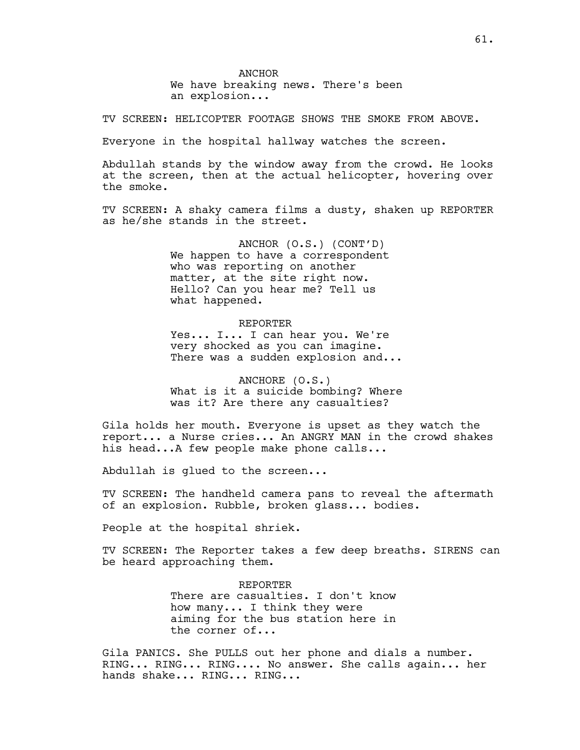ANCHOR
We have breaking news. There's been an explosion...

TV SCREEN: HELICOPTER FOOTAGE SHOWS THE SMOKE FROM ABOVE.

Everyone in the hospital hallway watches the screen.

Abdullah stands by the window away from the crowd. He looks at the screen, then at the actual helicopter, hovering over the smoke.

TV SCREEN: A shaky camera films a dusty, shaken up REPORTER as he/she stands in the street.

ANCHOR (O.S.) (CONT'D)
We happen to have a correspondent who was reporting on another matter, at the site right now. Hello? Can you hear me? Tell us what happened.

REPORTER
Yes... I... I can hear you. We're very shocked as you can imagine. There was a sudden explosion and...

ANCHORE (O.S.)
What is it a suicide bombing? Where was it? Are there any casualties?

Gila holds her mouth. Everyone is upset as they watch the report... a Nurse cries... An ANGRY MAN in the crowd shakes his head...A few people make phone calls...

Abdullah is glued to the screen...

TV SCREEN: The handheld camera pans to reveal the aftermath of an explosion. Rubble, broken glass... bodies.

People at the hospital shriek.

TV SCREEN: The Reporter takes a few deep breaths. SIRENS can be heard approaching them.

REPORTER
There are casualties. I don't know how many... I think they were aiming for the bus station here in the corner of...

Gila PANICS. She PULLS out her phone and dials a number. RING... RING... RING.... No answer. She calls again... her hands shake... RING... RING...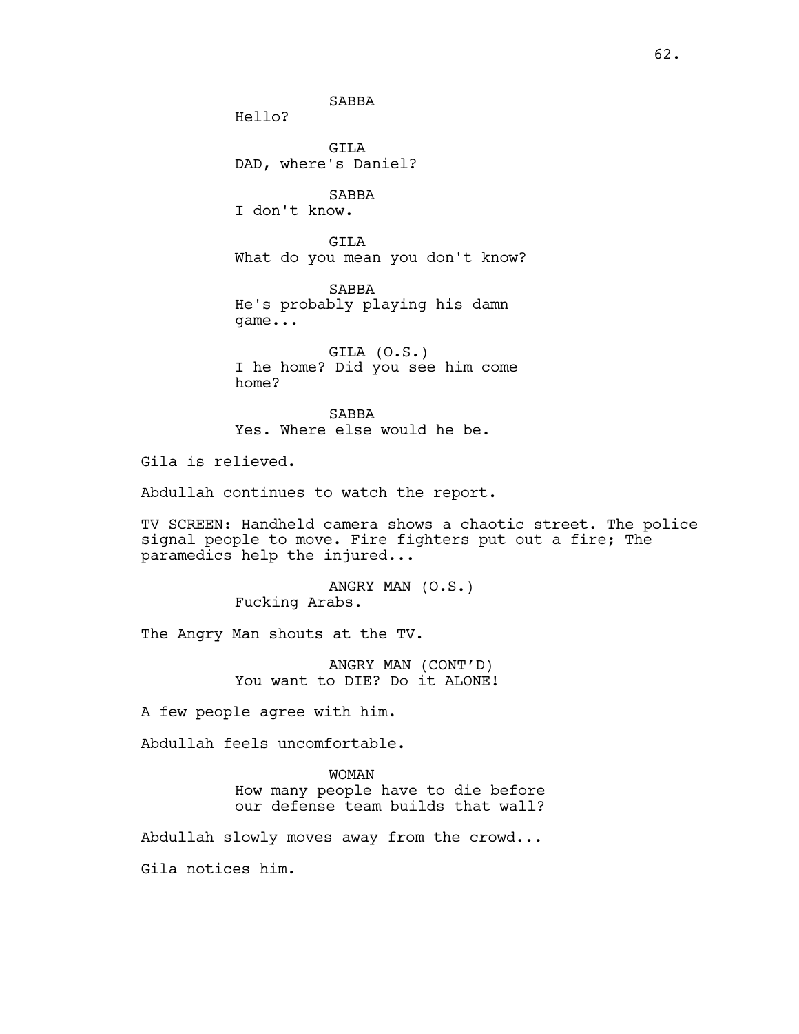SABBA
Hello?

GILA
DAD, where's Daniel?

SABBA
I don't know.

GILA
What do you mean you don't know?

SABBA
He's probably playing his damn
game...

GILA (O.S.)
I he home? Did you see him come
home?

SABBA
Yes. Where else would he be.

Gila is relieved.

Abdullah continues to watch the report.

TV SCREEN: Handheld camera shows a chaotic street. The police signal people to move. Fire fighters put out a fire; The paramedics help the injured...

ANGRY MAN (O.S.)
Fucking Arabs.

The Angry Man shouts at the TV.

ANGRY MAN (CONT'D)
You want to DIE? Do it ALONE!

A few people agree with him.

Abdullah feels uncomfortable.

WOMAN
How many people have to die before
our defense team builds that wall?

Abdullah slowly moves away from the crowd...

Gila notices him.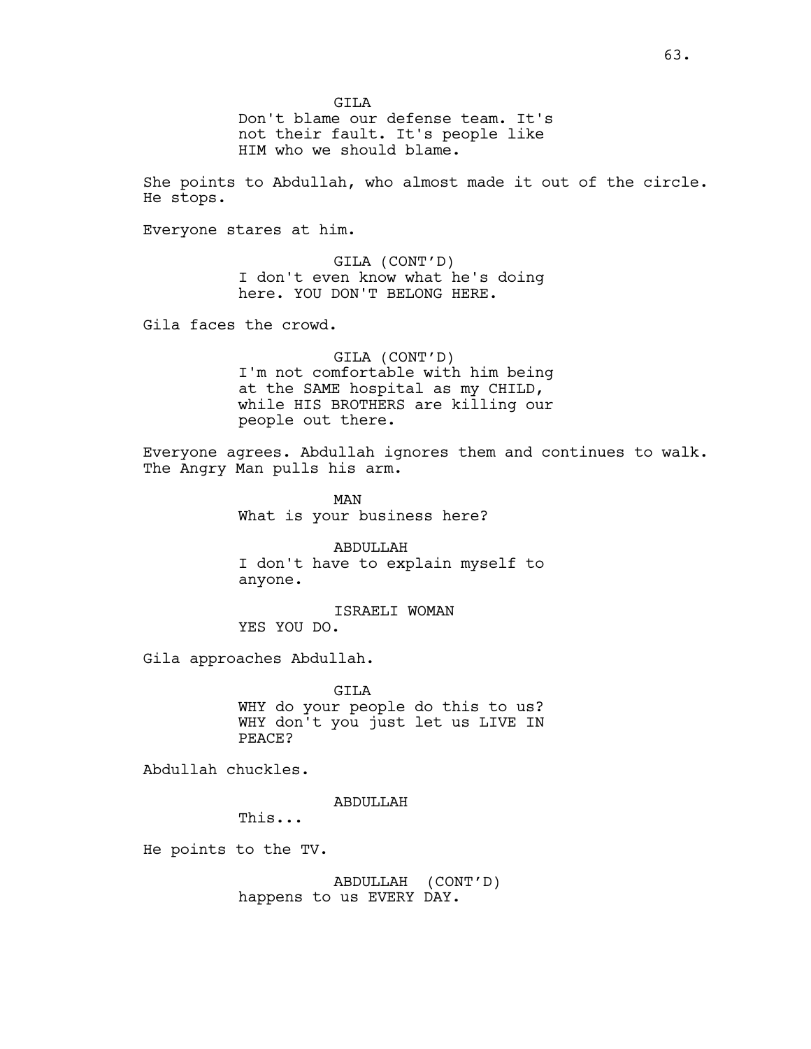GILA

Don't blame our defense team. It's not their fault. It's people like HIM who we should blame.

She points to Abdullah, who almost made it out of the circle. He stops.

Everyone stares at him.

GILA (CONT'D)

I don't even know what he's doing here. YOU DON'T BELONG HERE.

Gila faces the crowd.

GILA (CONT'D)

I'm not comfortable with him being at the SAME hospital as my CHILD, while HIS BROTHERS are killing our people out there.

Everyone agrees. Abdullah ignores them and continues to walk. The Angry Man pulls his arm.

MAN

What is your business here?

ABDULLAH

I don't have to explain myself to anyone.

ISRAELI WOMAN

YES YOU DO.

Gila approaches Abdullah.

GILA

WHY do your people do this to us? WHY don't you just let us LIVE IN PEACE?

Abdullah chuckles.

ABDULLAH

This...

He points to the TV.

ABDULLAH (CONT'D)

happens to us EVERY DAY.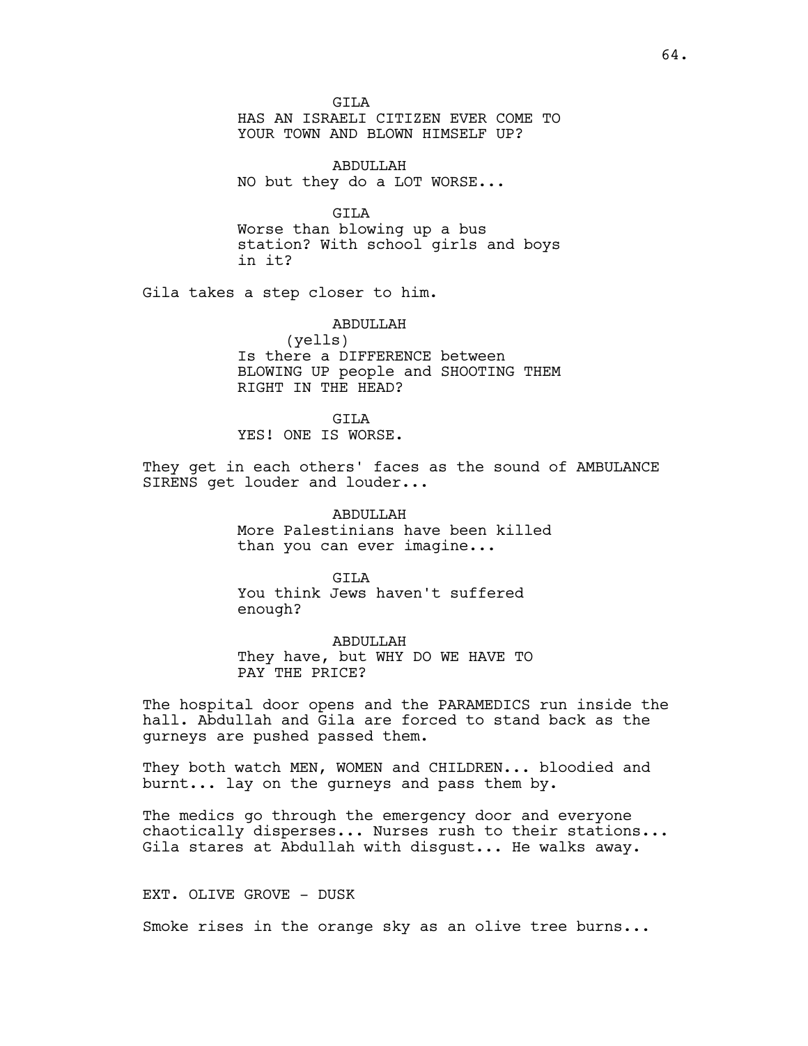GILA
HAS AN ISRAELI CITIZEN EVER COME TO YOUR TOWN AND BLOWN HIMSELF UP?

ABDULLAH
NO but they do a LOT WORSE...

GILA
Worse than blowing up a bus station? With school girls and boys in it?

Gila takes a step closer to him.

ABDULLAH
(yells)
Is there a DIFFERENCE between BLOWING UP people and SHOOTING THEM RIGHT IN THE HEAD?

GILA
YES! ONE IS WORSE.

They get in each others' faces as the sound of AMBULANCE SIRENS get louder and louder...

ABDULLAH
More Palestinians have been killed than you can ever imagine...

GILA
You think Jews haven't suffered enough?

ABDULLAH
They have, but WHY DO WE HAVE TO PAY THE PRICE?

The hospital door opens and the PARAMEDICS run inside the hall. Abdullah and Gila are forced to stand back as the gurneys are pushed passed them.

They both watch MEN, WOMEN and CHILDREN... bloodied and burnt... lay on the gurneys and pass them by.

The medics go through the emergency door and everyone chaotically disperses... Nurses rush to their stations... Gila stares at Abdullah with disgust... He walks away.

EXT. OLIVE GROVE - DUSK

Smoke rises in the orange sky as an olive tree burns...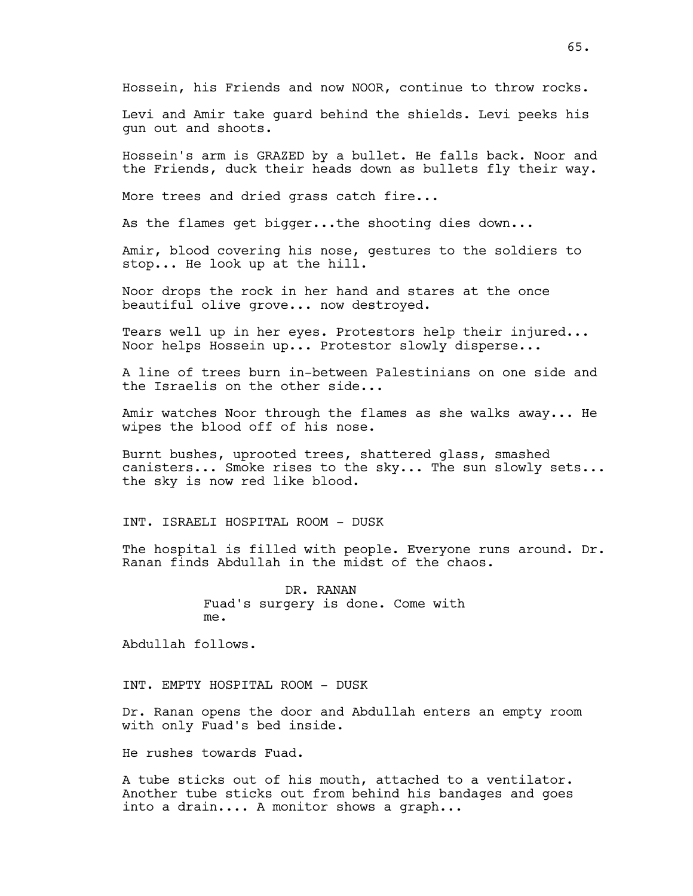Hossein, his Friends and now NOOR, continue to throw rocks.

Levi and Amir take guard behind the shields. Levi peeks his gun out and shoots.

Hossein's arm is GRAZED by a bullet. He falls back. Noor and the Friends, duck their heads down as bullets fly their way.

More trees and dried grass catch fire...

As the flames get bigger...the shooting dies down...

Amir, blood covering his nose, gestures to the soldiers to stop... He look up at the hill.

Noor drops the rock in her hand and stares at the once beautiful olive grove... now destroyed.

Tears well up in her eyes. Protestors help their injured... Noor helps Hossein up... Protestor slowly disperse...

A line of trees burn in-between Palestinians on one side and the Israelis on the other side...

Amir watches Noor through the flames as she walks away... He wipes the blood off of his nose.

Burnt bushes, uprooted trees, shattered glass, smashed canisters... Smoke rises to the sky... The sun slowly sets... the sky is now red like blood.

INT. ISRAELI HOSPITAL ROOM - DUSK

The hospital is filled with people. Everyone runs around. Dr. Ranan finds Abdullah in the midst of the chaos.

DR. RANAN
Fuad's surgery is done. Come with me.

Abdullah follows.

INT. EMPTY HOSPITAL ROOM - DUSK

Dr. Ranan opens the door and Abdullah enters an empty room with only Fuad's bed inside.

He rushes towards Fuad.

A tube sticks out of his mouth, attached to a ventilator. Another tube sticks out from behind his bandages and goes into a drain.... A monitor shows a graph...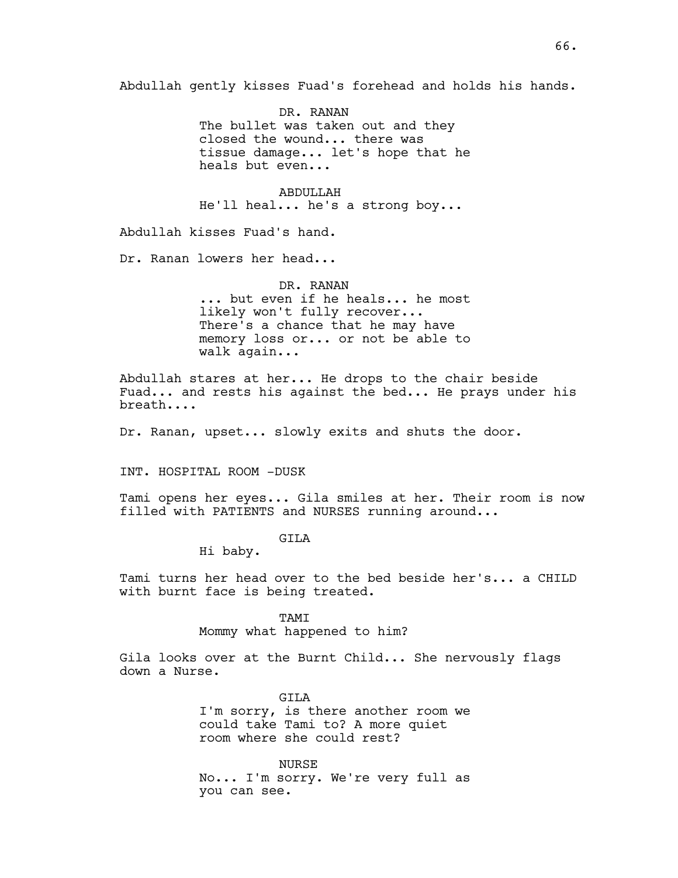Abdullah gently kisses Fuad's forehead and holds his hands.

DR. RANAN
The bullet was taken out and they closed the wound... there was tissue damage... let's hope that he heals but even...

ABDULLAH
He'll heal... he's a strong boy...

Abdullah kisses Fuad's hand.

Dr. Ranan lowers her head...

DR. RANAN
... but even if he heals... he most likely won't fully recover... There's a chance that he may have memory loss or... or not be able to walk again...

Abdullah stares at her... He drops to the chair beside Fuad... and rests his against the bed... He prays under his breath....

Dr. Ranan, upset... slowly exits and shuts the door.

INT. HOSPITAL ROOM -DUSK

Tami opens her eyes... Gila smiles at her. Their room is now filled with PATIENTS and NURSES running around...

GILA
Hi baby.

Tami turns her head over to the bed beside her's... a CHILD with burnt face is being treated.

TAMI
Mommy what happened to him?

Gila looks over at the Burnt Child... She nervously flags down a Nurse.

GILA
I'm sorry, is there another room we could take Tami to? A more quiet room where she could rest?

NURSE
No... I'm sorry. We're very full as you can see.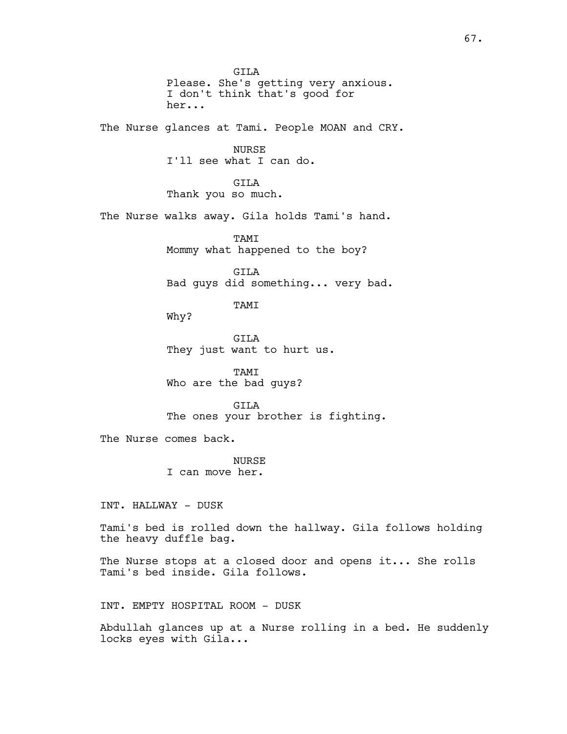GILA
Please. She's getting very anxious. I don't think that's good for her...

The Nurse glances at Tami. People MOAN and CRY.

NURSE
I'll see what I can do.

GILA
Thank you so much.

The Nurse walks away. Gila holds Tami's hand.

TAMI
Mommy what happened to the boy?

GILA
Bad guys did something... very bad.

TAMI
Why?

GILA
They just want to hurt us.

TAMI
Who are the bad guys?

GILA
The ones your brother is fighting.

The Nurse comes back.

NURSE
I can move her.

INT. HALLWAY - DUSK

Tami's bed is rolled down the hallway. Gila follows holding the heavy duffle bag.

The Nurse stops at a closed door and opens it... She rolls Tami's bed inside. Gila follows.

INT. EMPTY HOSPITAL ROOM - DUSK

Abdullah glances up at a Nurse rolling in a bed. He suddenly locks eyes with Gila...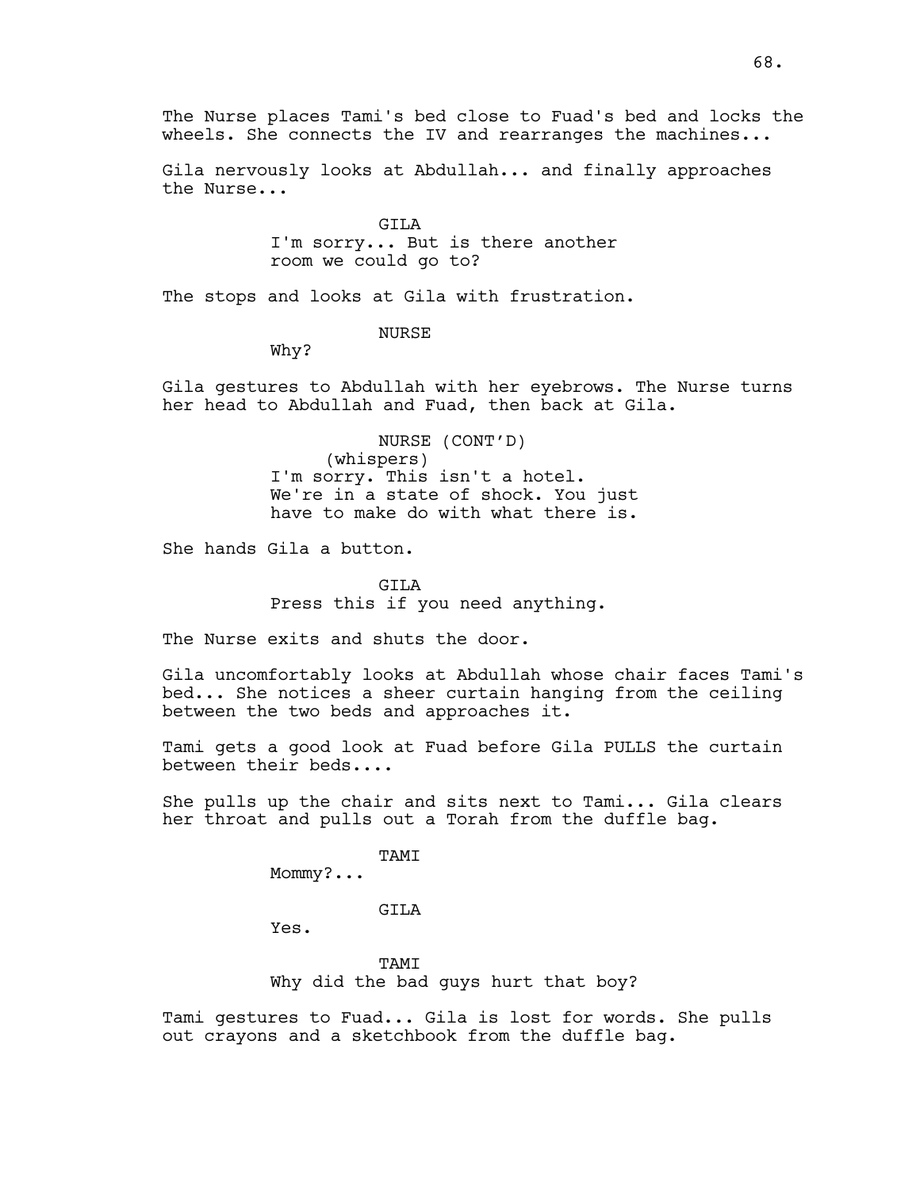The Nurse places Tami's bed close to Fuad's bed and locks the wheels. She connects the IV and rearranges the machines...

Gila nervously looks at Abdullah... and finally approaches the Nurse...

GILA
I'm sorry... But is there another room we could go to?

The stops and looks at Gila with frustration.

NURSE
Why?

Gila gestures to Abdullah with her eyebrows. The Nurse turns her head to Abdullah and Fuad, then back at Gila.

NURSE (CONT'D)
(whispers)
I'm sorry. This isn't a hotel. We're in a state of shock. You just have to make do with what there is.

She hands Gila a button.

GILA
Press this if you need anything.

The Nurse exits and shuts the door.

Gila uncomfortably looks at Abdullah whose chair faces Tami's bed... She notices a sheer curtain hanging from the ceiling between the two beds and approaches it.

Tami gets a good look at Fuad before Gila PULLS the curtain between their beds....

She pulls up the chair and sits next to Tami... Gila clears her throat and pulls out a Torah from the duffle bag.

TAMI
Mommy?...

GILA
Yes.

TAMI
Why did the bad guys hurt that boy?

Tami gestures to Fuad... Gila is lost for words. She pulls out crayons and a sketchbook from the duffle bag.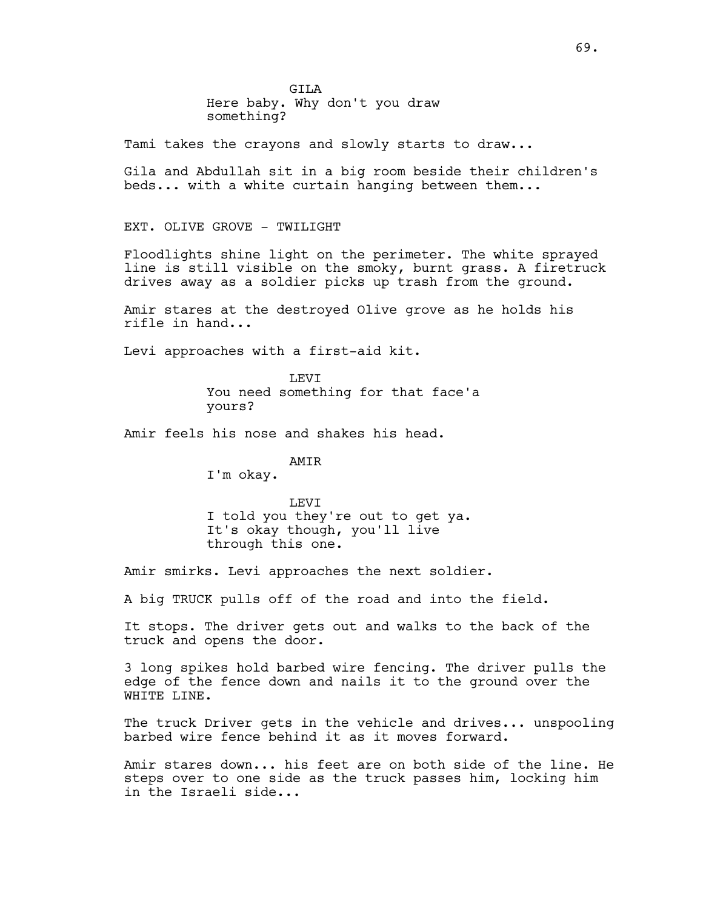GILA
Here baby. Why don't you draw something?

Tami takes the crayons and slowly starts to draw...

Gila and Abdullah sit in a big room beside their children's beds... with a white curtain hanging between them...

EXT. OLIVE GROVE - TWILIGHT

Floodlights shine light on the perimeter. The white sprayed line is still visible on the smoky, burnt grass. A firetruck drives away as a soldier picks up trash from the ground.

Amir stares at the destroyed Olive grove as he holds his rifle in hand...

Levi approaches with a first-aid kit.

LEVI
You need something for that face'a yours?

Amir feels his nose and shakes his head.

AMIR
I'm okay.

LEVI
I told you they're out to get ya. It's okay though, you'll live through this one.

Amir smirks. Levi approaches the next soldier.

A big TRUCK pulls off of the road and into the field.

It stops. The driver gets out and walks to the back of the truck and opens the door.

3 long spikes hold barbed wire fencing. The driver pulls the edge of the fence down and nails it to the ground over the WHITE LINE.

The truck Driver gets in the vehicle and drives... unspooling barbed wire fence behind it as it moves forward.

Amir stares down... his feet are on both side of the line. He steps over to one side as the truck passes him, locking him in the Israeli side...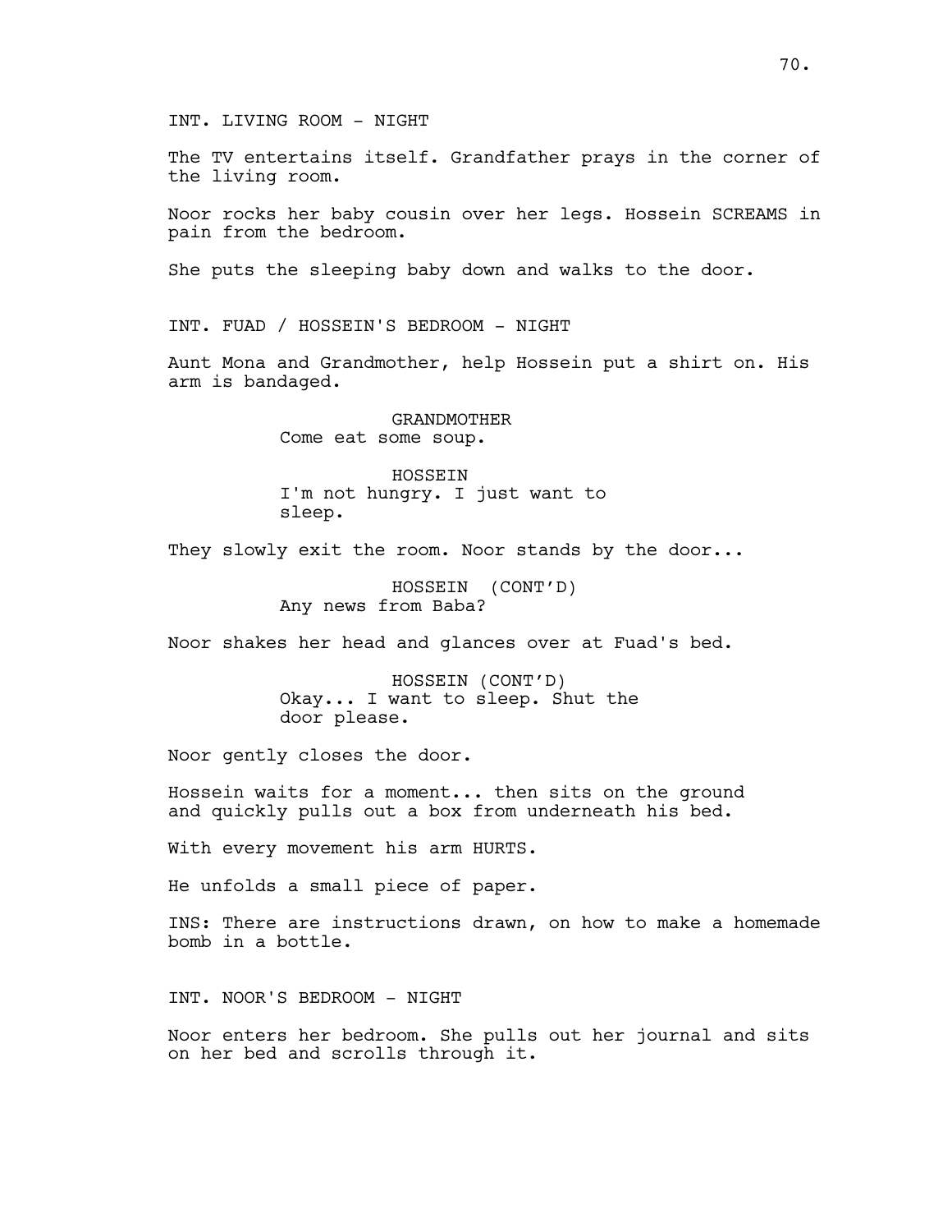INT. LIVING ROOM - NIGHT

The TV entertains itself. Grandfather prays in the corner of the living room.

Noor rocks her baby cousin over her legs. Hossein SCREAMS in pain from the bedroom.

She puts the sleeping baby down and walks to the door.

INT. FUAD / HOSSEIN'S BEDROOM - NIGHT

Aunt Mona and Grandmother, help Hossein put a shirt on. His arm is bandaged.

GRANDMOTHER
Come eat some soup.

HOSSEIN
I'm not hungry. I just want to sleep.

They slowly exit the room. Noor stands by the door...

HOSSEIN (CONT'D)
Any news from Baba?

Noor shakes her head and glances over at Fuad's bed.

HOSSEIN (CONT'D)
Okay... I want to sleep. Shut the door please.

Noor gently closes the door.

Hossein waits for a moment... then sits on the ground and quickly pulls out a box from underneath his bed.

With every movement his arm HURTS.

He unfolds a small piece of paper.

INS: There are instructions drawn, on how to make a homemade bomb in a bottle.

INT. NOOR'S BEDROOM - NIGHT

Noor enters her bedroom. She pulls out her journal and sits on her bed and scrolls through it.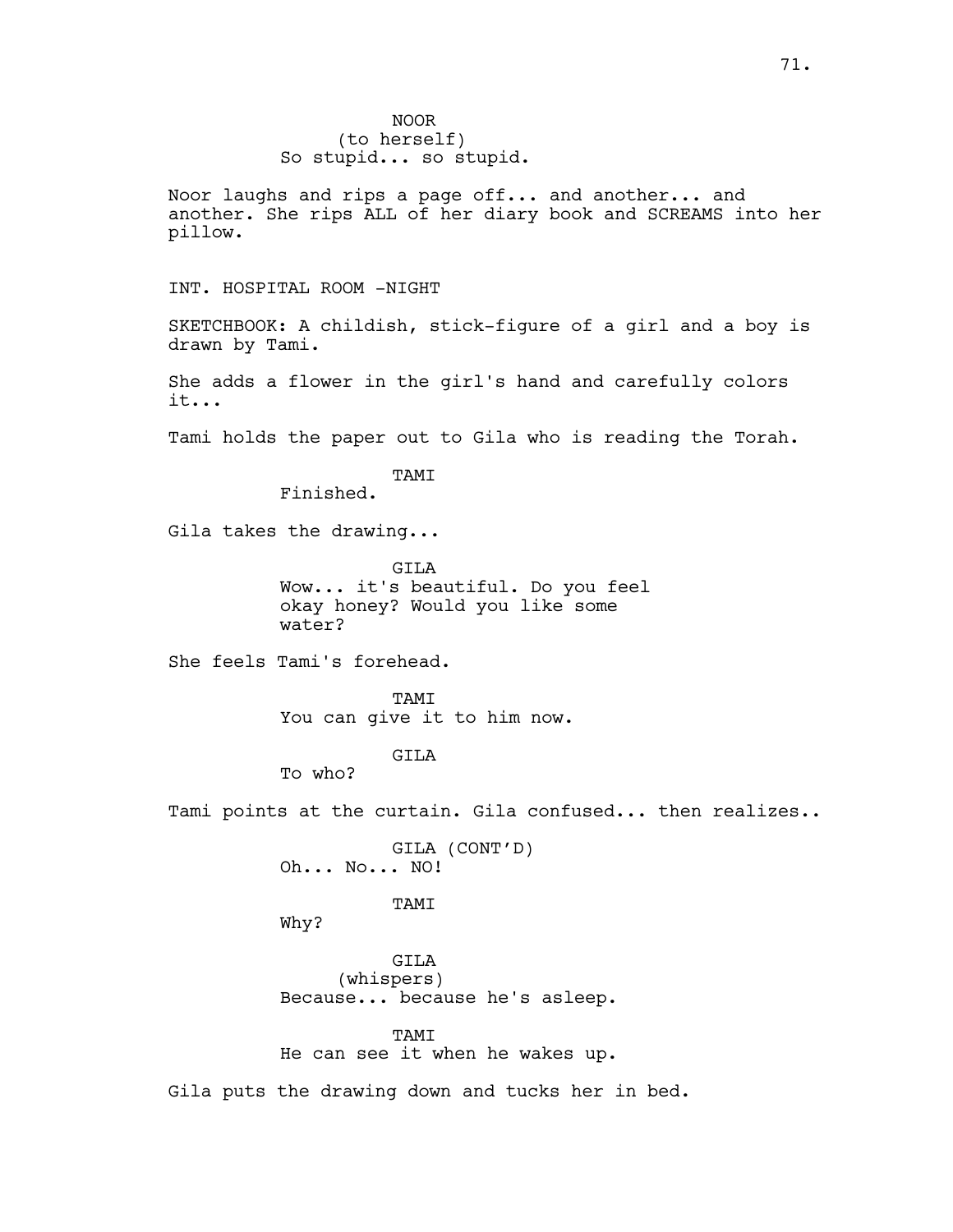NOOR
(to herself)
So stupid... so stupid.

Noor laughs and rips a page off... and another... and another. She rips ALL of her diary book and SCREAMS into her pillow.

INT. HOSPITAL ROOM -NIGHT

SKETCHBOOK: A childish, stick-figure of a girl and a boy is drawn by Tami.

She adds a flower in the girl's hand and carefully colors it...

Tami holds the paper out to Gila who is reading the Torah.

TAMI
Finished.

Gila takes the drawing...

GILA
Wow... it's beautiful. Do you feel okay honey? Would you like some water?

She feels Tami's forehead.

TAMI
You can give it to him now.

GILA
To who?

Tami points at the curtain. Gila confused... then realizes..

GILA (CONT'D)
Oh... No... NO!

TAMI
Why?

GILA
(whispers)
Because... because he's asleep.

TAMI
He can see it when he wakes up.

Gila puts the drawing down and tucks her in bed.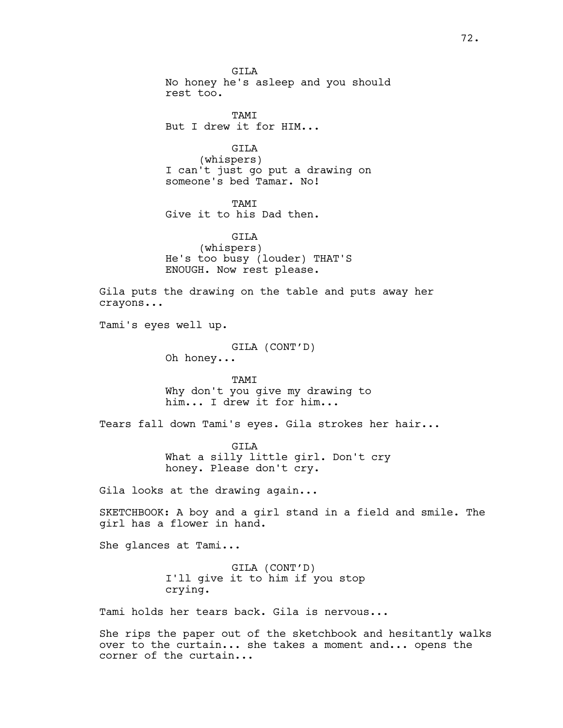GILA
No honey he's asleep and you should rest too.

TAMI
But I drew it for HIM...

GILA
(whispers)
I can't just go put a drawing on someone's bed Tamar. No!

TAMI
Give it to his Dad then.

GILA
(whispers)
He's too busy (louder) THAT'S ENOUGH. Now rest please.

Gila puts the drawing on the table and puts away her crayons...

Tami's eyes well up.

GILA (CONT'D)
Oh honey...

TAMI
Why don't you give my drawing to him... I drew it for him...

Tears fall down Tami's eyes. Gila strokes her hair...

GILA
What a silly little girl. Don't cry honey. Please don't cry.

Gila looks at the drawing again...

SKETCHBOOK: A boy and a girl stand in a field and smile. The girl has a flower in hand.

She glances at Tami...

GILA (CONT'D)
I'll give it to him if you stop crying.

Tami holds her tears back. Gila is nervous...

She rips the paper out of the sketchbook and hesitantly walks over to the curtain... she takes a moment and... opens the corner of the curtain...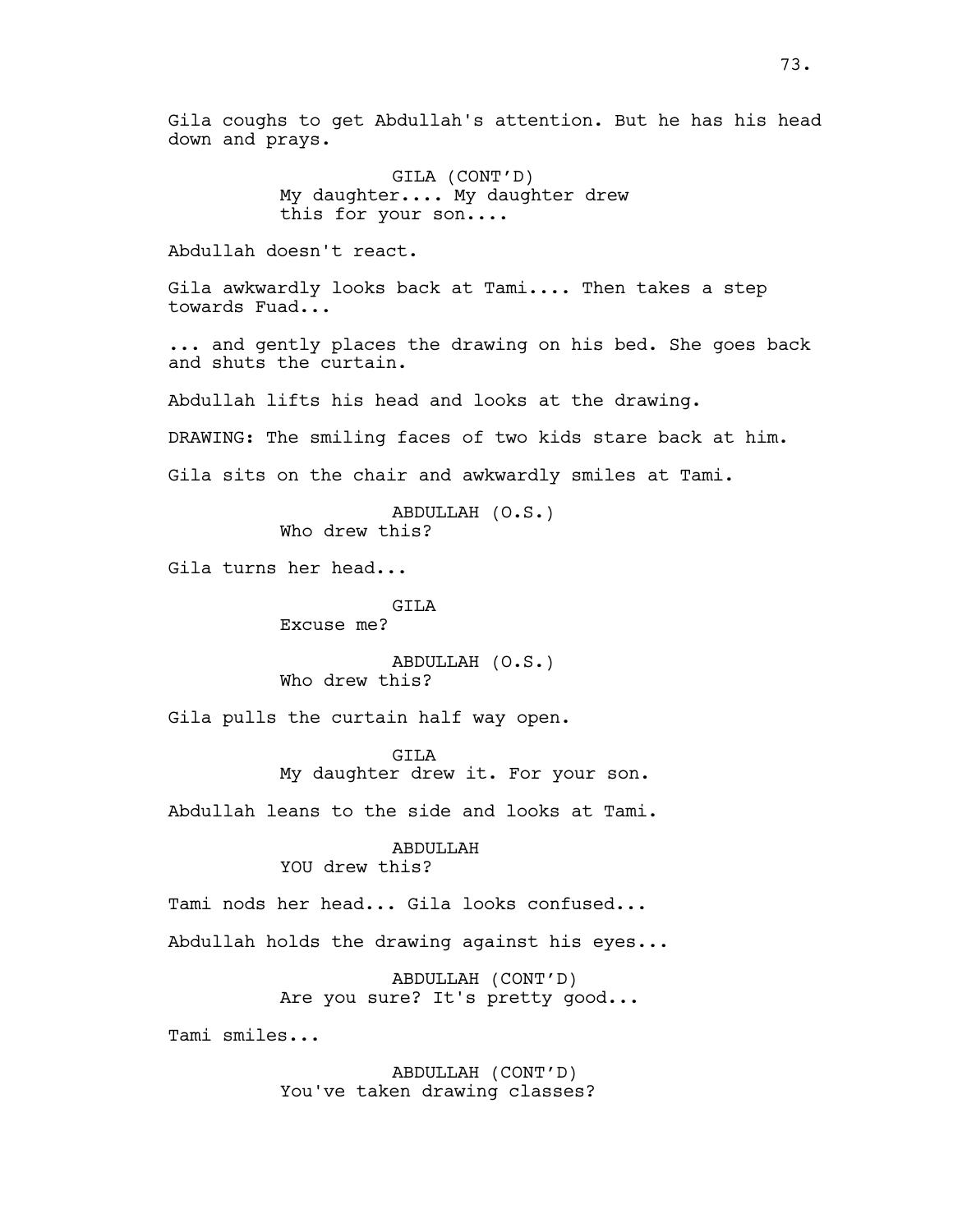Gila coughs to get Abdullah's attention. But he has his head down and prays.

GILA (CONT'D)
My daughter.... My daughter drew this for your son....

Abdullah doesn't react.

Gila awkwardly looks back at Tami.... Then takes a step towards Fuad...

... and gently places the drawing on his bed. She goes back and shuts the curtain.

Abdullah lifts his head and looks at the drawing.

DRAWING: The smiling faces of two kids stare back at him.

Gila sits on the chair and awkwardly smiles at Tami.

ABDULLAH (O.S.)
Who drew this?

Gila turns her head...

GILA
Excuse me?

ABDULLAH (O.S.)
Who drew this?

Gila pulls the curtain half way open.

GILA
My daughter drew it. For your son.

Abdullah leans to the side and looks at Tami.

ABDULLAH
YOU drew this?

Tami nods her head... Gila looks confused...

Abdullah holds the drawing against his eyes...

ABDULLAH (CONT'D)
Are you sure? It's pretty good...

Tami smiles...

ABDULLAH (CONT'D)
You've taken drawing classes?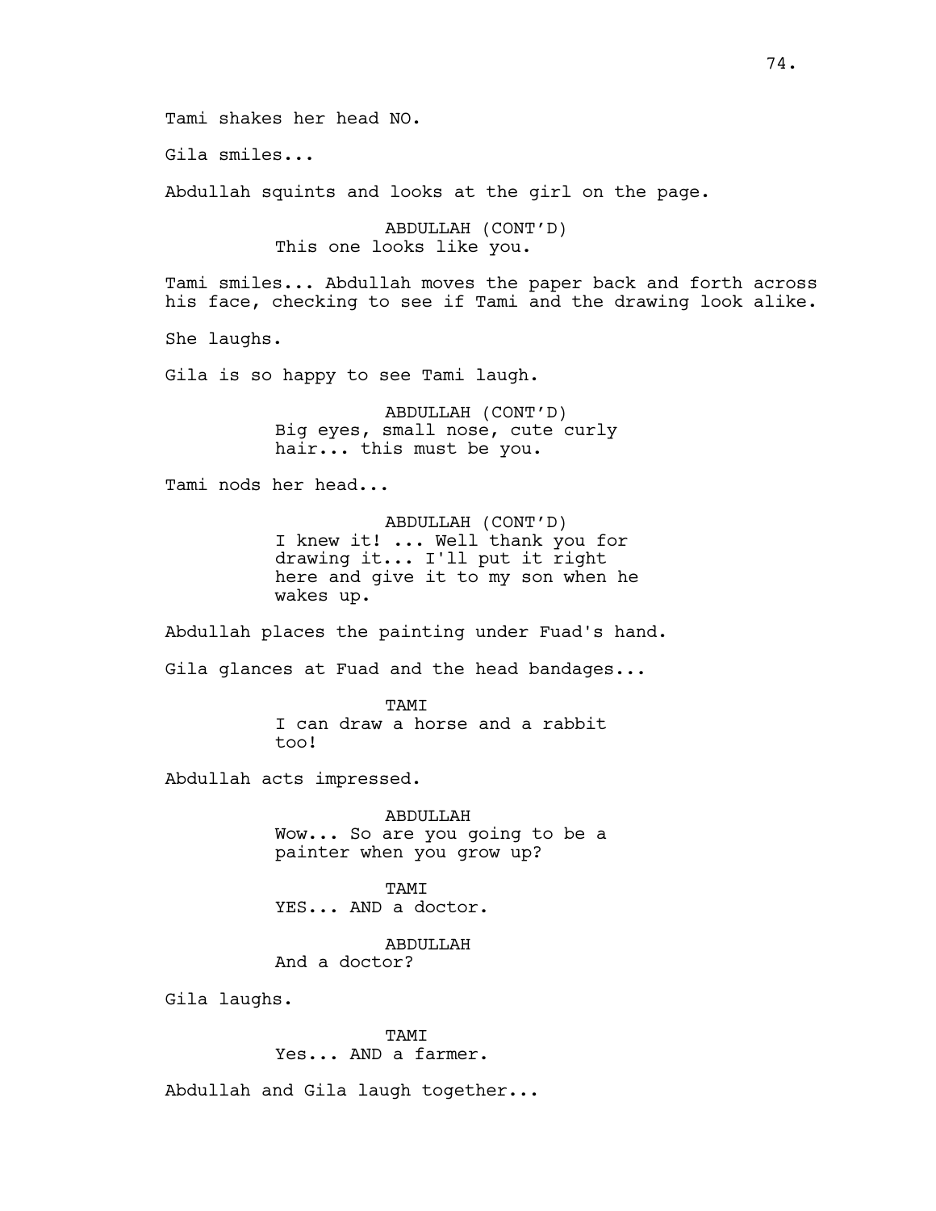Tami shakes her head NO.

Gila smiles...

Abdullah squints and looks at the girl on the page.

ABDULLAH (CONT'D)
This one looks like you.

Tami smiles... Abdullah moves the paper back and forth across his face, checking to see if Tami and the drawing look alike.

She laughs.

Gila is so happy to see Tami laugh.

ABDULLAH (CONT'D)
Big eyes, small nose, cute curly hair... this must be you.

Tami nods her head...

ABDULLAH (CONT'D)
I knew it! ... Well thank you for drawing it... I'll put it right here and give it to my son when he wakes up.

Abdullah places the painting under Fuad's hand.

Gila glances at Fuad and the head bandages...

TAMI
I can draw a horse and a rabbit too!

Abdullah acts impressed.

ABDULLAH
Wow... So are you going to be a painter when you grow up?

TAMI
YES... AND a doctor.

ABDULLAH
And a doctor?

Gila laughs.

TAMI
Yes... AND a farmer.

Abdullah and Gila laugh together...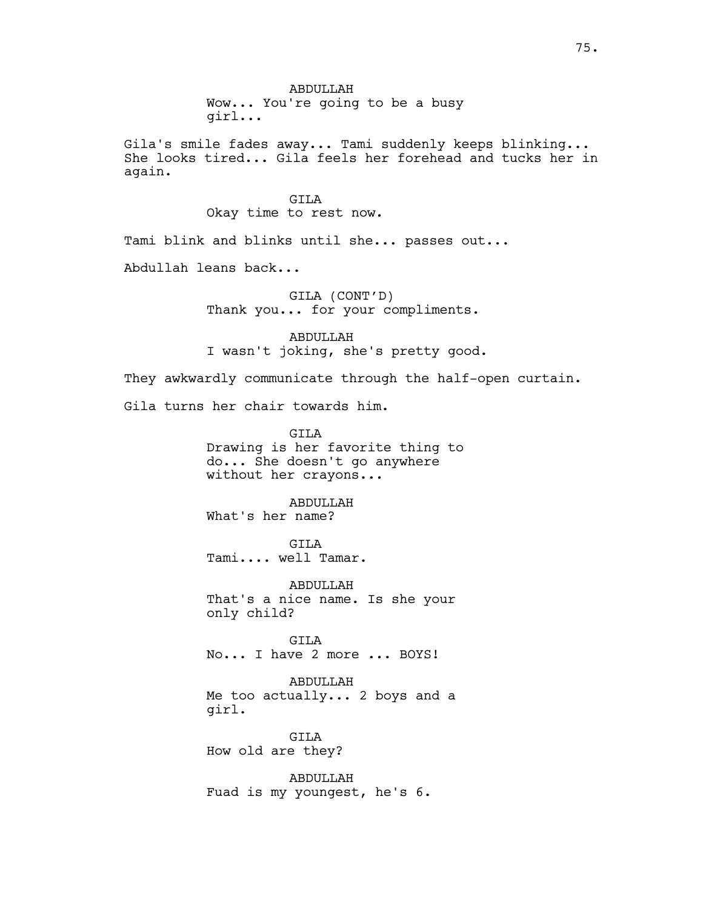ABDULLAH
Wow... You're going to be a busy girl...

Gila's smile fades away... Tami suddenly keeps blinking... She looks tired... Gila feels her forehead and tucks her in again.

GILA
Okay time to rest now.

Tami blink and blinks until she... passes out...

Abdullah leans back...

GILA (CONT'D)
Thank you... for your compliments.

ABDULLAH
I wasn't joking, she's pretty good.

They awkwardly communicate through the half-open curtain.

Gila turns her chair towards him.

GILA
Drawing is her favorite thing to do... She doesn't go anywhere without her crayons...

ABDULLAH
What's her name?

GILA
Tami.... well Tamar.

ABDULLAH
That's a nice name. Is she your only child?

GILA
No... I have 2 more ... BOYS!

ABDULLAH
Me too actually... 2 boys and a girl.

GILA
How old are they?

ABDULLAH
Fuad is my youngest, he's 6.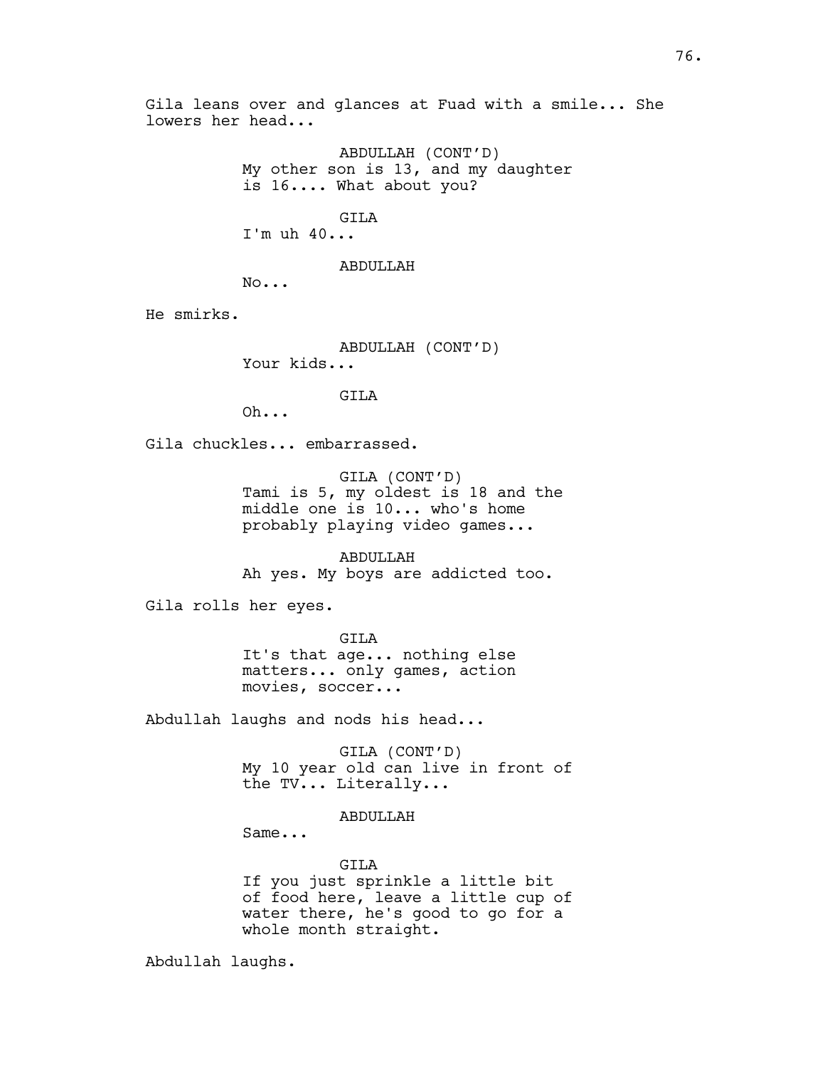Gila leans over and glances at Fuad with a smile... She lowers her head...

ABDULLAH (CONT'D)
My other son is 13, and my daughter is 16.... What about you?

GILA
I'm uh 40...

ABDULLAH
No...

He smirks.

ABDULLAH (CONT'D)
Your kids...

GILA
Oh...

Gila chuckles... embarrassed.

GILA (CONT'D)
Tami is 5, my oldest is 18 and the middle one is 10... who's home probably playing video games...

ABDULLAH
Ah yes. My boys are addicted too.

Gila rolls her eyes.

GILA
It's that age... nothing else matters... only games, action movies, soccer...

Abdullah laughs and nods his head...

GILA (CONT'D)
My 10 year old can live in front of the TV... Literally...

ABDULLAH
Same...

GILA
If you just sprinkle a little bit of food here, leave a little cup of water there, he's good to go for a whole month straight.

Abdullah laughs.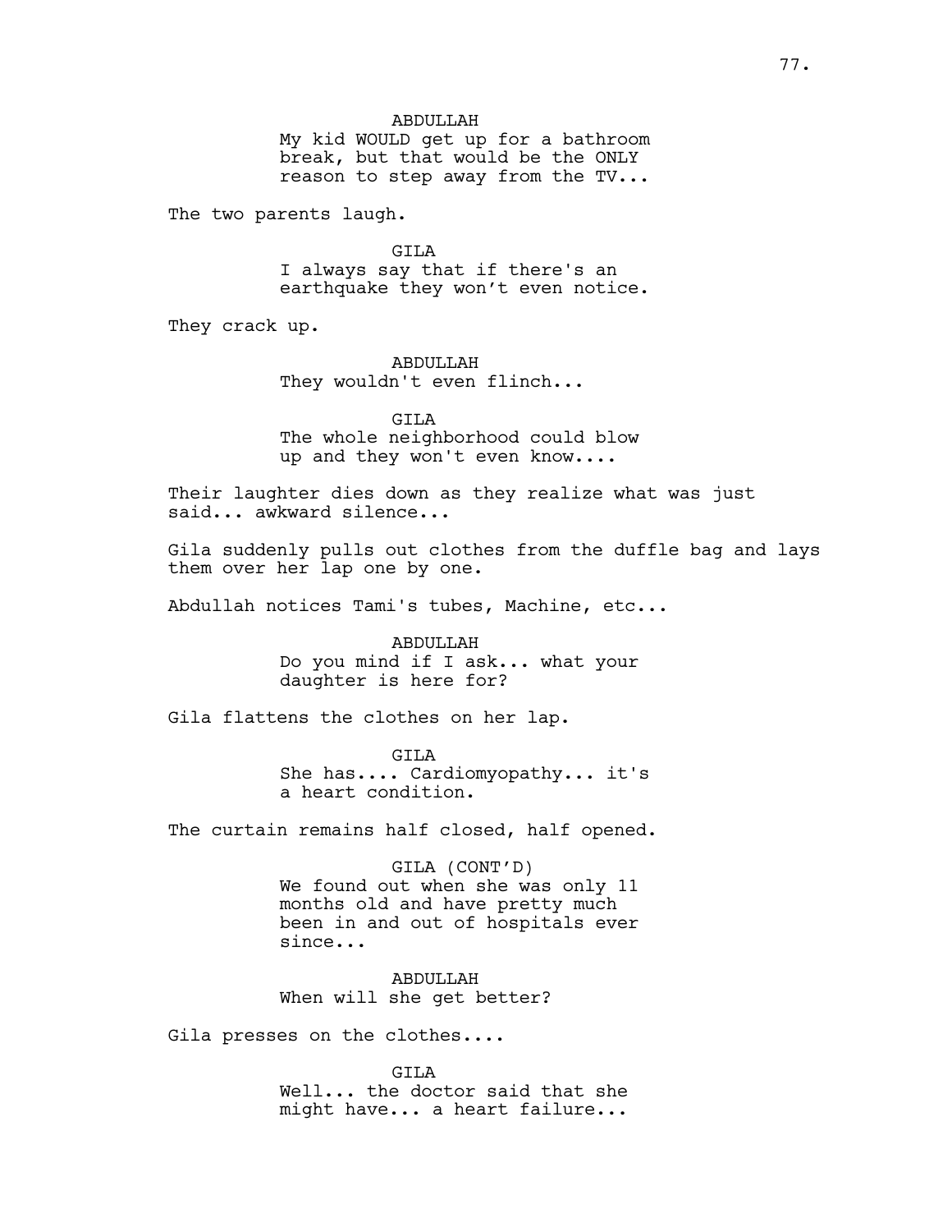ABDULLAH
My kid WOULD get up for a bathroom break, but that would be the ONLY reason to step away from the TV...

The two parents laugh.

GILA
I always say that if there's an earthquake they won't even notice.

They crack up.

ABDULLAH
They wouldn't even flinch...

GILA
The whole neighborhood could blow up and they won't even know....

Their laughter dies down as they realize what was just said... awkward silence...

Gila suddenly pulls out clothes from the duffle bag and lays them over her lap one by one.

Abdullah notices Tami's tubes, Machine, etc...

ABDULLAH
Do you mind if I ask... what your daughter is here for?

Gila flattens the clothes on her lap.

GILA
She has.... Cardiomyopathy... it's a heart condition.

The curtain remains half closed, half opened.

GILA (CONT'D)
We found out when she was only 11 months old and have pretty much been in and out of hospitals ever since...

ABDULLAH
When will she get better?

Gila presses on the clothes....

GILA
Well... the doctor said that she might have... a heart failure...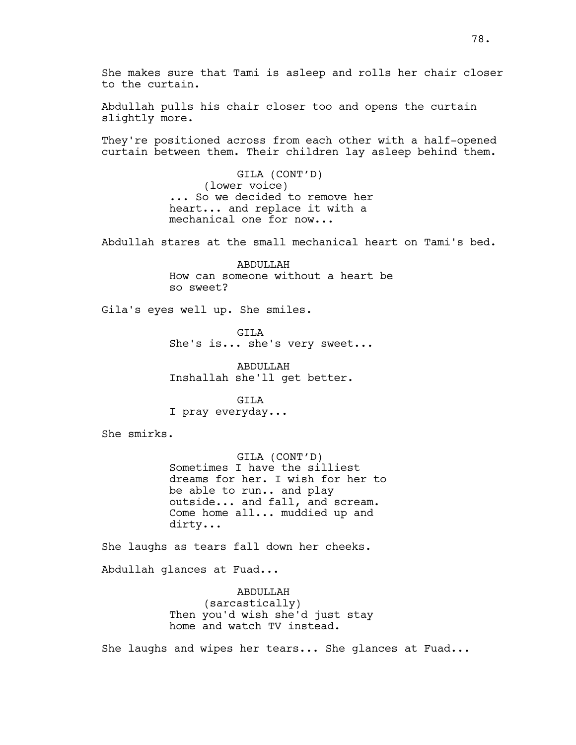She makes sure that Tami is asleep and rolls her chair closer to the curtain.

Abdullah pulls his chair closer too and opens the curtain slightly more.

They're positioned across from each other with a half-opened curtain between them. Their children lay asleep behind them.

GILA (CONT'D)
(lower voice)
... So we decided to remove her heart... and replace it with a mechanical one for now...

Abdullah stares at the small mechanical heart on Tami's bed.

ABDULLAH
How can someone without a heart be so sweet?

Gila's eyes well up. She smiles.

GILA
She's is... she's very sweet...

ABDULLAH
Inshallah she'll get better.

GILA
I pray everyday...

She smirks.

GILA (CONT'D)
Sometimes I have the silliest dreams for her. I wish for her to be able to run.. and play outside... and fall, and scream. Come home all... muddied up and dirty...

She laughs as tears fall down her cheeks.

Abdullah glances at Fuad...

ABDULLAH
(sarcastically)
Then you'd wish she'd just stay home and watch TV instead.

She laughs and wipes her tears... She glances at Fuad...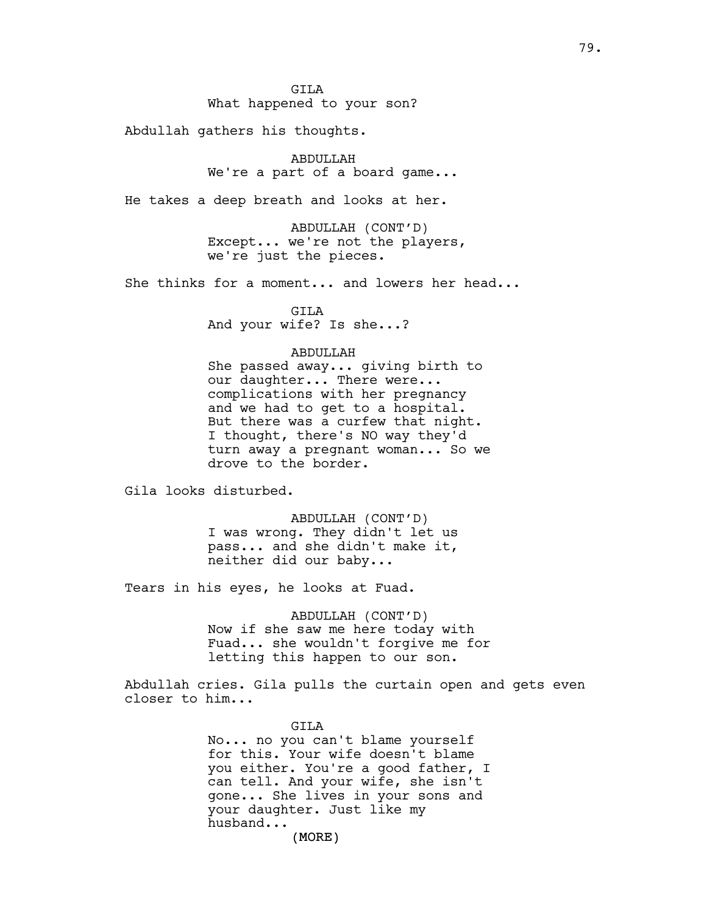GILA
What happened to your son?

Abdullah gathers his thoughts.

ABDULLAH
We're a part of a board game...

He takes a deep breath and looks at her.

ABDULLAH (CONT'D)
Except... we're not the players, we're just the pieces.

She thinks for a moment... and lowers her head...

GILA
And your wife? Is she...?

ABDULLAH
She passed away... giving birth to our daughter... There were... complications with her pregnancy and we had to get to a hospital. But there was a curfew that night. I thought, there's NO way they'd turn away a pregnant woman... So we drove to the border.

Gila looks disturbed.

ABDULLAH (CONT'D)
I was wrong. They didn't let us pass... and she didn't make it, neither did our baby...

Tears in his eyes, he looks at Fuad.

ABDULLAH (CONT'D)
Now if she saw me here today with Fuad... she wouldn't forgive me for letting this happen to our son.

Abdullah cries. Gila pulls the curtain open and gets even closer to him...

GILA
No... no you can't blame yourself for this. Your wife doesn't blame you either. You're a good father, I can tell. And your wife, she isn't gone... She lives in your sons and your daughter. Just like my husband...
(MORE)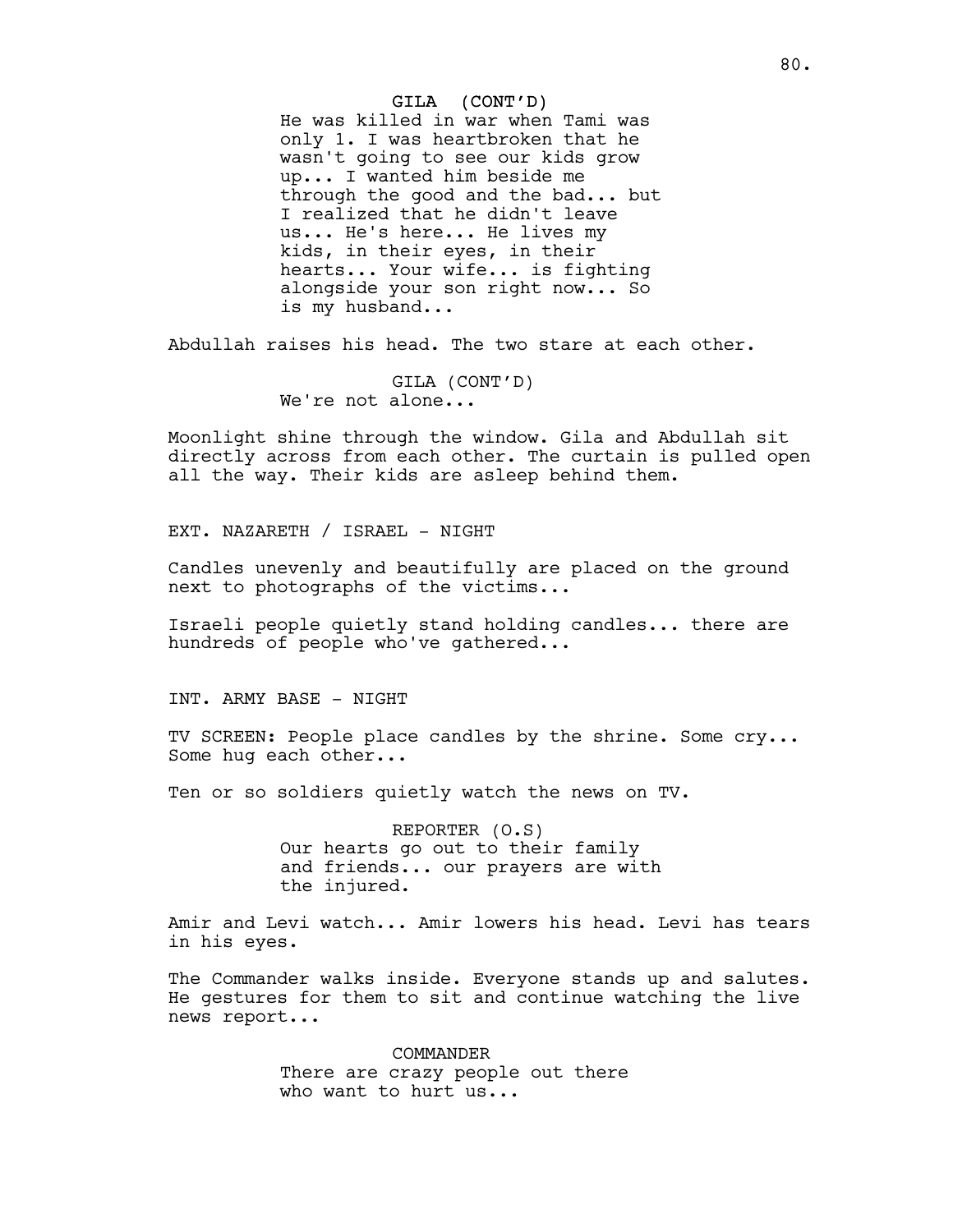GILA (CONT'D)
He was killed in war when Tami was only 1. I was heartbroken that he wasn't going to see our kids grow up... I wanted him beside me through the good and the bad... but I realized that he didn't leave us... He's here... He lives my kids, in their eyes, in their hearts... Your wife... is fighting alongside your son right now... So is my husband...

Abdullah raises his head. The two stare at each other.

GILA (CONT'D)
We're not alone...

Moonlight shine through the window. Gila and Abdullah sit directly across from each other. The curtain is pulled open all the way. Their kids are asleep behind them.

EXT. NAZARETH / ISRAEL - NIGHT

Candles unevenly and beautifully are placed on the ground next to photographs of the victims...

Israeli people quietly stand holding candles... there are hundreds of people who've gathered...

INT. ARMY BASE - NIGHT

TV SCREEN: People place candles by the shrine. Some cry... Some hug each other...

Ten or so soldiers quietly watch the news on TV.

REPORTER (O.S)
Our hearts go out to their family and friends... our prayers are with the injured.

Amir and Levi watch... Amir lowers his head. Levi has tears in his eyes.

The Commander walks inside. Everyone stands up and salutes. He gestures for them to sit and continue watching the live news report...

COMMANDER
There are crazy people out there who want to hurt us...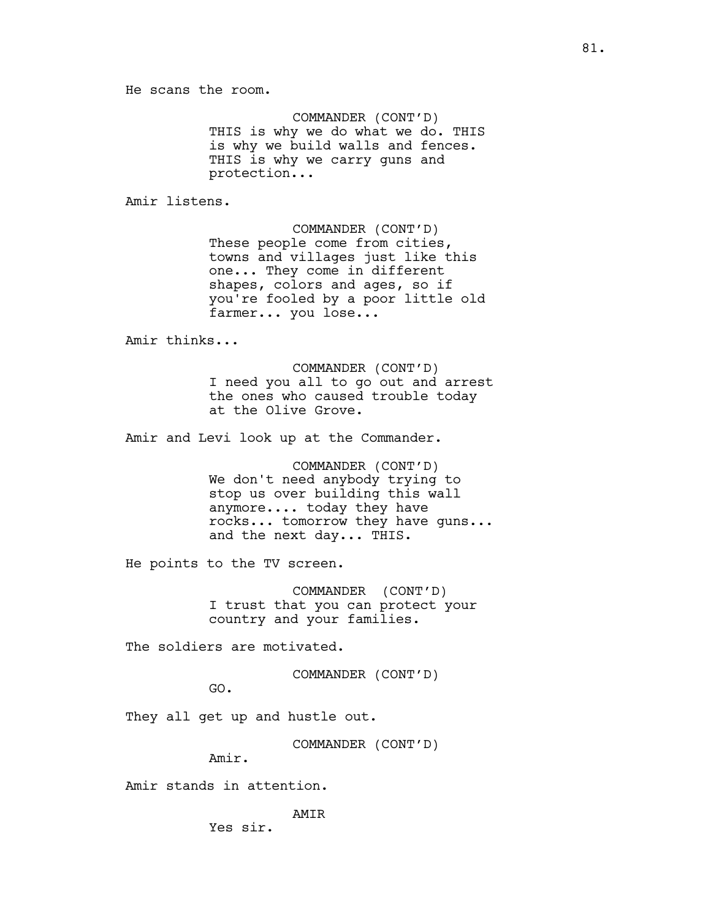He scans the room.

COMMANDER (CONT'D)
THIS is why we do what we do. THIS is why we build walls and fences. THIS is why we carry guns and protection...

Amir listens.

COMMANDER (CONT'D)
These people come from cities, towns and villages just like this one... They come in different shapes, colors and ages, so if you're fooled by a poor little old farmer... you lose...

Amir thinks...

COMMANDER (CONT'D)
I need you all to go out and arrest the ones who caused trouble today at the Olive Grove.

Amir and Levi look up at the Commander.

COMMANDER (CONT'D)
We don't need anybody trying to stop us over building this wall anymore.... today they have rocks... tomorrow they have guns... and the next day... THIS.

He points to the TV screen.

COMMANDER (CONT'D)
I trust that you can protect your country and your families.

The soldiers are motivated.

COMMANDER (CONT'D)
GO.

They all get up and hustle out.

COMMANDER (CONT'D)
Amir.

Amir stands in attention.

AMIR
Yes sir.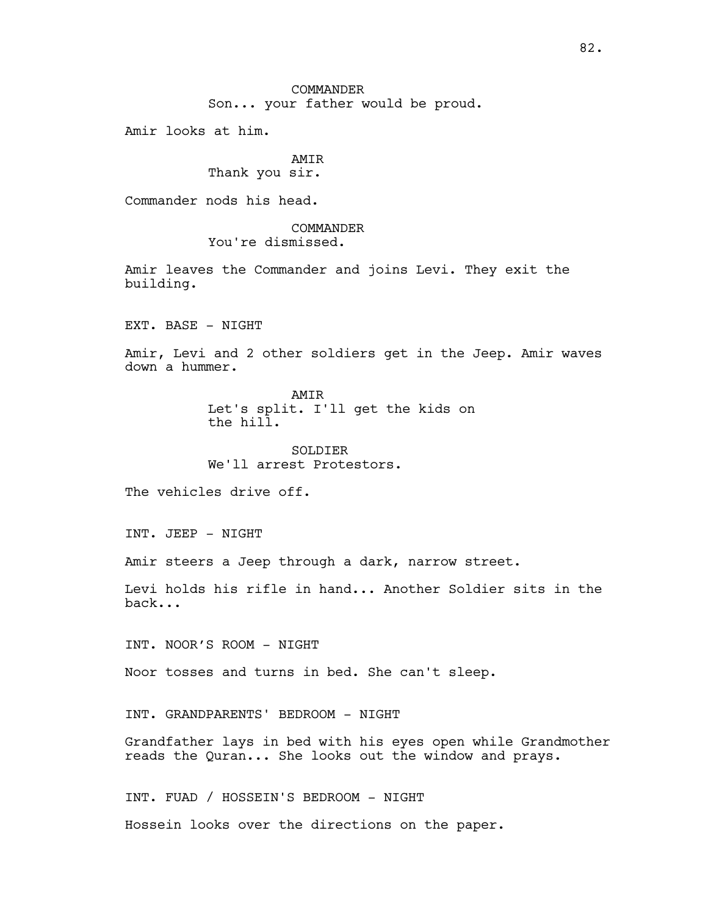COMMANDER
Son... your father would be proud.

Amir looks at him.

AMIR
Thank you sir.

Commander nods his head.

COMMANDER
You're dismissed.

Amir leaves the Commander and joins Levi. They exit the building.

EXT. BASE - NIGHT

Amir, Levi and 2 other soldiers get in the Jeep. Amir waves down a hummer.

AMIR
Let's split. I'll get the kids on the hill.

SOLDIER
We'll arrest Protestors.

The vehicles drive off.

INT. JEEP - NIGHT

Amir steers a Jeep through a dark, narrow street.

Levi holds his rifle in hand... Another Soldier sits in the back...

INT. NOOR'S ROOM - NIGHT

Noor tosses and turns in bed. She can't sleep.

INT. GRANDPARENTS' BEDROOM - NIGHT

Grandfather lays in bed with his eyes open while Grandmother reads the Quran... She looks out the window and prays.

INT. FUAD / HOSSEIN'S BEDROOM - NIGHT

Hossein looks over the directions on the paper.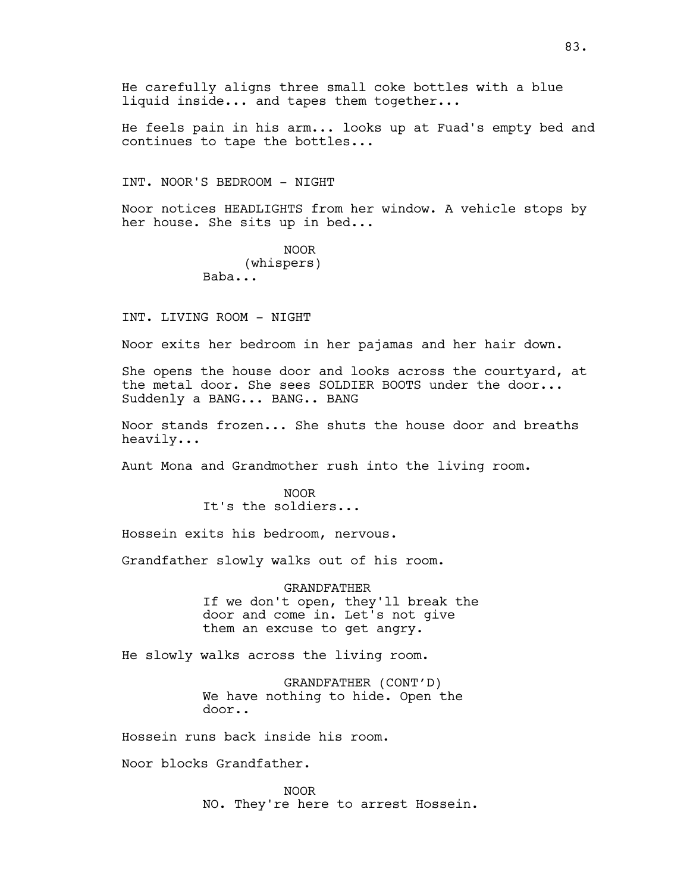He carefully aligns three small coke bottles with a blue liquid inside... and tapes them together...

He feels pain in his arm... looks up at Fuad's empty bed and continues to tape the bottles...

INT. NOOR'S BEDROOM - NIGHT

Noor notices HEADLIGHTS from her window. A vehicle stops by her house. She sits up in bed...

NOOR
(whispers)
Baba...

INT. LIVING ROOM - NIGHT

Noor exits her bedroom in her pajamas and her hair down.

She opens the house door and looks across the courtyard, at the metal door. She sees SOLDIER BOOTS under the door... Suddenly a BANG... BANG.. BANG

Noor stands frozen... She shuts the house door and breaths heavily...

Aunt Mona and Grandmother rush into the living room.

NOOR
It's the soldiers...

Hossein exits his bedroom, nervous.

Grandfather slowly walks out of his room.

GRANDFATHER
If we don't open, they'll break the door and come in. Let's not give them an excuse to get angry.

He slowly walks across the living room.

GRANDFATHER (CONT'D)
We have nothing to hide. Open the door..

Hossein runs back inside his room.

Noor blocks Grandfather.

NOOR
NO. They're here to arrest Hossein.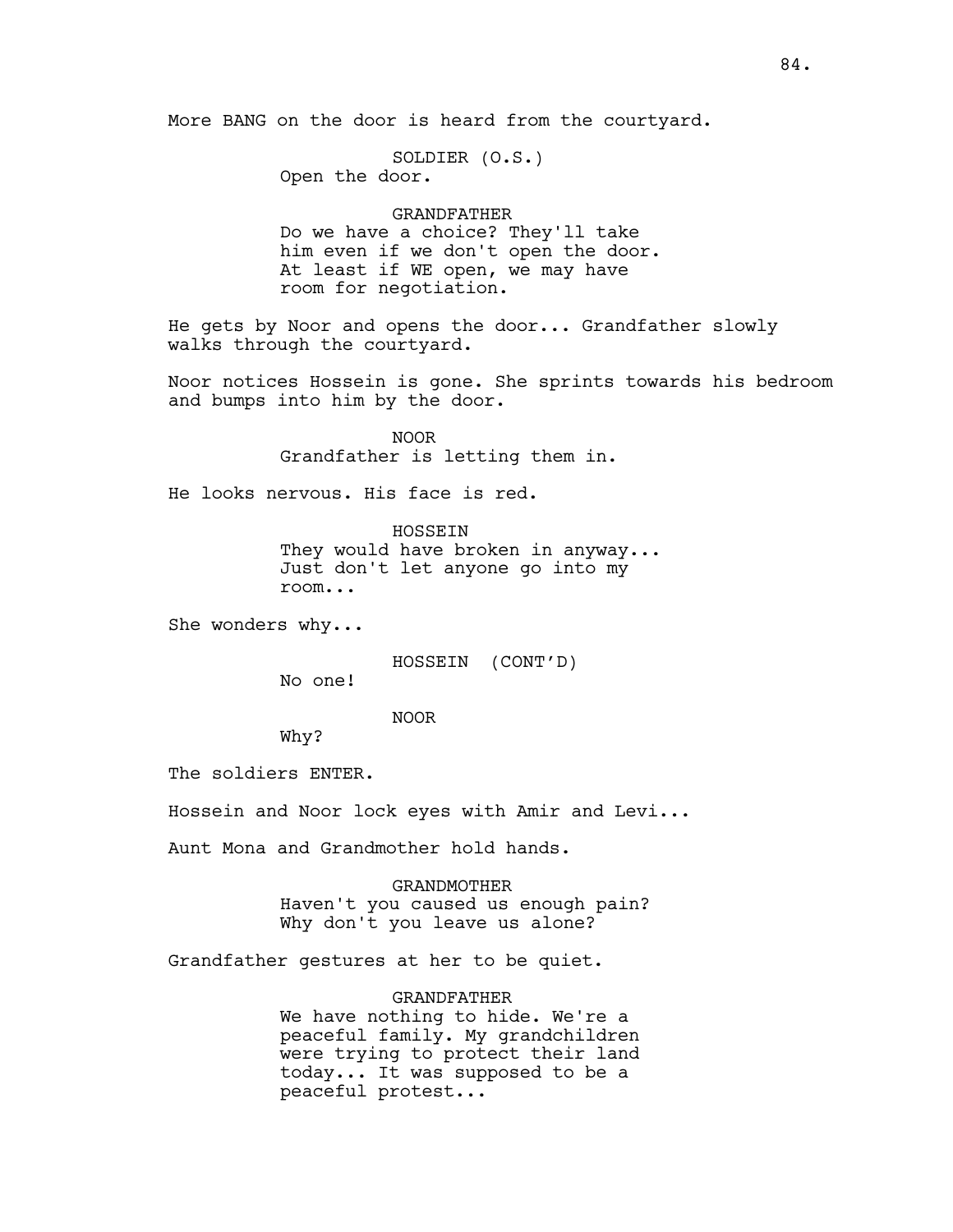More BANG on the door is heard from the courtyard.

SOLDIER (O.S.)
Open the door.

GRANDFATHER
Do we have a choice? They'll take him even if we don't open the door. At least if WE open, we may have room for negotiation.

He gets by Noor and opens the door... Grandfather slowly walks through the courtyard.

Noor notices Hossein is gone. She sprints towards his bedroom and bumps into him by the door.

NOOR
Grandfather is letting them in.

He looks nervous. His face is red.

HOSSEIN
They would have broken in anyway... Just don't let anyone go into my room...

She wonders why...

HOSSEIN (CONT'D)
No one!

NOOR
Why?

The soldiers ENTER.

Hossein and Noor lock eyes with Amir and Levi...

Aunt Mona and Grandmother hold hands.

GRANDMOTHER
Haven't you caused us enough pain? Why don't you leave us alone?

Grandfather gestures at her to be quiet.

GRANDFATHER
We have nothing to hide. We're a peaceful family. My grandchildren were trying to protect their land today... It was supposed to be a peaceful protest...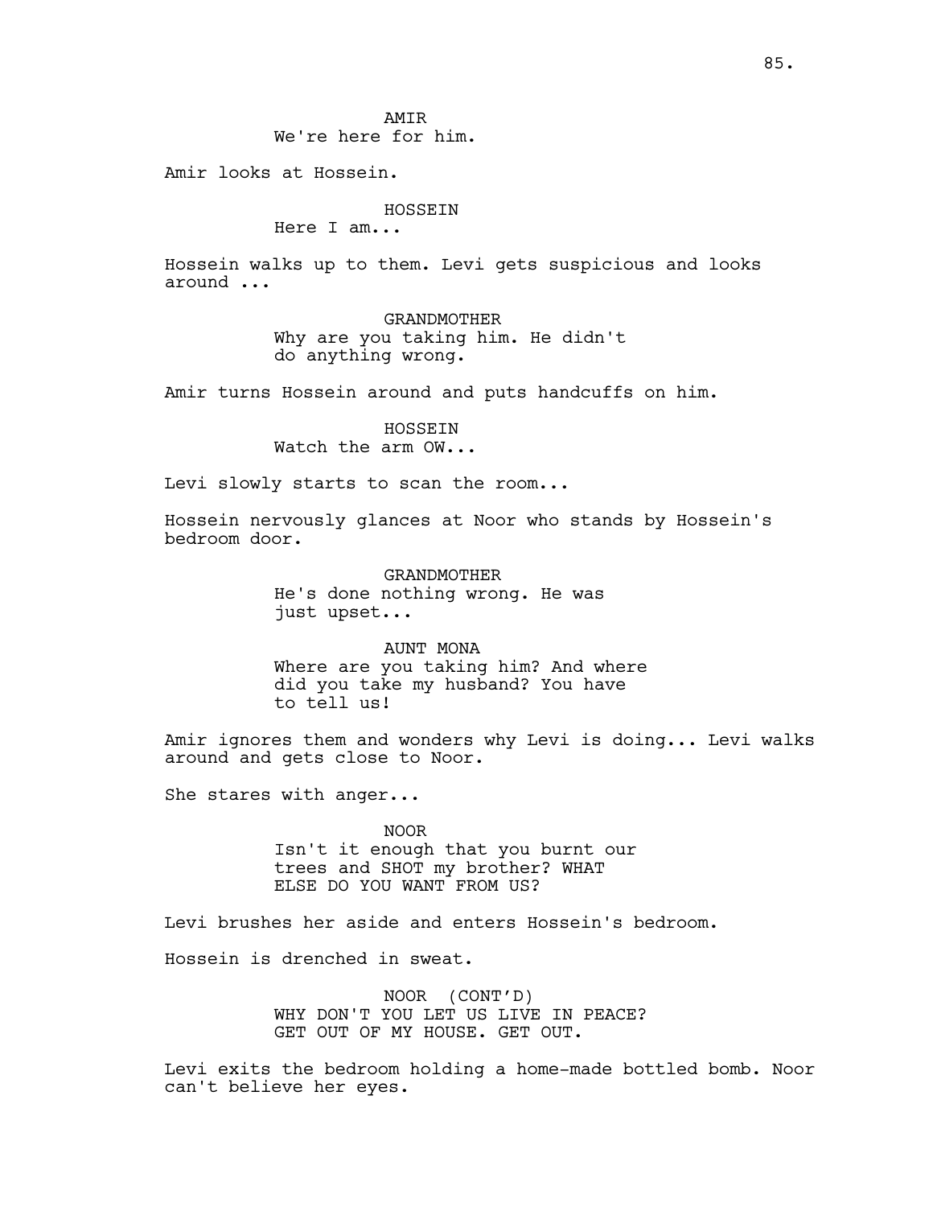AMIR
We're here for him.

Amir looks at Hossein.

HOSSEIN
Here I am...

Hossein walks up to them. Levi gets suspicious and looks around ...

GRANDMOTHER
Why are you taking him. He didn't do anything wrong.

Amir turns Hossein around and puts handcuffs on him.

HOSSEIN
Watch the arm OW...

Levi slowly starts to scan the room...

Hossein nervously glances at Noor who stands by Hossein's bedroom door.

GRANDMOTHER
He's done nothing wrong. He was just upset...

AUNT MONA
Where are you taking him? And where did you take my husband? You have to tell us!

Amir ignores them and wonders why Levi is doing... Levi walks around and gets close to Noor.

She stares with anger...

NOOR
Isn't it enough that you burnt our trees and SHOT my brother? WHAT ELSE DO YOU WANT FROM US?

Levi brushes her aside and enters Hossein's bedroom.

Hossein is drenched in sweat.

NOOR (CONT'D)
WHY DON'T YOU LET US LIVE IN PEACE? GET OUT OF MY HOUSE. GET OUT.

Levi exits the bedroom holding a home-made bottled bomb. Noor can't believe her eyes.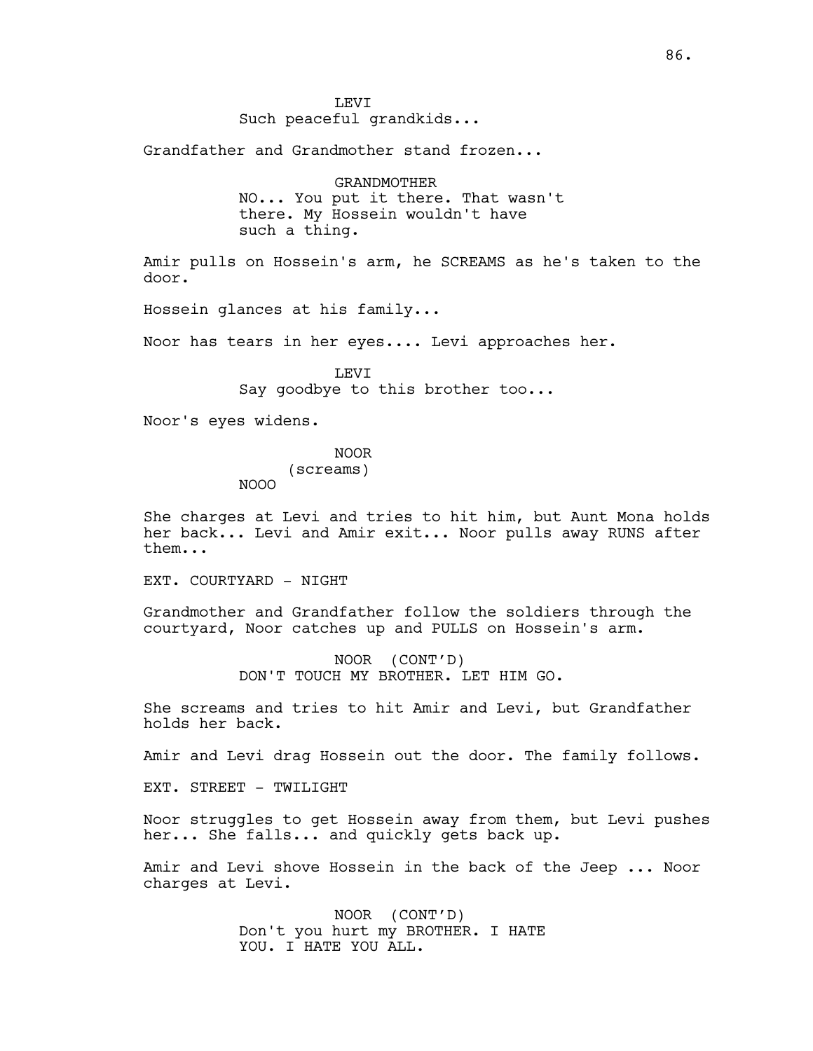LEVI
Such peaceful grandkids...

Grandfather and Grandmother stand frozen...

GRANDMOTHER
NO... You put it there. That wasn't there. My Hossein wouldn't have such a thing.

Amir pulls on Hossein's arm, he SCREAMS as he's taken to the door.

Hossein glances at his family...

Noor has tears in her eyes.... Levi approaches her.

LEVI
Say goodbye to this brother too...

Noor's eyes widens.

NOOR
(screams)
NOOO

She charges at Levi and tries to hit him, but Aunt Mona holds her back... Levi and Amir exit... Noor pulls away RUNS after them...

EXT. COURTYARD - NIGHT

Grandmother and Grandfather follow the soldiers through the courtyard, Noor catches up and PULLS on Hossein's arm.

NOOR (CONT'D)
DON'T TOUCH MY BROTHER. LET HIM GO.

She screams and tries to hit Amir and Levi, but Grandfather holds her back.

Amir and Levi drag Hossein out the door. The family follows.

EXT. STREET - TWILIGHT

Noor struggles to get Hossein away from them, but Levi pushes her... She falls... and quickly gets back up.

Amir and Levi shove Hossein in the back of the Jeep ... Noor charges at Levi.

NOOR (CONT'D)
Don't you hurt my BROTHER. I HATE YOU. I HATE YOU ALL.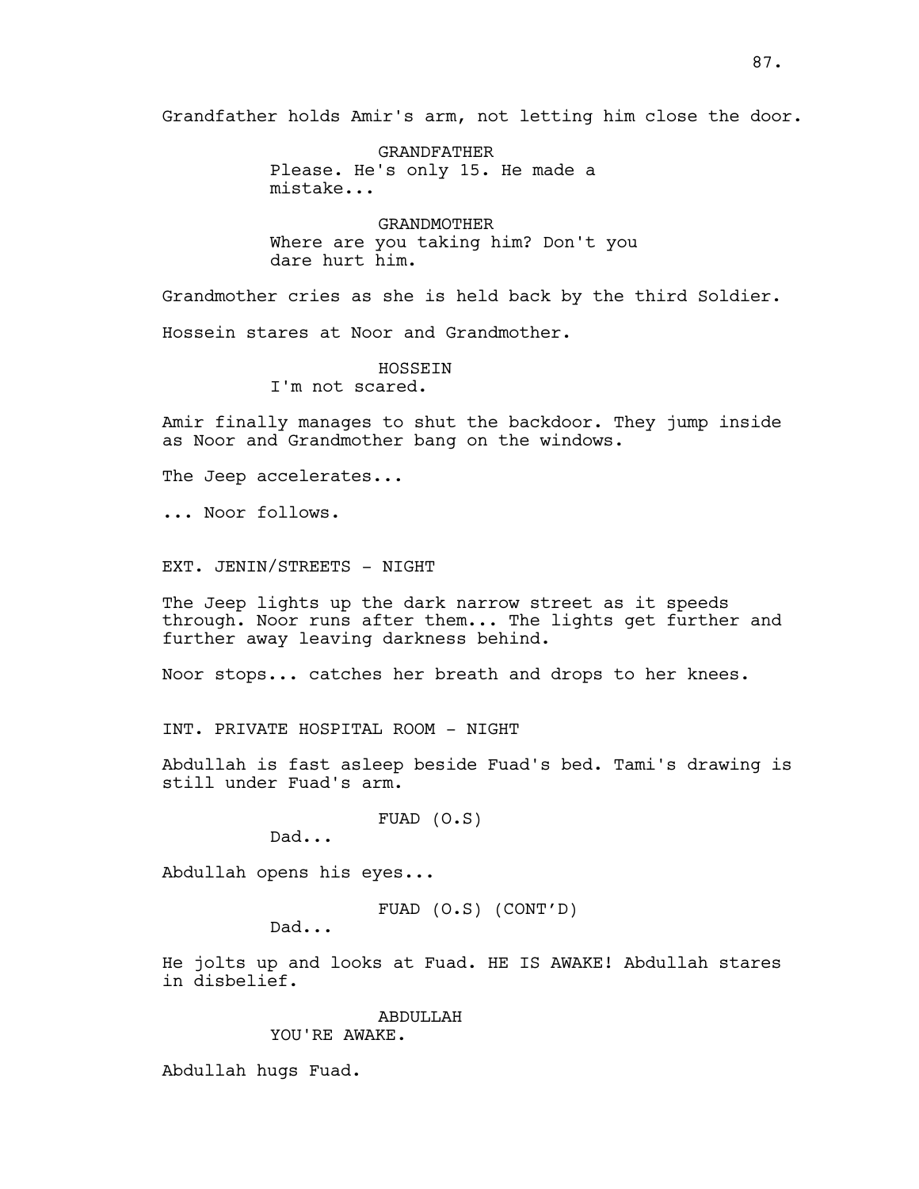Grandfather holds Amir's arm, not letting him close the door.

GRANDFATHER
Please. He's only 15. He made a mistake...

GRANDMOTHER
Where are you taking him? Don't you dare hurt him.

Grandmother cries as she is held back by the third Soldier.

Hossein stares at Noor and Grandmother.

HOSSEIN
I'm not scared.

Amir finally manages to shut the backdoor. They jump inside as Noor and Grandmother bang on the windows.

The Jeep accelerates...

... Noor follows.

EXT. JENIN/STREETS - NIGHT

The Jeep lights up the dark narrow street as it speeds through. Noor runs after them... The lights get further and further away leaving darkness behind.

Noor stops... catches her breath and drops to her knees.

INT. PRIVATE HOSPITAL ROOM - NIGHT

Abdullah is fast asleep beside Fuad's bed. Tami's drawing is still under Fuad's arm.

FUAD (O.S)
Dad...

Abdullah opens his eyes...

FUAD (O.S) (CONT'D)
Dad...

He jolts up and looks at Fuad. HE IS AWAKE! Abdullah stares in disbelief.

ABDULLAH
YOU'RE AWAKE.

Abdullah hugs Fuad.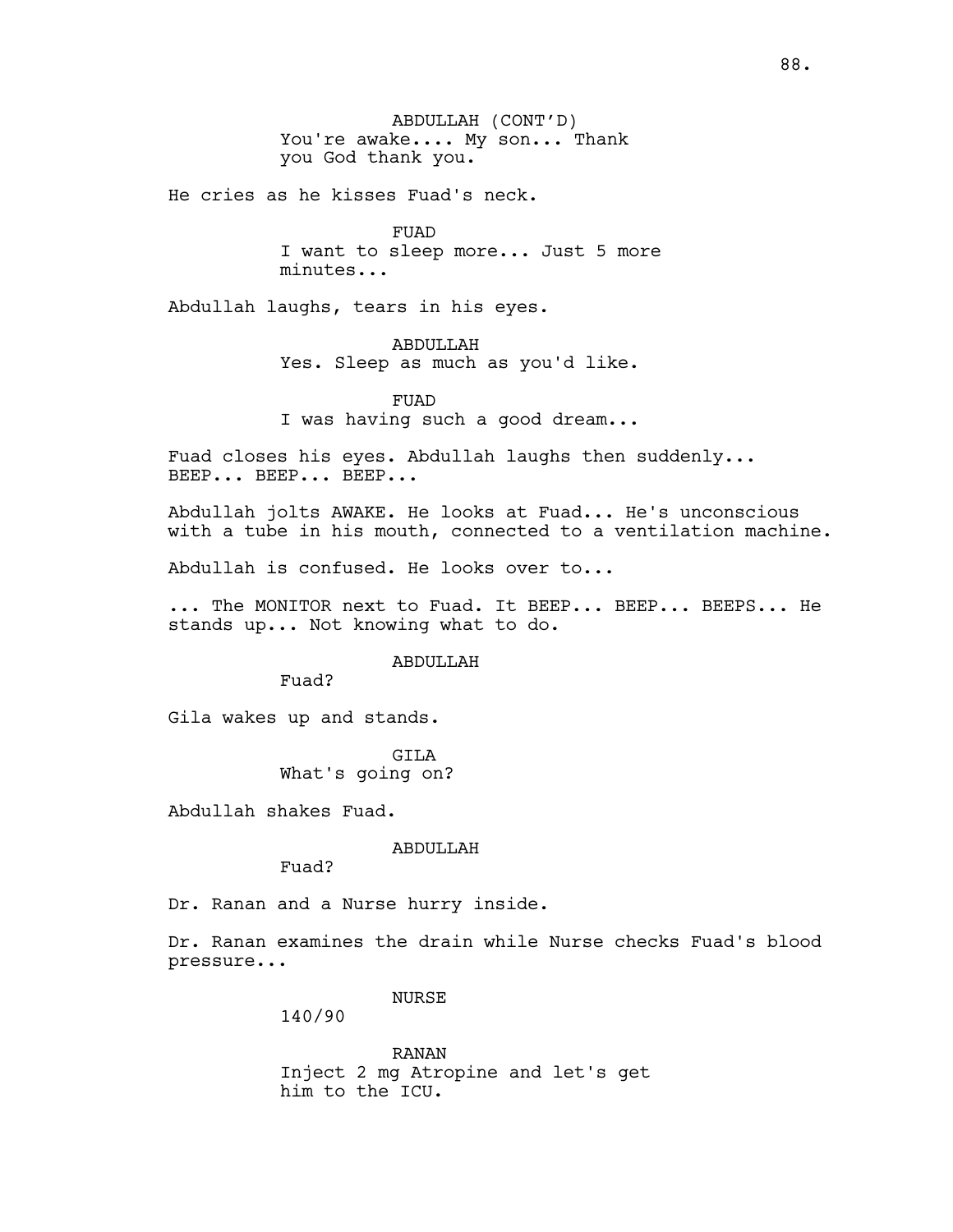ABDULLAH (CONT'D)
You're awake.... My son... Thank you God thank you.

He cries as he kisses Fuad's neck.

FUAD
I want to sleep more... Just 5 more minutes...

Abdullah laughs, tears in his eyes.

ABDULLAH
Yes. Sleep as much as you'd like.

FUAD
I was having such a good dream...

Fuad closes his eyes. Abdullah laughs then suddenly... BEEP... BEEP... BEEP...

Abdullah jolts AWAKE. He looks at Fuad... He's unconscious with a tube in his mouth, connected to a ventilation machine.

Abdullah is confused. He looks over to...

... The MONITOR next to Fuad. It BEEP... BEEP... BEEPS... He stands up... Not knowing what to do.

ABDULLAH
Fuad?

Gila wakes up and stands.

GILA
What's going on?

Abdullah shakes Fuad.

ABDULLAH
Fuad?

Dr. Ranan and a Nurse hurry inside.

Dr. Ranan examines the drain while Nurse checks Fuad's blood pressure...

NURSE
140/90

RANAN
Inject 2 mg Atropine and let's get him to the ICU.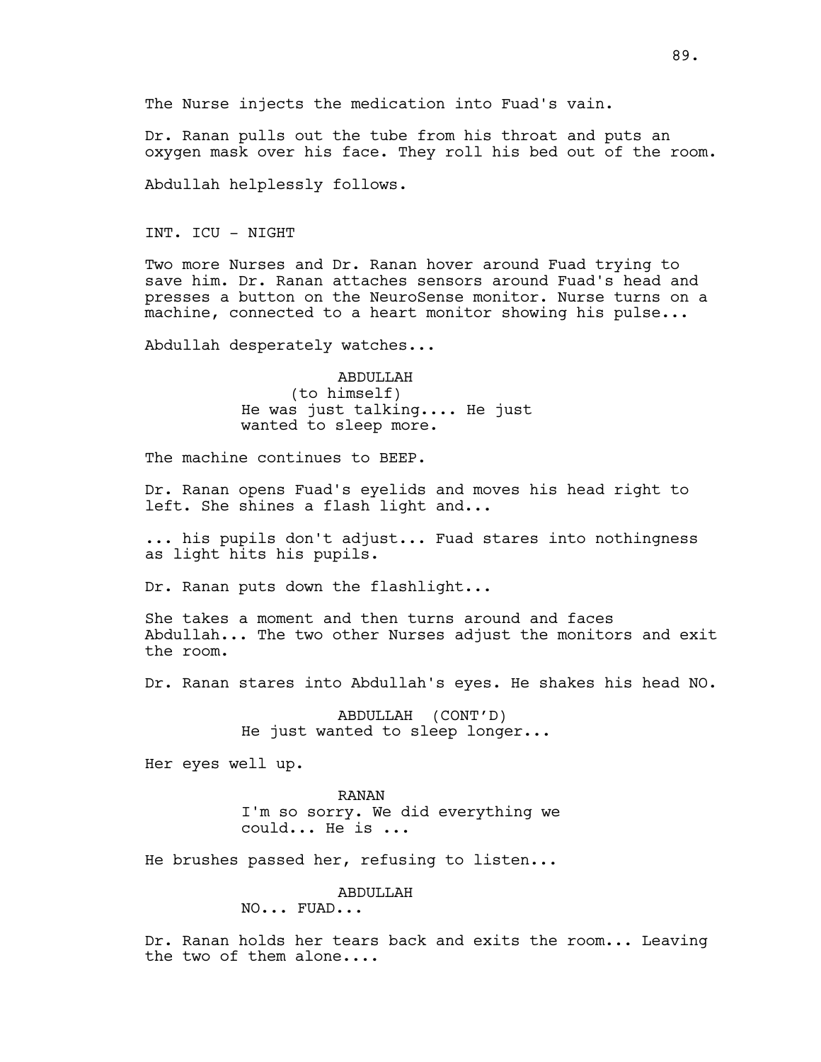The Nurse injects the medication into Fuad's vain.

Dr. Ranan pulls out the tube from his throat and puts an oxygen mask over his face. They roll his bed out of the room.

Abdullah helplessly follows.

INT. ICU - NIGHT

Two more Nurses and Dr. Ranan hover around Fuad trying to save him. Dr. Ranan attaches sensors around Fuad's head and presses a button on the NeuroSense monitor. Nurse turns on a machine, connected to a heart monitor showing his pulse...

Abdullah desperately watches...

ABDULLAH
(to himself)
He was just talking.... He just wanted to sleep more.

The machine continues to BEEP.

Dr. Ranan opens Fuad's eyelids and moves his head right to left. She shines a flash light and...

... his pupils don't adjust... Fuad stares into nothingness as light hits his pupils.

Dr. Ranan puts down the flashlight...

She takes a moment and then turns around and faces Abdullah... The two other Nurses adjust the monitors and exit the room.

Dr. Ranan stares into Abdullah's eyes. He shakes his head NO.

ABDULLAH (CONT'D)
He just wanted to sleep longer...

Her eyes well up.

RANAN
I'm so sorry. We did everything we could... He is ...

He brushes passed her, refusing to listen...

ABDULLAH
NO... FUAD...

Dr. Ranan holds her tears back and exits the room... Leaving the two of them alone....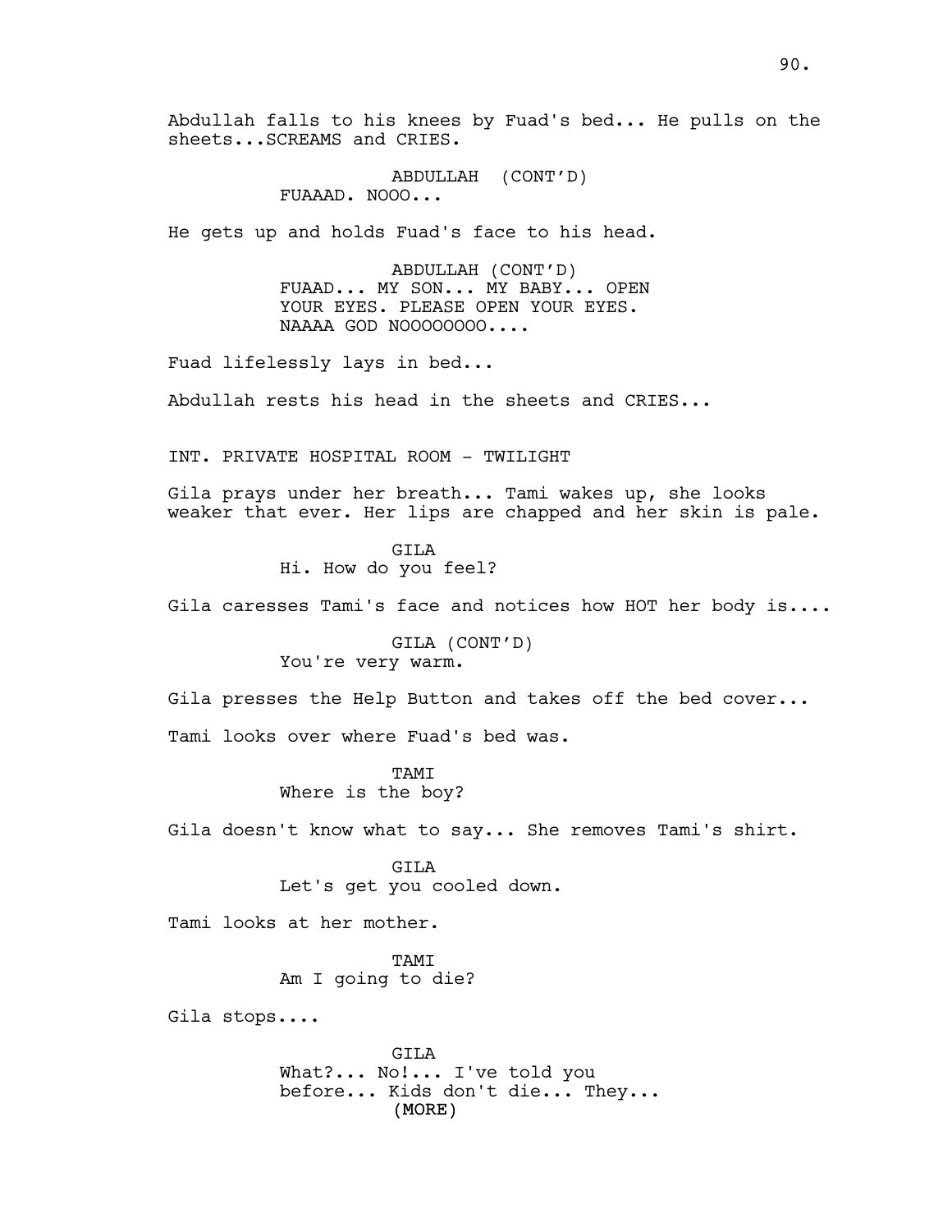Abdullah falls to his knees by Fuad's bed... He pulls on the sheets...SCREAMS and CRIES.

ABDULLAH (CONT'D)
FUAAAD. NOOO...

He gets up and holds Fuad's face to his head.

ABDULLAH (CONT'D)
FUAAD... MY SON... MY BABY... OPEN YOUR EYES. PLEASE OPEN YOUR EYES. NAAAA GOD NOOOOOOOO....

Fuad lifelessly lays in bed...

Abdullah rests his head in the sheets and CRIES...

INT. PRIVATE HOSPITAL ROOM - TWILIGHT

Gila prays under her breath... Tami wakes up, she looks weaker that ever. Her lips are chapped and her skin is pale.

GILA
Hi. How do you feel?

Gila caresses Tami's face and notices how HOT her body is....

GILA (CONT'D)
You're very warm.

Gila presses the Help Button and takes off the bed cover...

Tami looks over where Fuad's bed was.

TAMI
Where is the boy?

Gila doesn't know what to say... She removes Tami's shirt.

GILA
Let's get you cooled down.

Tami looks at her mother.

TAMI
Am I going to die?

Gila stops....

GILA
What?... No!... I've told you before... Kids don't die... They...
(MORE)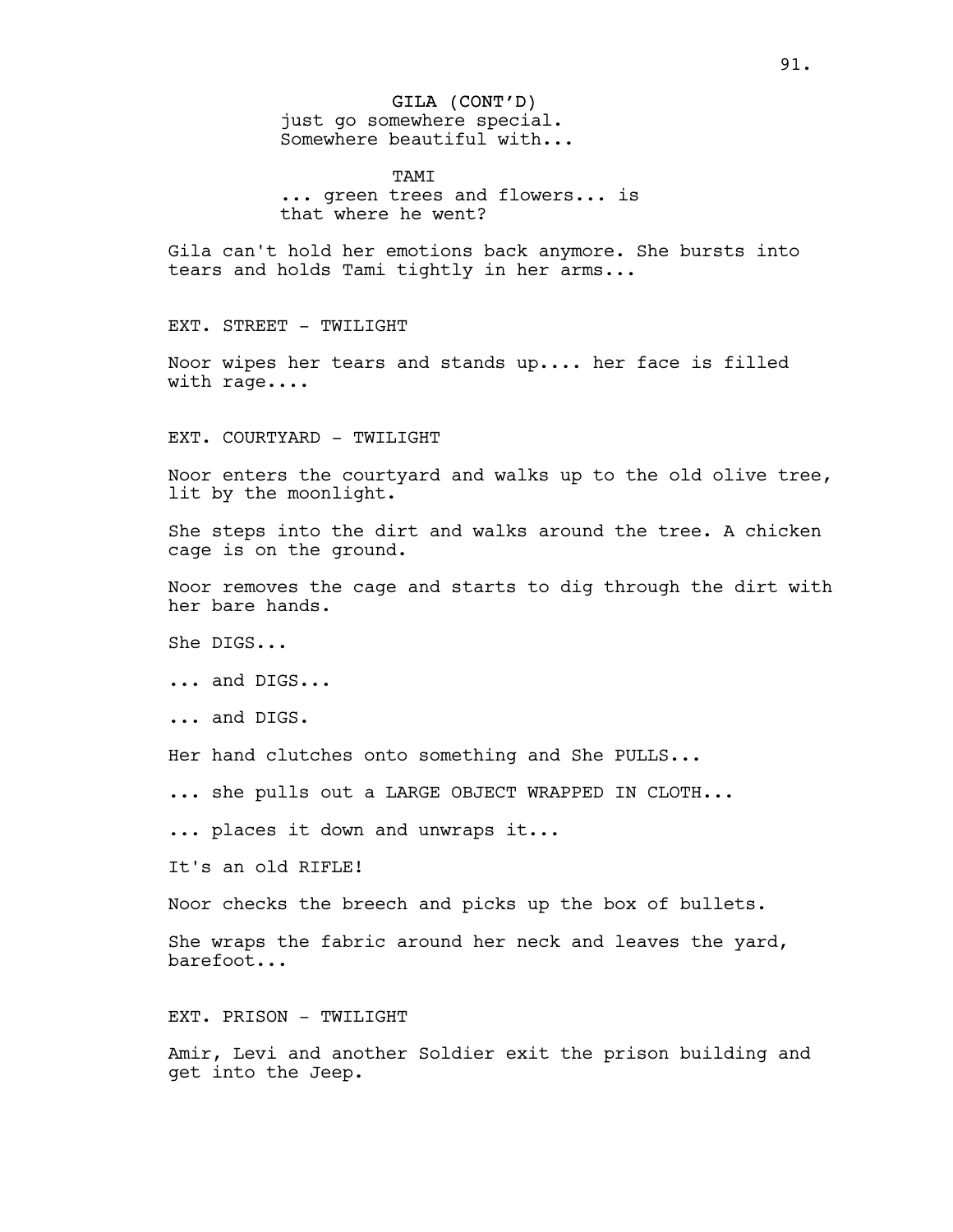GILA (CONT'D)
just go somewhere special.
Somewhere beautiful with...

TAMI
... green trees and flowers... is
that where he went?

Gila can't hold her emotions back anymore. She bursts into tears and holds Tami tightly in her arms...

EXT. STREET - TWILIGHT

Noor wipes her tears and stands up.... her face is filled with rage....

EXT. COURTYARD - TWILIGHT

Noor enters the courtyard and walks up to the old olive tree, lit by the moonlight.

She steps into the dirt and walks around the tree. A chicken cage is on the ground.

Noor removes the cage and starts to dig through the dirt with her bare hands.

She DIGS...

... and DIGS...

... and DIGS.

Her hand clutches onto something and She PULLS...

... she pulls out a LARGE OBJECT WRAPPED IN CLOTH...

... places it down and unwraps it...

It's an old RIFLE!

Noor checks the breech and picks up the box of bullets.

She wraps the fabric around her neck and leaves the yard, barefoot...

EXT. PRISON - TWILIGHT

Amir, Levi and another Soldier exit the prison building and get into the Jeep.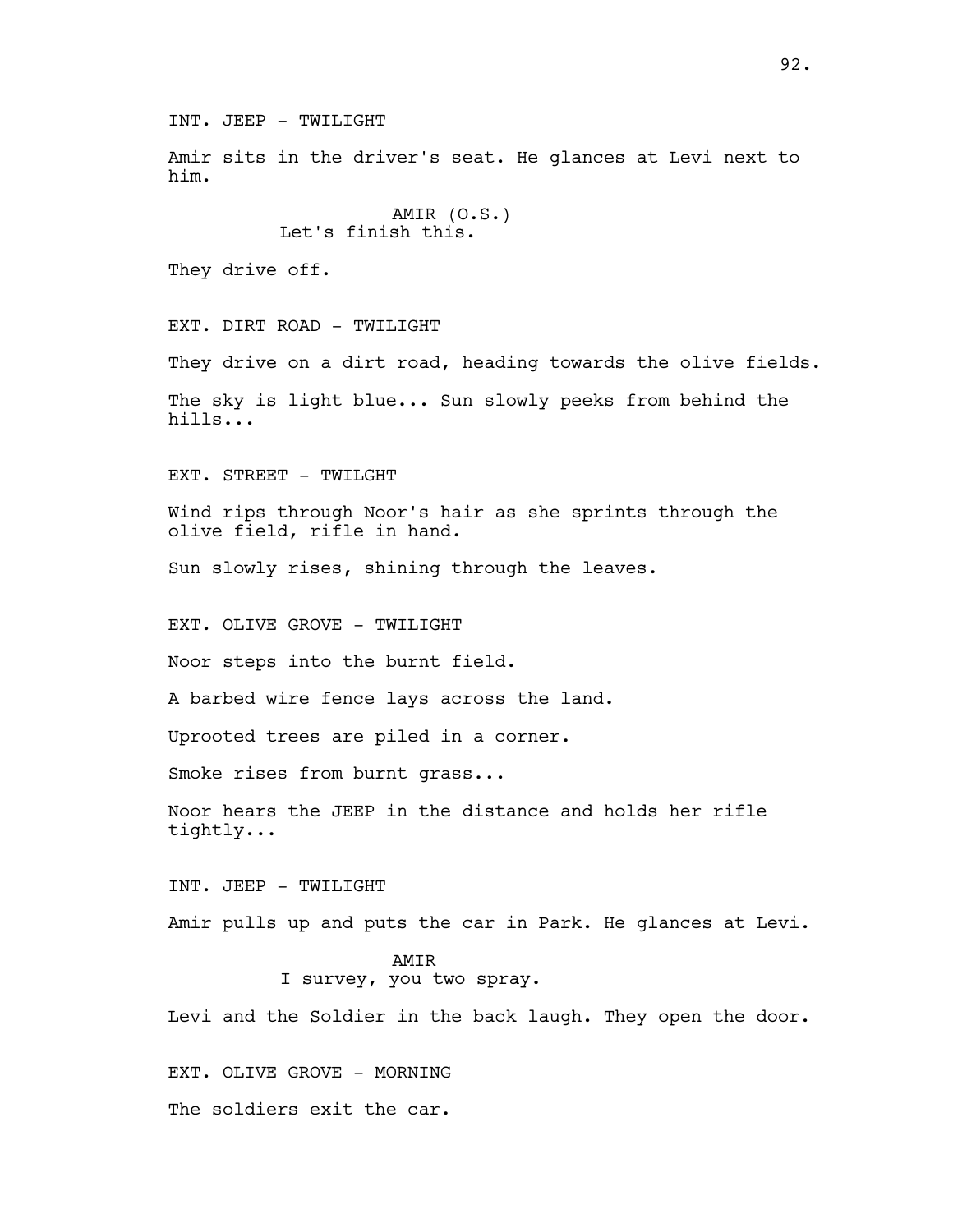INT. JEEP - TWILIGHT

Amir sits in the driver's seat. He glances at Levi next to him.

AMIR (O.S.)
Let's finish this.

They drive off.

EXT. DIRT ROAD - TWILIGHT

They drive on a dirt road, heading towards the olive fields.

The sky is light blue... Sun slowly peeks from behind the hills...

EXT. STREET - TWILGHT

Wind rips through Noor's hair as she sprints through the olive field, rifle in hand.

Sun slowly rises, shining through the leaves.

EXT. OLIVE GROVE - TWILIGHT

Noor steps into the burnt field.

A barbed wire fence lays across the land.

Uprooted trees are piled in a corner.

Smoke rises from burnt grass...

Noor hears the JEEP in the distance and holds her rifle tightly...

INT. JEEP - TWILIGHT

Amir pulls up and puts the car in Park. He glances at Levi.

AMIR
I survey, you two spray.

Levi and the Soldier in the back laugh. They open the door.

EXT. OLIVE GROVE - MORNING

The soldiers exit the car.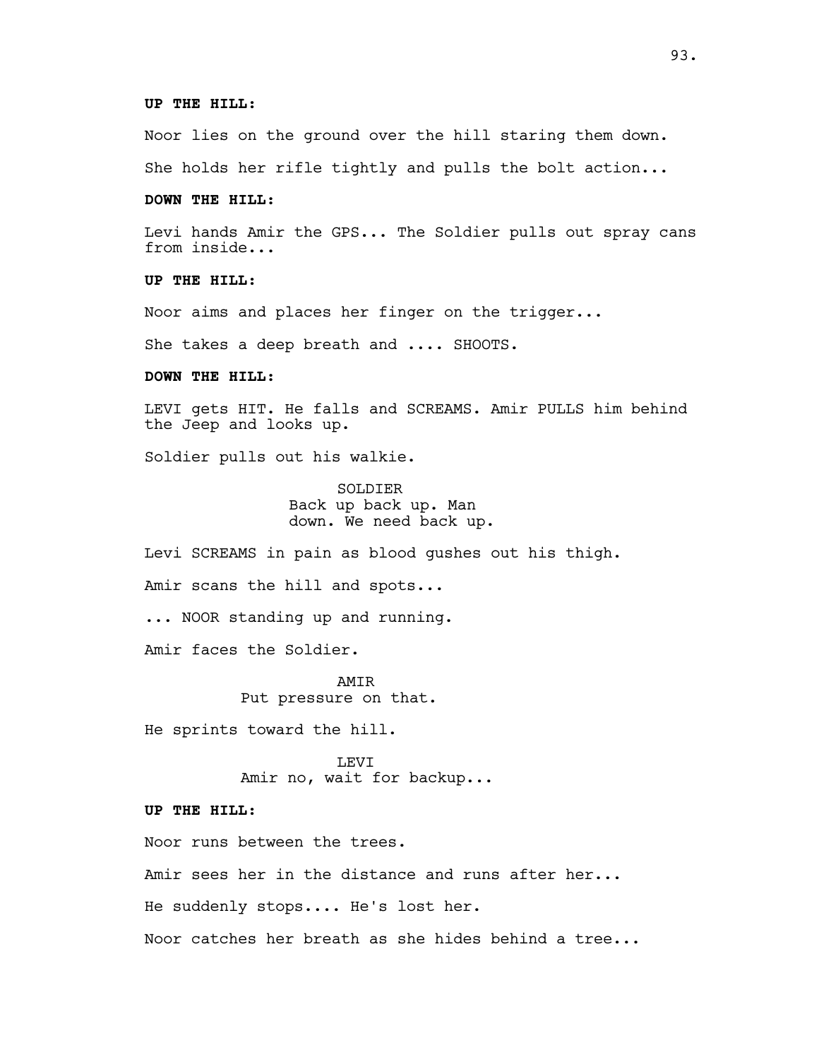**UP THE HILL:**

Noor lies on the ground over the hill staring them down.

She holds her rifle tightly and pulls the bolt action...

**DOWN THE HILL:**

Levi hands Amir the GPS... The Soldier pulls out spray cans from inside...

**UP THE HILL:**

Noor aims and places her finger on the trigger...

She takes a deep breath and .... SHOOTS.

**DOWN THE HILL:**

LEVI gets HIT. He falls and SCREAMS. Amir PULLS him behind the Jeep and looks up.

Soldier pulls out his walkie.

SOLDIER
Back up back up. Man down. We need back up.

Levi SCREAMS in pain as blood gushes out his thigh.

Amir scans the hill and spots...

... NOOR standing up and running.

Amir faces the Soldier.

AMIR
Put pressure on that.

He sprints toward the hill.

LEVI
Amir no, wait for backup...

**UP THE HILL:**

Noor runs between the trees.

Amir sees her in the distance and runs after her...

He suddenly stops.... He's lost her.

Noor catches her breath as she hides behind a tree...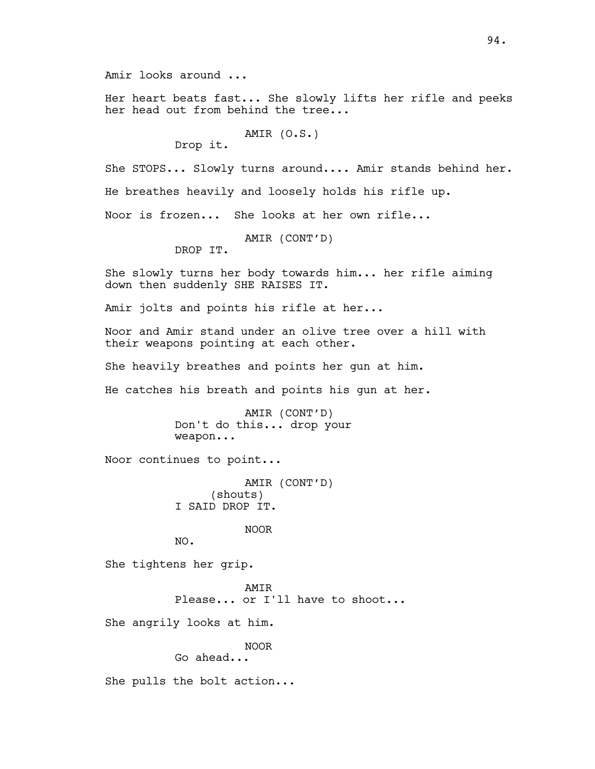Amir looks around ...

Her heart beats fast... She slowly lifts her rifle and peeks her head out from behind the tree...

AMIR (O.S.)
Drop it.

She STOPS... Slowly turns around.... Amir stands behind her.

He breathes heavily and loosely holds his rifle up.

Noor is frozen... She looks at her own rifle...

AMIR (CONT'D)
DROP IT.

She slowly turns her body towards him... her rifle aiming down then suddenly SHE RAISES IT.

Amir jolts and points his rifle at her...

Noor and Amir stand under an olive tree over a hill with their weapons pointing at each other.

She heavily breathes and points her gun at him.

He catches his breath and points his gun at her.

AMIR (CONT'D)
Don't do this... drop your weapon...

Noor continues to point...

AMIR (CONT'D)
(shouts)
I SAID DROP IT.

NOOR
NO.

She tightens her grip.

AMIR
Please... or I'll have to shoot...

She angrily looks at him.

NOOR
Go ahead...

She pulls the bolt action...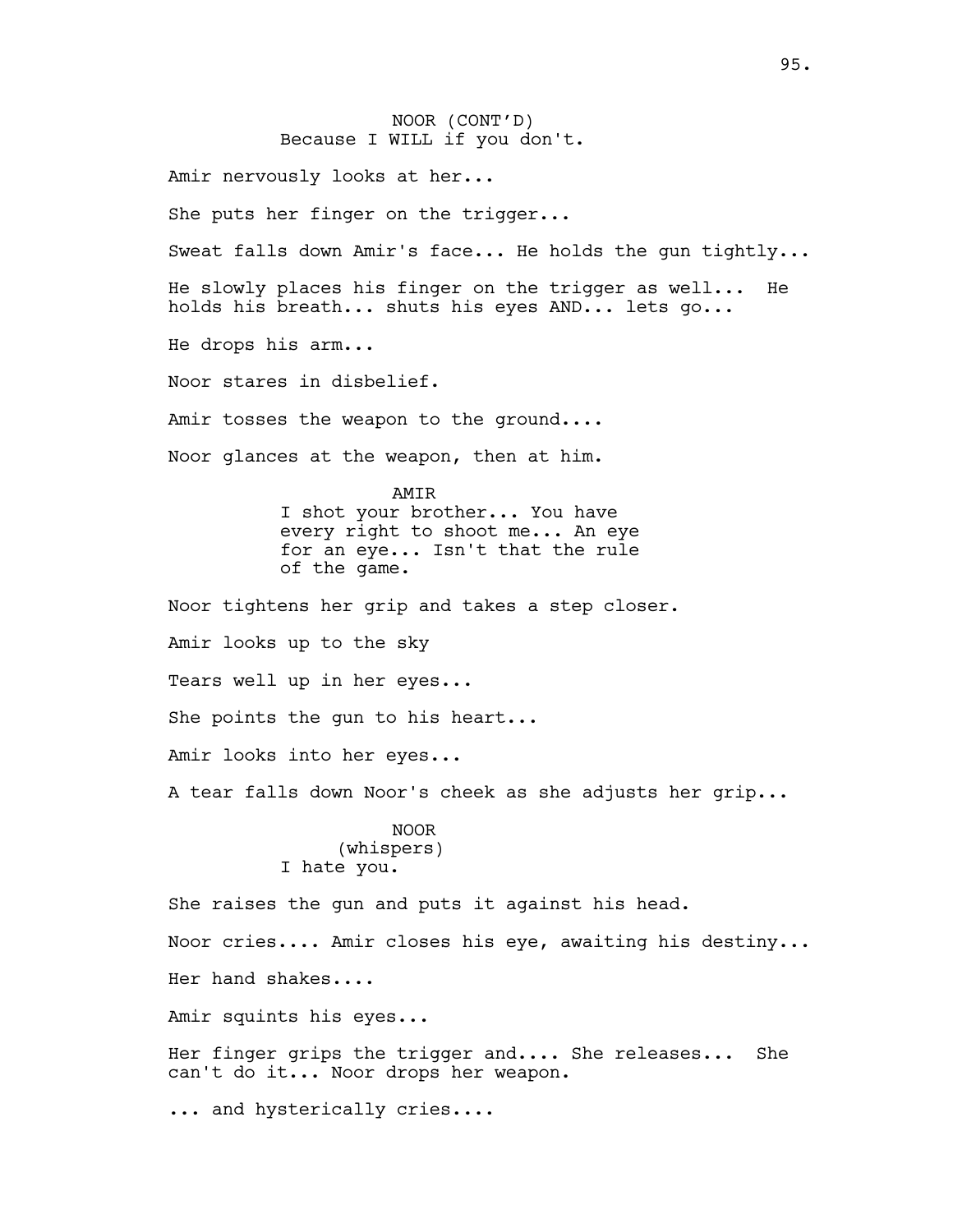NOOR (CONT'D)
Because I WILL if you don't.

Amir nervously looks at her...

She puts her finger on the trigger...

Sweat falls down Amir's face... He holds the gun tightly...

He slowly places his finger on the trigger as well... He holds his breath... shuts his eyes AND... lets go...

He drops his arm...

Noor stares in disbelief.

Amir tosses the weapon to the ground....

Noor glances at the weapon, then at him.

AMIR
I shot your brother... You have every right to shoot me... An eye for an eye... Isn't that the rule of the game.

Noor tightens her grip and takes a step closer.

Amir looks up to the sky

Tears well up in her eyes...

She points the gun to his heart...

Amir looks into her eyes...

A tear falls down Noor's cheek as she adjusts her grip...

NOOR
(whispers)
I hate you.

She raises the gun and puts it against his head.

Noor cries.... Amir closes his eye, awaiting his destiny...

Her hand shakes....

Amir squints his eyes...

Her finger grips the trigger and.... She releases... She can't do it... Noor drops her weapon.

... and hysterically cries....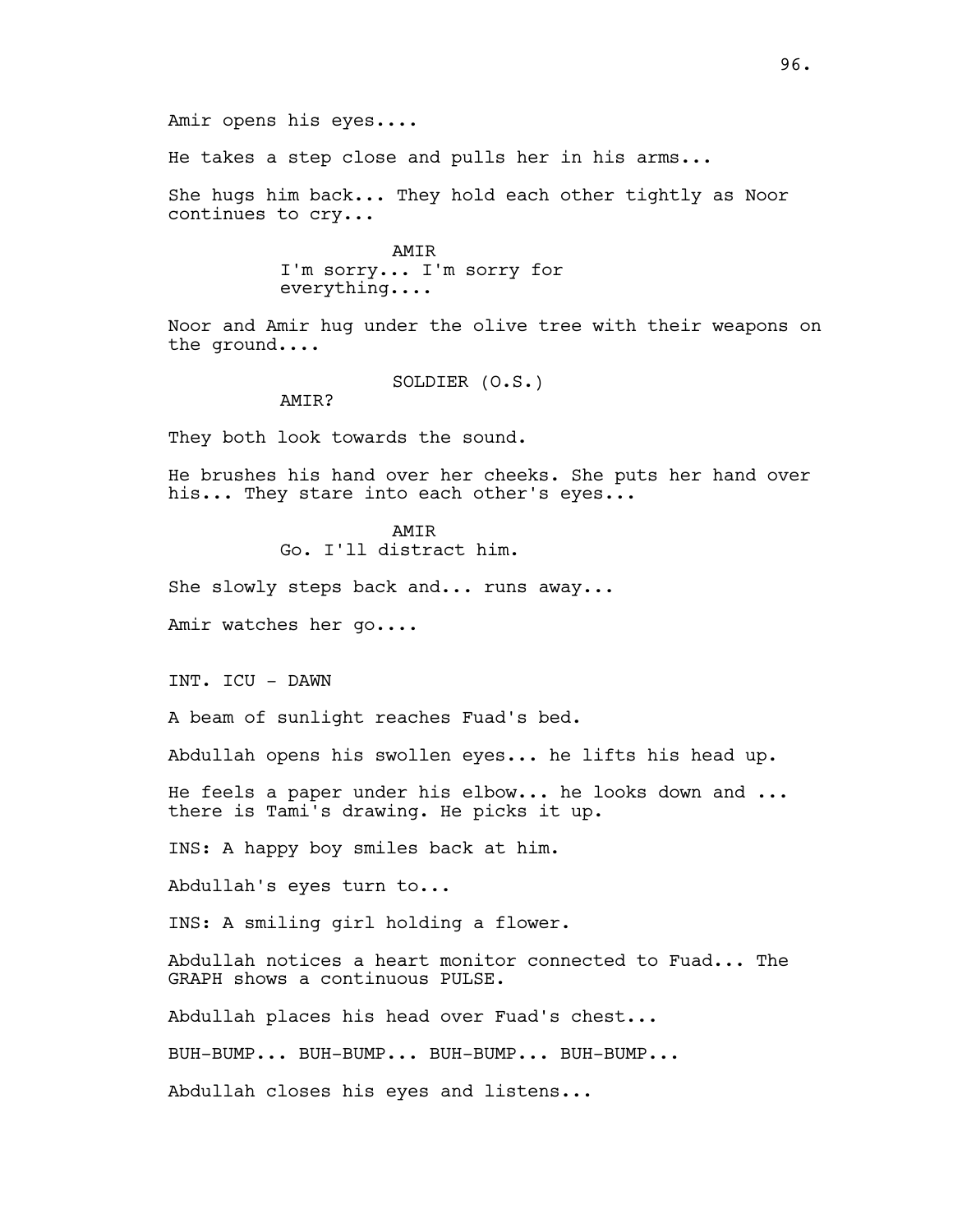Amir opens his eyes....

He takes a step close and pulls her in his arms...

She hugs him back... They hold each other tightly as Noor continues to cry...

AMIR
I'm sorry... I'm sorry for everything....

Noor and Amir hug under the olive tree with their weapons on the ground....

SOLDIER (O.S.)
AMIR?

They both look towards the sound.

He brushes his hand over her cheeks. She puts her hand over his... They stare into each other's eyes...

AMIR
Go. I'll distract him.

She slowly steps back and... runs away...

Amir watches her go....

INT. ICU - DAWN

A beam of sunlight reaches Fuad's bed.

Abdullah opens his swollen eyes... he lifts his head up.

He feels a paper under his elbow... he looks down and ... there is Tami's drawing. He picks it up.

INS: A happy boy smiles back at him.

Abdullah's eyes turn to...

INS: A smiling girl holding a flower.

Abdullah notices a heart monitor connected to Fuad... The GRAPH shows a continuous PULSE.

Abdullah places his head over Fuad's chest...

BUH-BUMP... BUH-BUMP... BUH-BUMP... BUH-BUMP...

Abdullah closes his eyes and listens...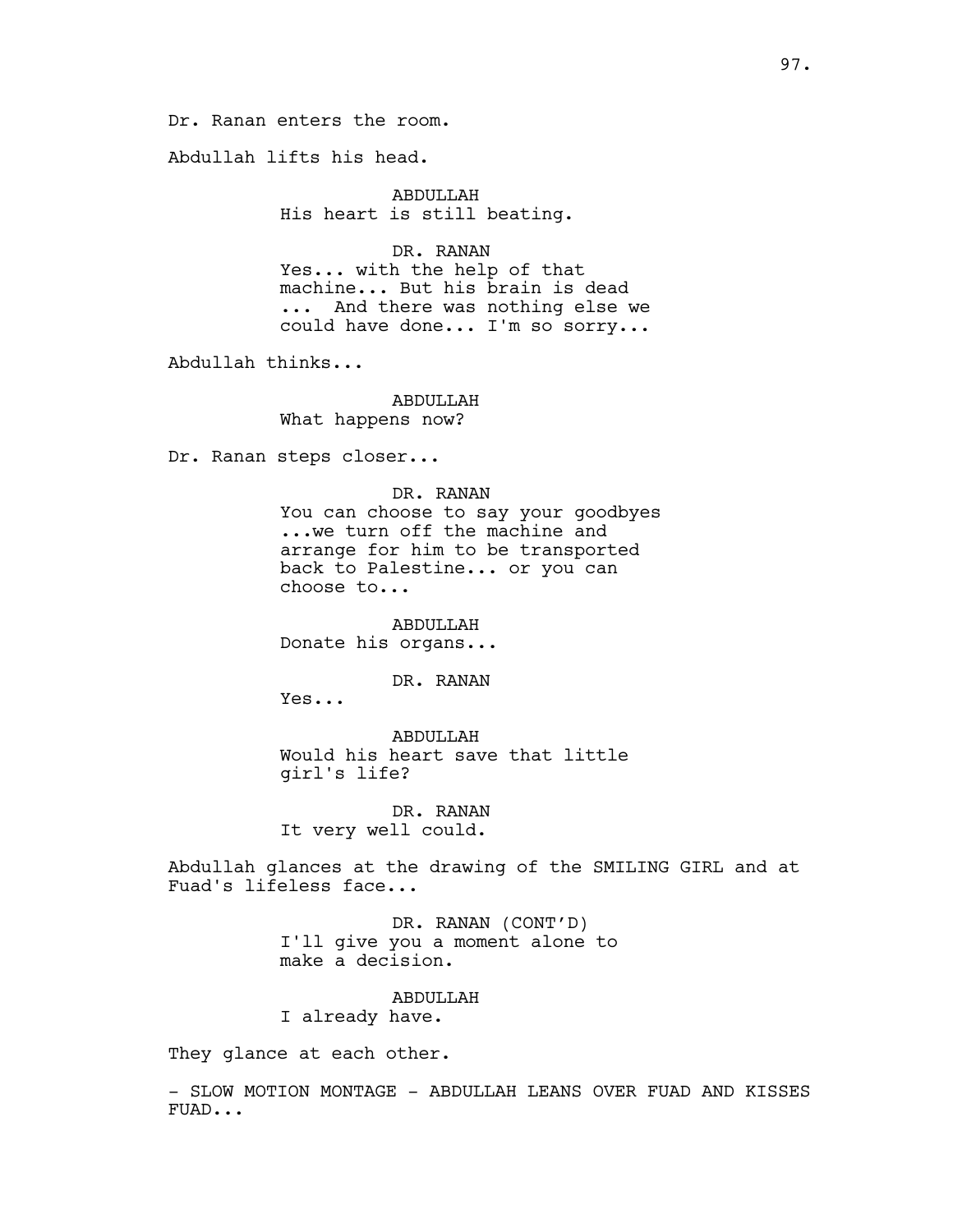Dr. Ranan enters the room.

Abdullah lifts his head.

ABDULLAH
His heart is still beating.

DR. RANAN
Yes... with the help of that machine... But his brain is dead ... And there was nothing else we could have done... I'm so sorry...

Abdullah thinks...

ABDULLAH
What happens now?

Dr. Ranan steps closer...

DR. RANAN
You can choose to say your goodbyes ...we turn off the machine and arrange for him to be transported back to Palestine... or you can choose to...

ABDULLAH
Donate his organs...

DR. RANAN
Yes...

ABDULLAH
Would his heart save that little girl's life?

DR. RANAN
It very well could.

Abdullah glances at the drawing of the SMILING GIRL and at Fuad's lifeless face...

DR. RANAN (CONT'D)
I'll give you a moment alone to make a decision.

ABDULLAH
I already have.

They glance at each other.

- SLOW MOTION MONTAGE - ABDULLAH LEANS OVER FUAD AND KISSES FUAD...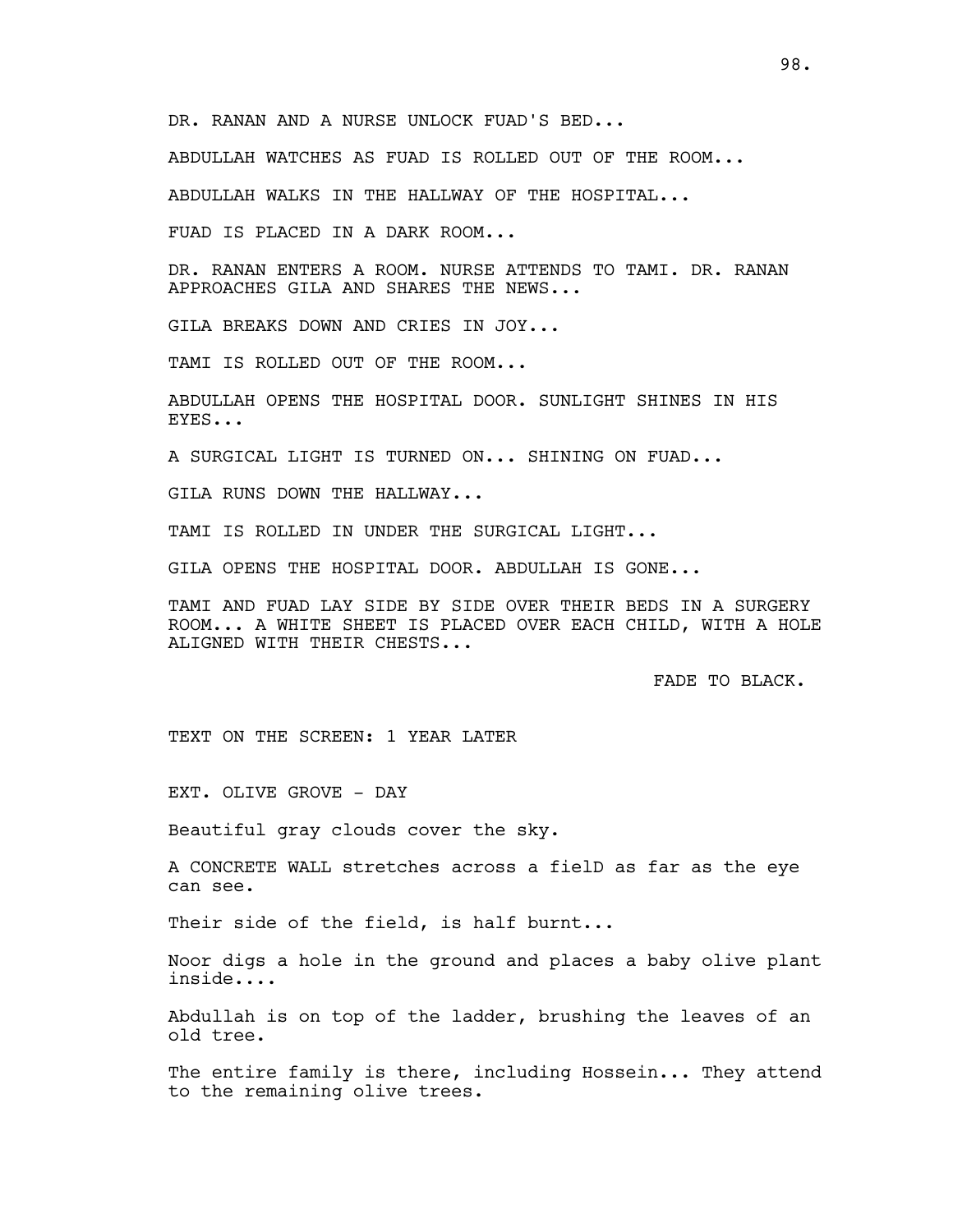DR. RANAN AND A NURSE UNLOCK FUAD'S BED...

ABDULLAH WATCHES AS FUAD IS ROLLED OUT OF THE ROOM...

ABDULLAH WALKS IN THE HALLWAY OF THE HOSPITAL...

FUAD IS PLACED IN A DARK ROOM...

DR. RANAN ENTERS A ROOM. NURSE ATTENDS TO TAMI. DR. RANAN APPROACHES GILA AND SHARES THE NEWS...

GILA BREAKS DOWN AND CRIES IN JOY...

TAMI IS ROLLED OUT OF THE ROOM...

ABDULLAH OPENS THE HOSPITAL DOOR. SUNLIGHT SHINES IN HIS EYES...

A SURGICAL LIGHT IS TURNED ON... SHINING ON FUAD...

GILA RUNS DOWN THE HALLWAY...

TAMI IS ROLLED IN UNDER THE SURGICAL LIGHT...

GILA OPENS THE HOSPITAL DOOR. ABDULLAH IS GONE...

TAMI AND FUAD LAY SIDE BY SIDE OVER THEIR BEDS IN A SURGERY ROOM... A WHITE SHEET IS PLACED OVER EACH CHILD, WITH A HOLE ALIGNED WITH THEIR CHESTS...

FADE TO BLACK.

TEXT ON THE SCREEN: 1 YEAR LATER

EXT. OLIVE GROVE - DAY

Beautiful gray clouds cover the sky.

A CONCRETE WALL stretches across a fielD as far as the eye can see.

Their side of the field, is half burnt...

Noor digs a hole in the ground and places a baby olive plant inside....

Abdullah is on top of the ladder, brushing the leaves of an old tree.

The entire family is there, including Hossein... They attend to the remaining olive trees.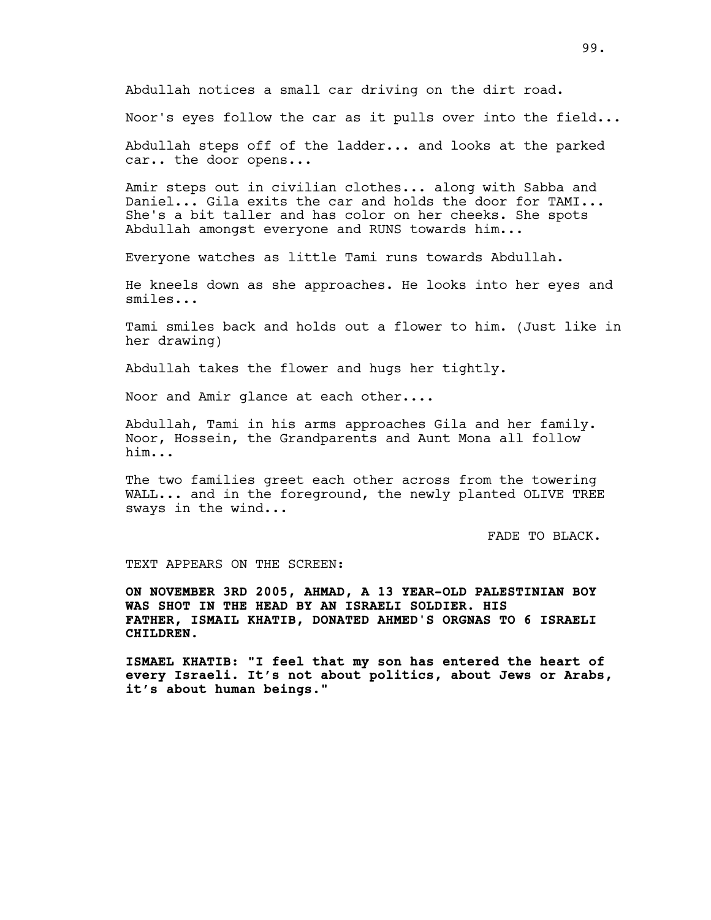Abdullah notices a small car driving on the dirt road.

Noor's eyes follow the car as it pulls over into the field...

Abdullah steps off of the ladder... and looks at the parked car.. the door opens...

Amir steps out in civilian clothes... along with Sabba and Daniel... Gila exits the car and holds the door for TAMI... She's a bit taller and has color on her cheeks. She spots Abdullah amongst everyone and RUNS towards him...

Everyone watches as little Tami runs towards Abdullah.

He kneels down as she approaches. He looks into her eyes and smiles...

Tami smiles back and holds out a flower to him. (Just like in her drawing)

Abdullah takes the flower and hugs her tightly.

Noor and Amir glance at each other....

Abdullah, Tami in his arms approaches Gila and her family. Noor, Hossein, the Grandparents and Aunt Mona all follow him...

The two families greet each other across from the towering WALL... and in the foreground, the newly planted OLIVE TREE sways in the wind...

FADE TO BLACK.

TEXT APPEARS ON THE SCREEN:

**ON NOVEMBER 3RD 2005, AHMAD, A 13 YEAR-OLD PALESTINIAN BOY WAS SHOT IN THE HEAD BY AN ISRAELI SOLDIER. HIS FATHER, ISMAIL KHATIB, DONATED AHMED'S ORGNAS TO 6 ISRAELI CHILDREN.**

**ISMAEL KHATIB: "I feel that my son has entered the heart of every Israeli. It's not about politics, about Jews or Arabs, it's about human beings."**